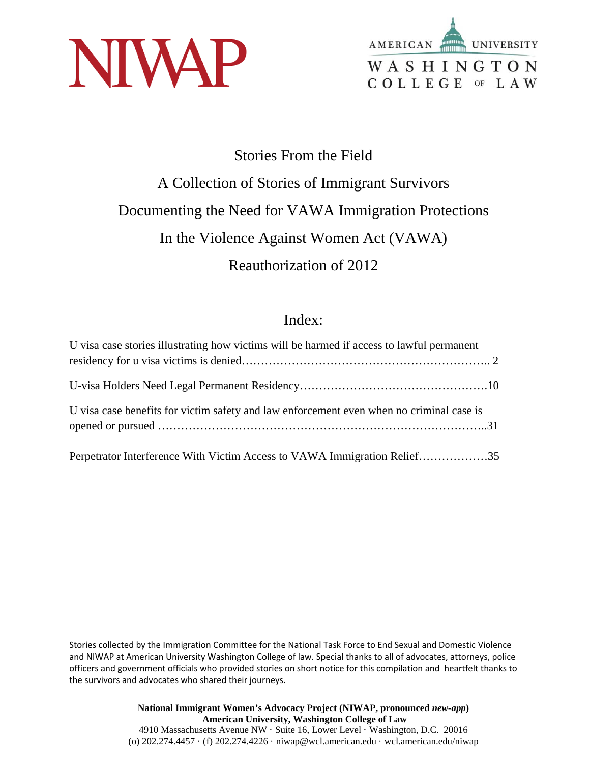NIWAP

AMERICAN UNIVERSITY
WASHINGTON COLLEGE OF LAW

# Stories From the Field
# A Collection of Stories of Immigrant Survivors
# Documenting the Need for VAWA Immigration Protections
# In the Violence Against Women Act (VAWA)
# Reauthorization of 2012

## Index:

U visa case stories illustrating how victims will be harmed if access to lawful permanent residency for u visa victims is denied………………………………………………………….. 2

U-visa Holders Need Legal Permanent Residency………………………………………….10

U visa case benefits for victim safety and law enforcement even when no criminal case is opened or pursued ………………………………………………………………………..31

Perpetrator Interference With Victim Access to VAWA Immigration Relief………………35

Stories collected by the Immigration Committee for the National Task Force to End Sexual and Domestic Violence and NIWAP at American University Washington College of law. Special thanks to all of advocates, attorneys, police officers and government officials who provided stories on short notice for this compilation and heartfelt thanks to the survivors and advocates who shared their journeys.

**National Immigrant Women's Advocacy Project (NIWAP, pronounced *new-app*)**
**American University, Washington College of Law**
4910 Massachusetts Avenue NW · Suite 16, Lower Level · Washington, D.C. 20016
(o) 202.274.4457 · (f) 202.274.4226 · niwap@wcl.american.edu · wcl.american.edu/niwap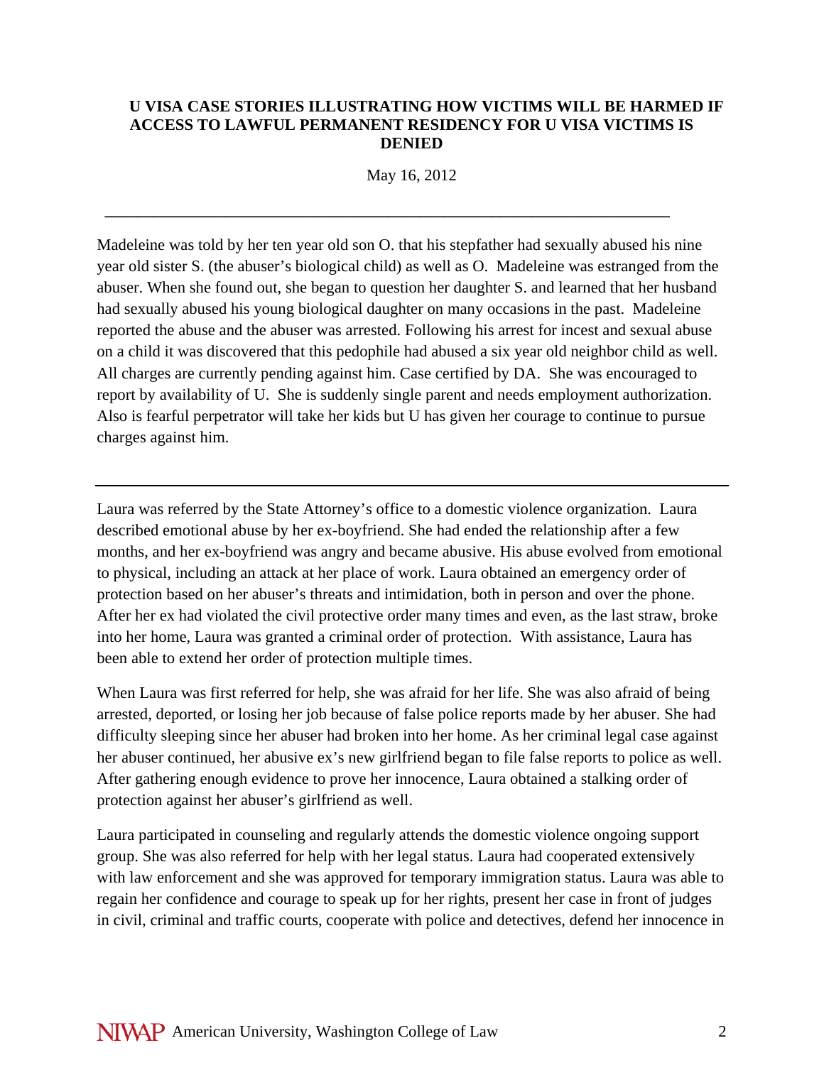**U VISA CASE STORIES ILLUSTRATING HOW VICTIMS WILL BE HARMED IF ACCESS TO LAWFUL PERMANENT RESIDENCY FOR U VISA VICTIMS IS DENIED**

May 16, 2012

---

Madeleine was told by her ten year old son O. that his stepfather had sexually abused his nine year old sister S. (the abuser's biological child) as well as O. Madeleine was estranged from the abuser. When she found out, she began to question her daughter S. and learned that her husband had sexually abused his young biological daughter on many occasions in the past. Madeleine reported the abuse and the abuser was arrested. Following his arrest for incest and sexual abuse on a child it was discovered that this pedophile had abused a six year old neighbor child as well. All charges are currently pending against him. Case certified by DA. She was encouraged to report by availability of U. She is suddenly single parent and needs employment authorization. Also is fearful perpetrator will take her kids but U has given her courage to continue to pursue charges against him.

---

Laura was referred by the State Attorney's office to a domestic violence organization. Laura described emotional abuse by her ex-boyfriend. She had ended the relationship after a few months, and her ex-boyfriend was angry and became abusive. His abuse evolved from emotional to physical, including an attack at her place of work. Laura obtained an emergency order of protection based on her abuser's threats and intimidation, both in person and over the phone. After her ex had violated the civil protective order many times and even, as the last straw, broke into her home, Laura was granted a criminal order of protection. With assistance, Laura has been able to extend her order of protection multiple times.

When Laura was first referred for help, she was afraid for her life. She was also afraid of being arrested, deported, or losing her job because of false police reports made by her abuser. She had difficulty sleeping since her abuser had broken into her home. As her criminal legal case against her abuser continued, her abusive ex's new girlfriend began to file false reports to police as well. After gathering enough evidence to prove her innocence, Laura obtained a stalking order of protection against her abuser's girlfriend as well.

Laura participated in counseling and regularly attends the domestic violence ongoing support group. She was also referred for help with her legal status. Laura had cooperated extensively with law enforcement and she was approved for temporary immigration status. Laura was able to regain her confidence and courage to speak up for her rights, present her case in front of judges in civil, criminal and traffic courts, cooperate with police and detectives, defend her innocence in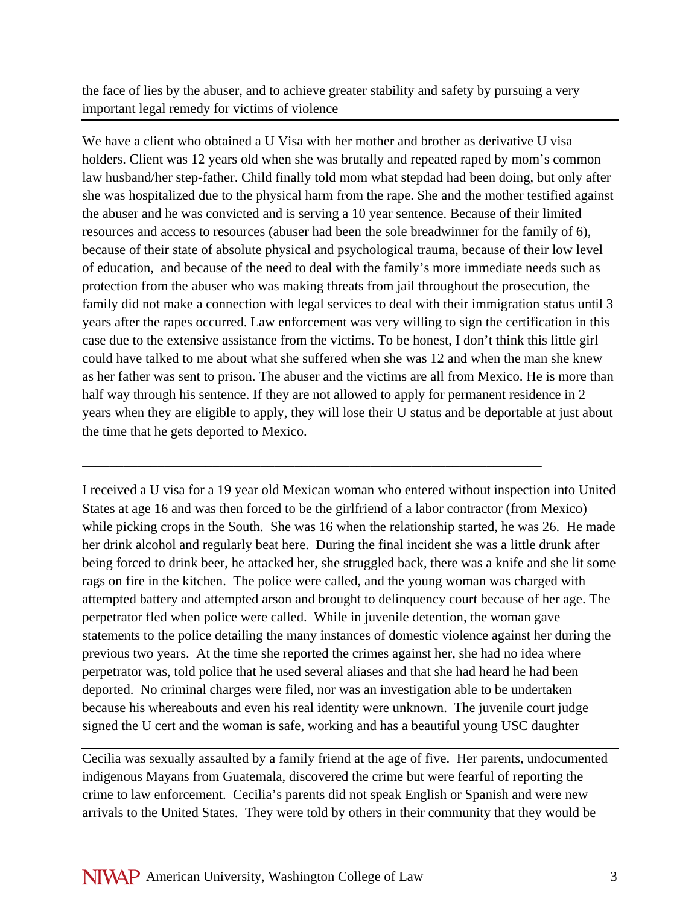the face of lies by the abuser, and to achieve greater stability and safety by pursuing a very important legal remedy for victims of violence

---

We have a client who obtained a U Visa with her mother and brother as derivative U visa holders. Client was 12 years old when she was brutally and repeated raped by mom's common law husband/her step-father. Child finally told mom what stepdad had been doing, but only after she was hospitalized due to the physical harm from the rape. She and the mother testified against the abuser and he was convicted and is serving a 10 year sentence. Because of their limited resources and access to resources (abuser had been the sole breadwinner for the family of 6), because of their state of absolute physical and psychological trauma, because of their low level of education, and because of the need to deal with the family's more immediate needs such as protection from the abuser who was making threats from jail throughout the prosecution, the family did not make a connection with legal services to deal with their immigration status until 3 years after the rapes occurred. Law enforcement was very willing to sign the certification in this case due to the extensive assistance from the victims. To be honest, I don't think this little girl could have talked to me about what she suffered when she was 12 and when the man she knew as her father was sent to prison. The abuser and the victims are all from Mexico. He is more than half way through his sentence. If they are not allowed to apply for permanent residence in 2 years when they are eligible to apply, they will lose their U status and be deportable at just about the time that he gets deported to Mexico.

---

I received a U visa for a 19 year old Mexican woman who entered without inspection into United States at age 16 and was then forced to be the girlfriend of a labor contractor (from Mexico) while picking crops in the South. She was 16 when the relationship started, he was 26. He made her drink alcohol and regularly beat here. During the final incident she was a little drunk after being forced to drink beer, he attacked her, she struggled back, there was a knife and she lit some rags on fire in the kitchen. The police were called, and the young woman was charged with attempted battery and attempted arson and brought to delinquency court because of her age. The perpetrator fled when police were called. While in juvenile detention, the woman gave statements to the police detailing the many instances of domestic violence against her during the previous two years. At the time she reported the crimes against her, she had no idea where perpetrator was, told police that he used several aliases and that she had heard he had been deported. No criminal charges were filed, nor was an investigation able to be undertaken because his whereabouts and even his real identity were unknown. The juvenile court judge signed the U cert and the woman is safe, working and has a beautiful young USC daughter

---

Cecilia was sexually assaulted by a family friend at the age of five. Her parents, undocumented indigenous Mayans from Guatemala, discovered the crime but were fearful of reporting the crime to law enforcement. Cecilia's parents did not speak English or Spanish and were new arrivals to the United States. They were told by others in their community that they would be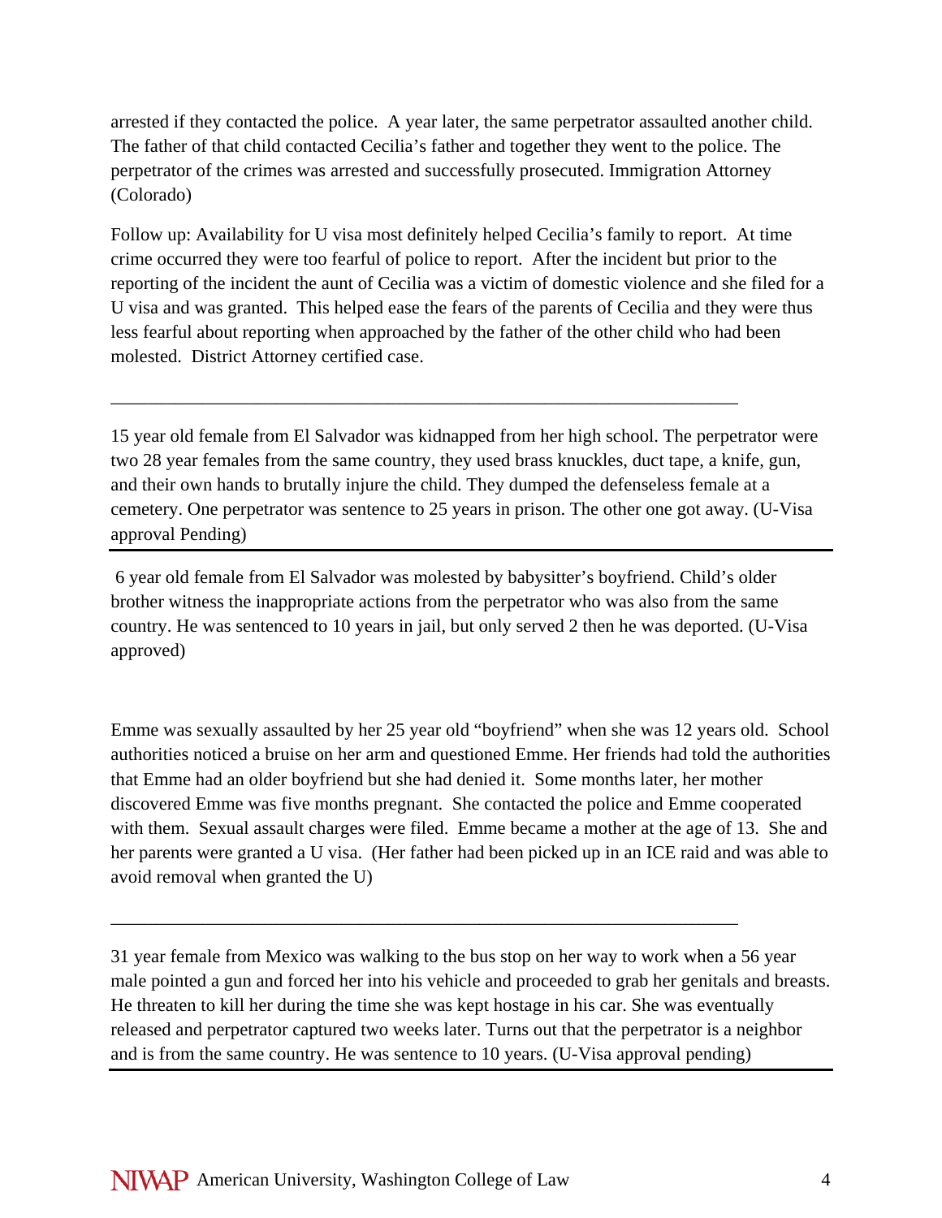arrested if they contacted the police. A year later, the same perpetrator assaulted another child. The father of that child contacted Cecilia's father and together they went to the police. The perpetrator of the crimes was arrested and successfully prosecuted. Immigration Attorney (Colorado)

Follow up: Availability for U visa most definitely helped Cecilia's family to report. At time crime occurred they were too fearful of police to report. After the incident but prior to the reporting of the incident the aunt of Cecilia was a victim of domestic violence and she filed for a U visa and was granted. This helped ease the fears of the parents of Cecilia and they were thus less fearful about reporting when approached by the father of the other child who had been molested. District Attorney certified case.

---

15 year old female from El Salvador was kidnapped from her high school. The perpetrator were two 28 year females from the same country, they used brass knuckles, duct tape, a knife, gun, and their own hands to brutally injure the child. They dumped the defenseless female at a cemetery. One perpetrator was sentence to 25 years in prison. The other one got away. (U-Visa approval Pending)

---

6 year old female from El Salvador was molested by babysitter's boyfriend. Child's older brother witness the inappropriate actions from the perpetrator who was also from the same country. He was sentenced to 10 years in jail, but only served 2 then he was deported. (U-Visa approved)

Emme was sexually assaulted by her 25 year old "boyfriend" when she was 12 years old. School authorities noticed a bruise on her arm and questioned Emme. Her friends had told the authorities that Emme had an older boyfriend but she had denied it. Some months later, her mother discovered Emme was five months pregnant. She contacted the police and Emme cooperated with them. Sexual assault charges were filed. Emme became a mother at the age of 13. She and her parents were granted a U visa. (Her father had been picked up in an ICE raid and was able to avoid removal when granted the U)

---

31 year female from Mexico was walking to the bus stop on her way to work when a 56 year male pointed a gun and forced her into his vehicle and proceeded to grab her genitals and breasts. He threaten to kill her during the time she was kept hostage in his car. She was eventually released and perpetrator captured two weeks later. Turns out that the perpetrator is a neighbor and is from the same country. He was sentence to 10 years. (U-Visa approval pending)

---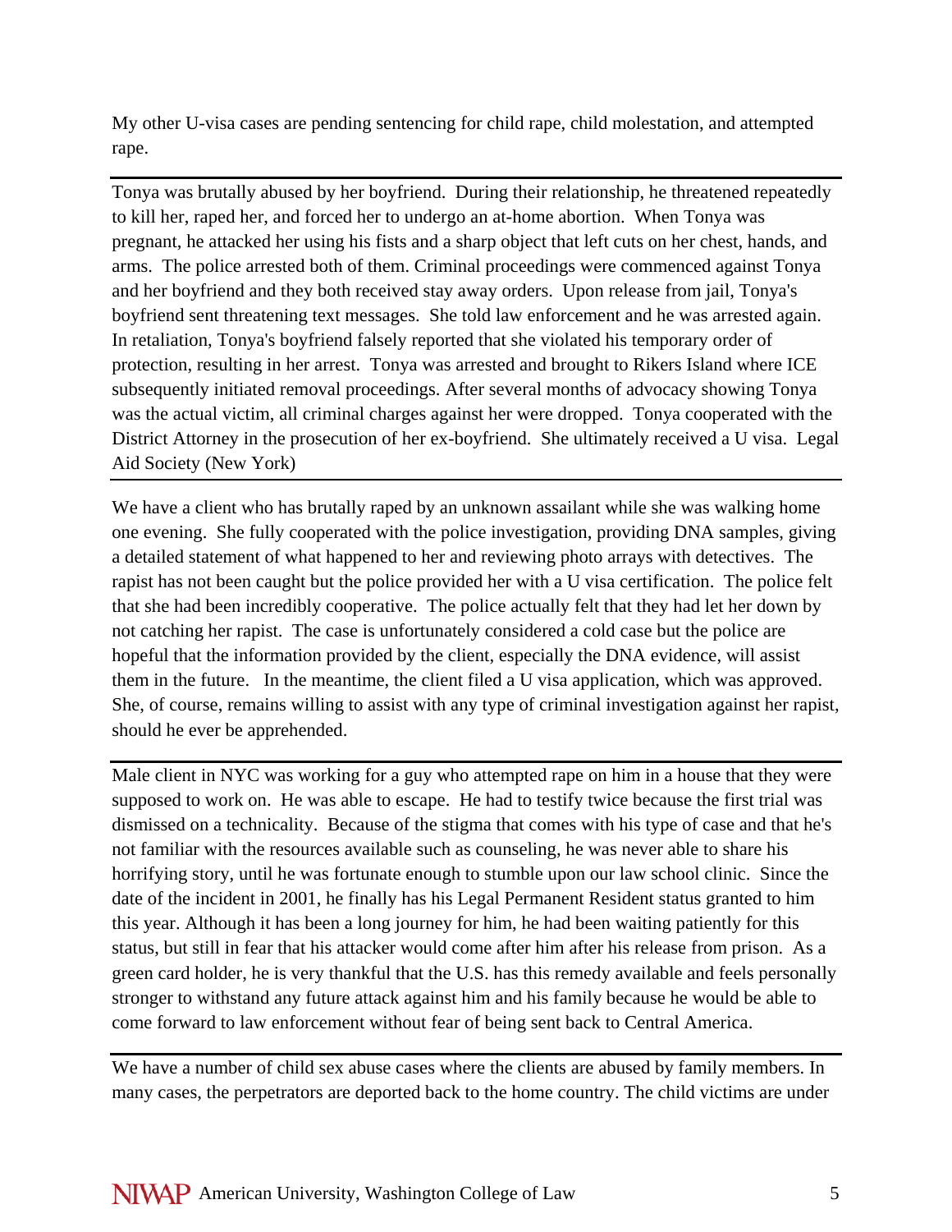My other U-visa cases are pending sentencing for child rape, child molestation, and attempted rape.

---

Tonya was brutally abused by her boyfriend. During their relationship, he threatened repeatedly to kill her, raped her, and forced her to undergo an at-home abortion. When Tonya was pregnant, he attacked her using his fists and a sharp object that left cuts on her chest, hands, and arms. The police arrested both of them. Criminal proceedings were commenced against Tonya and her boyfriend and they both received stay away orders. Upon release from jail, Tonya's boyfriend sent threatening text messages. She told law enforcement and he was arrested again. In retaliation, Tonya's boyfriend falsely reported that she violated his temporary order of protection, resulting in her arrest. Tonya was arrested and brought to Rikers Island where ICE subsequently initiated removal proceedings. After several months of advocacy showing Tonya was the actual victim, all criminal charges against her were dropped. Tonya cooperated with the District Attorney in the prosecution of her ex-boyfriend. She ultimately received a U visa. Legal Aid Society (New York)

---

We have a client who has brutally raped by an unknown assailant while she was walking home one evening. She fully cooperated with the police investigation, providing DNA samples, giving a detailed statement of what happened to her and reviewing photo arrays with detectives. The rapist has not been caught but the police provided her with a U visa certification. The police felt that she had been incredibly cooperative. The police actually felt that they had let her down by not catching her rapist. The case is unfortunately considered a cold case but the police are hopeful that the information provided by the client, especially the DNA evidence, will assist them in the future. In the meantime, the client filed a U visa application, which was approved. She, of course, remains willing to assist with any type of criminal investigation against her rapist, should he ever be apprehended.

---

Male client in NYC was working for a guy who attempted rape on him in a house that they were supposed to work on. He was able to escape. He had to testify twice because the first trial was dismissed on a technicality. Because of the stigma that comes with his type of case and that he's not familiar with the resources available such as counseling, he was never able to share his horrifying story, until he was fortunate enough to stumble upon our law school clinic. Since the date of the incident in 2001, he finally has his Legal Permanent Resident status granted to him this year. Although it has been a long journey for him, he had been waiting patiently for this status, but still in fear that his attacker would come after him after his release from prison. As a green card holder, he is very thankful that the U.S. has this remedy available and feels personally stronger to withstand any future attack against him and his family because he would be able to come forward to law enforcement without fear of being sent back to Central America.

---

We have a number of child sex abuse cases where the clients are abused by family members. In many cases, the perpetrators are deported back to the home country. The child victims are under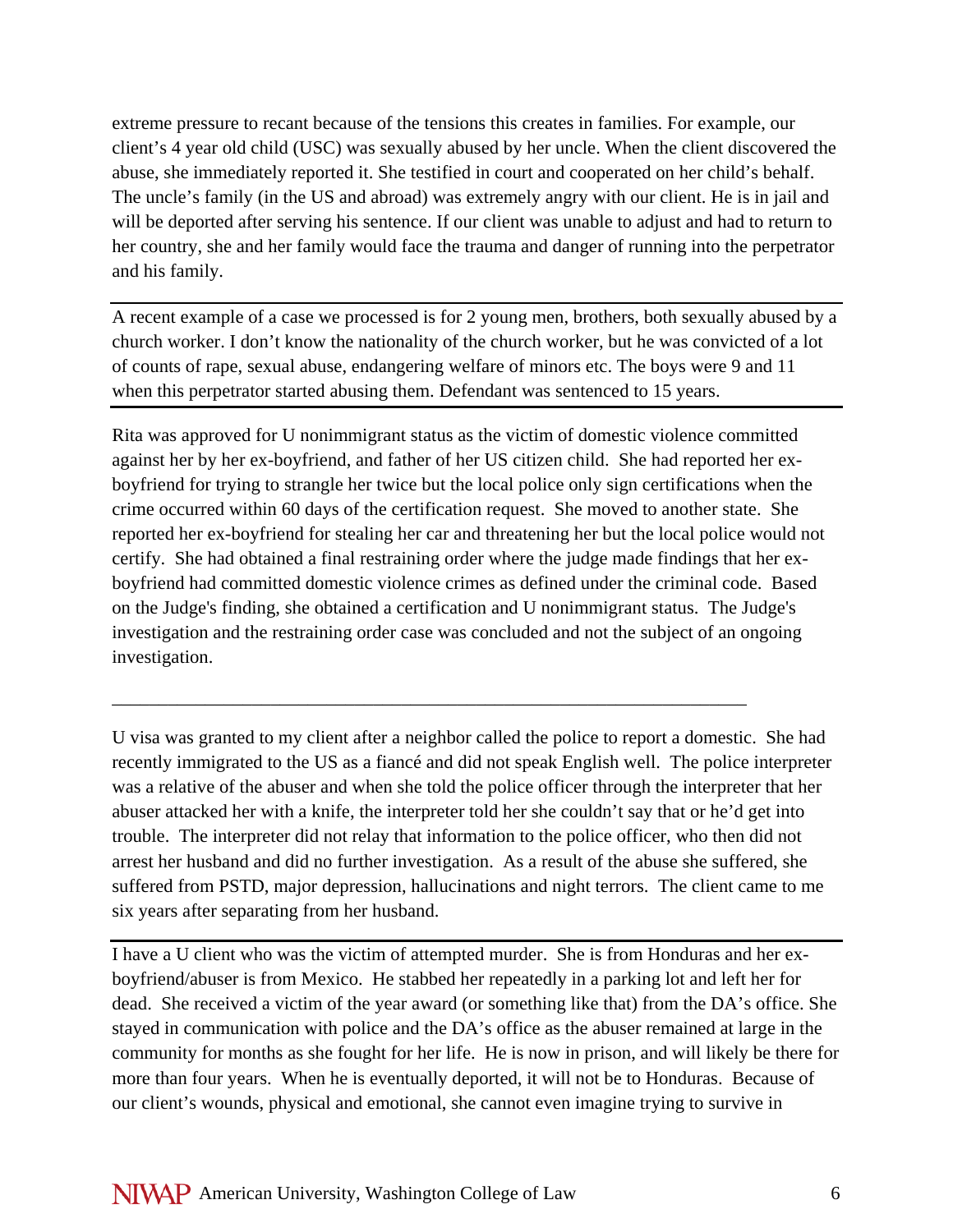extreme pressure to recant because of the tensions this creates in families. For example, our client's 4 year old child (USC) was sexually abused by her uncle. When the client discovered the abuse, she immediately reported it. She testified in court and cooperated on her child's behalf. The uncle's family (in the US and abroad) was extremely angry with our client. He is in jail and will be deported after serving his sentence. If our client was unable to adjust and had to return to her country, she and her family would face the trauma and danger of running into the perpetrator and his family.

---

A recent example of a case we processed is for 2 young men, brothers, both sexually abused by a church worker. I don't know the nationality of the church worker, but he was convicted of a lot of counts of rape, sexual abuse, endangering welfare of minors etc. The boys were 9 and 11 when this perpetrator started abusing them. Defendant was sentenced to 15 years.

---

Rita was approved for U nonimmigrant status as the victim of domestic violence committed against her by her ex-boyfriend, and father of her US citizen child. She had reported her ex-boyfriend for trying to strangle her twice but the local police only sign certifications when the crime occurred within 60 days of the certification request. She moved to another state. She reported her ex-boyfriend for stealing her car and threatening her but the local police would not certify. She had obtained a final restraining order where the judge made findings that her ex-boyfriend had committed domestic violence crimes as defined under the criminal code. Based on the Judge's finding, she obtained a certification and U nonimmigrant status. The Judge's investigation and the restraining order case was concluded and not the subject of an ongoing investigation.

---

U visa was granted to my client after a neighbor called the police to report a domestic. She had recently immigrated to the US as a fiancé and did not speak English well. The police interpreter was a relative of the abuser and when she told the police officer through the interpreter that her abuser attacked her with a knife, the interpreter told her she couldn't say that or he'd get into trouble. The interpreter did not relay that information to the police officer, who then did not arrest her husband and did no further investigation. As a result of the abuse she suffered, she suffered from PSTD, major depression, hallucinations and night terrors. The client came to me six years after separating from her husband.

---

I have a U client who was the victim of attempted murder. She is from Honduras and her ex-boyfriend/abuser is from Mexico. He stabbed her repeatedly in a parking lot and left her for dead. She received a victim of the year award (or something like that) from the DA's office. She stayed in communication with police and the DA's office as the abuser remained at large in the community for months as she fought for her life. He is now in prison, and will likely be there for more than four years. When he is eventually deported, it will not be to Honduras. Because of our client's wounds, physical and emotional, she cannot even imagine trying to survive in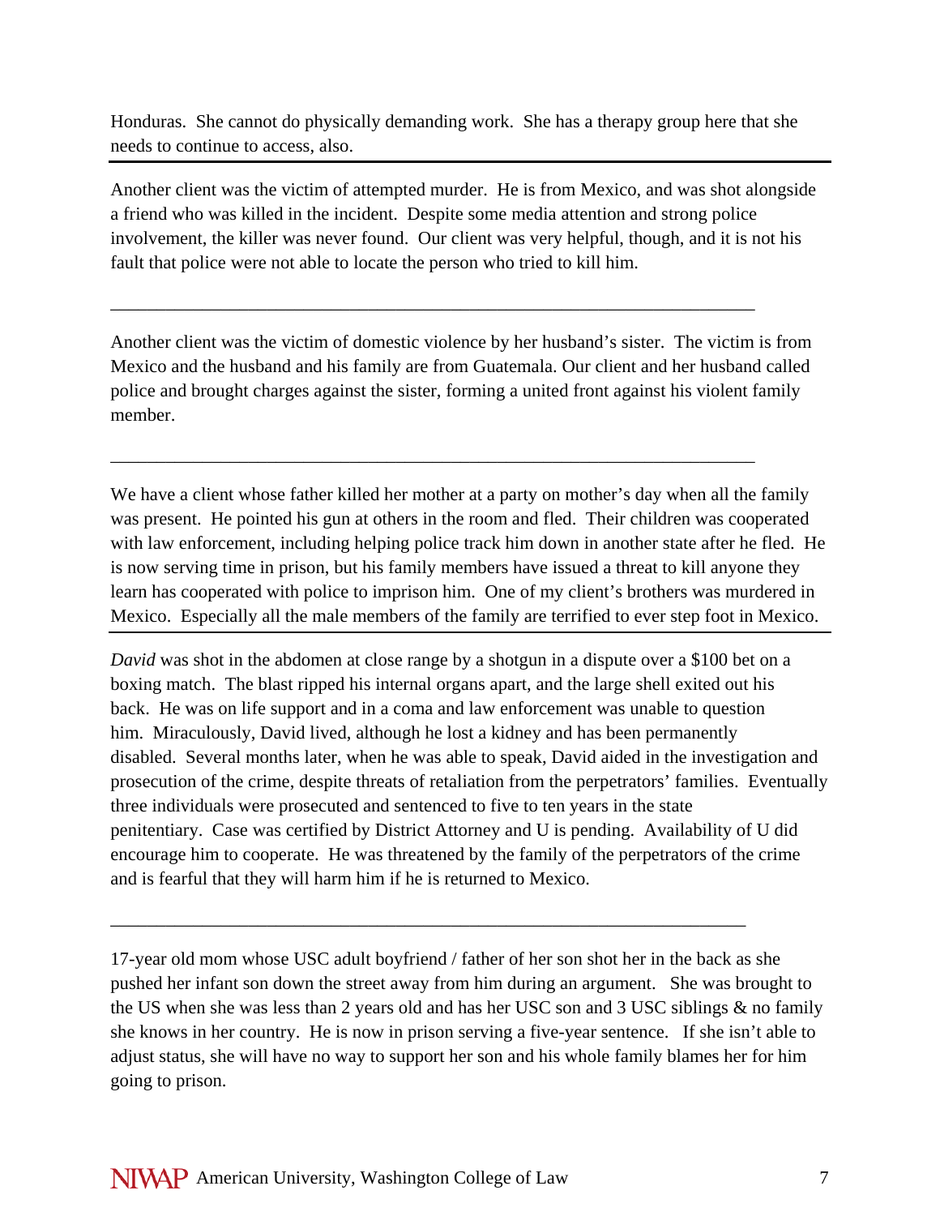Honduras. She cannot do physically demanding work. She has a therapy group here that she needs to continue to access, also.

---

Another client was the victim of attempted murder. He is from Mexico, and was shot alongside a friend who was killed in the incident. Despite some media attention and strong police involvement, the killer was never found. Our client was very helpful, though, and it is not his fault that police were not able to locate the person who tried to kill him.

---

Another client was the victim of domestic violence by her husband's sister. The victim is from Mexico and the husband and his family are from Guatemala. Our client and her husband called police and brought charges against the sister, forming a united front against his violent family member.

---

We have a client whose father killed her mother at a party on mother's day when all the family was present. He pointed his gun at others in the room and fled. Their children was cooperated with law enforcement, including helping police track him down in another state after he fled. He is now serving time in prison, but his family members have issued a threat to kill anyone they learn has cooperated with police to imprison him. One of my client's brothers was murdered in Mexico. Especially all the male members of the family are terrified to ever step foot in Mexico.

---

*David* was shot in the abdomen at close range by a shotgun in a dispute over a $100 bet on a boxing match. The blast ripped his internal organs apart, and the large shell exited out his back. He was on life support and in a coma and law enforcement was unable to question him. Miraculously, David lived, although he lost a kidney and has been permanently disabled. Several months later, when he was able to speak, David aided in the investigation and prosecution of the crime, despite threats of retaliation from the perpetrators' families. Eventually three individuals were prosecuted and sentenced to five to ten years in the state penitentiary. Case was certified by District Attorney and U is pending. Availability of U did encourage him to cooperate. He was threatened by the family of the perpetrators of the crime and is fearful that they will harm him if he is returned to Mexico.

---

17-year old mom whose USC adult boyfriend / father of her son shot her in the back as she pushed her infant son down the street away from him during an argument. She was brought to the US when she was less than 2 years old and has her USC son and 3 USC siblings & no family she knows in her country. He is now in prison serving a five-year sentence. If she isn't able to adjust status, she will have no way to support her son and his whole family blames her for him going to prison.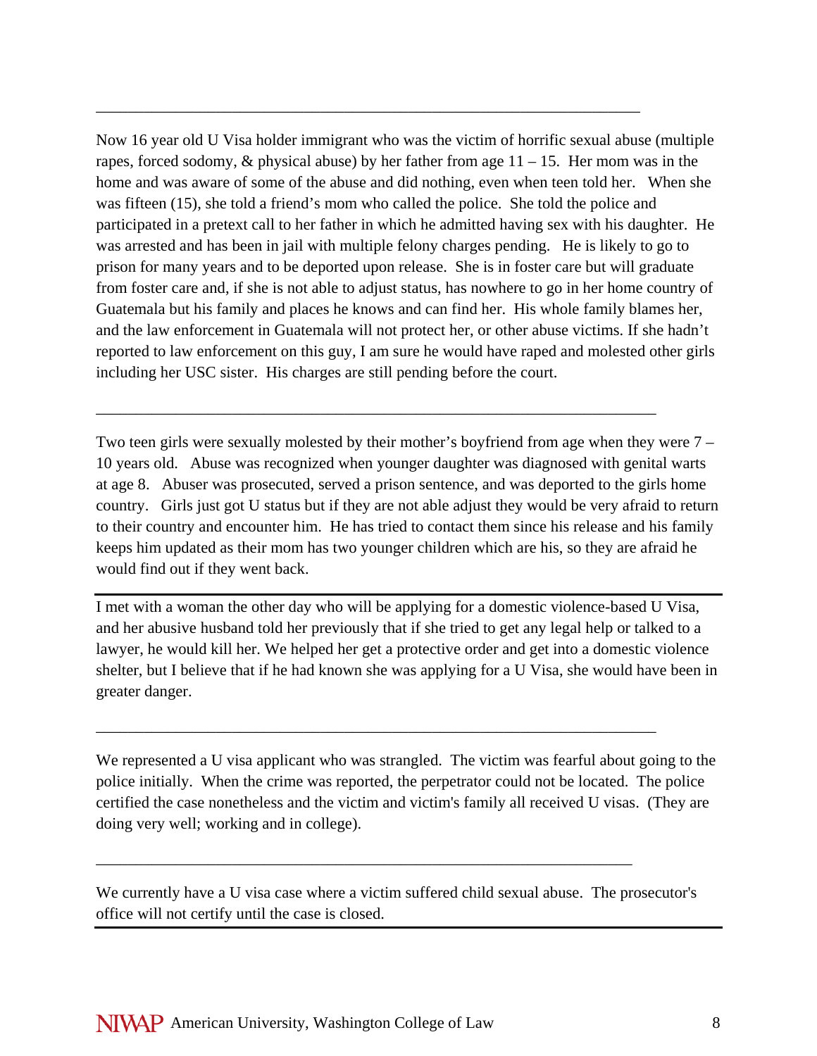---

Now 16 year old U Visa holder immigrant who was the victim of horrific sexual abuse (multiple rapes, forced sodomy, & physical abuse) by her father from age 11 – 15. Her mom was in the home and was aware of some of the abuse and did nothing, even when teen told her. When she was fifteen (15), she told a friend's mom who called the police. She told the police and participated in a pretext call to her father in which he admitted having sex with his daughter. He was arrested and has been in jail with multiple felony charges pending. He is likely to go to prison for many years and to be deported upon release. She is in foster care but will graduate from foster care and, if she is not able to adjust status, has nowhere to go in her home country of Guatemala but his family and places he knows and can find her. His whole family blames her, and the law enforcement in Guatemala will not protect her, or other abuse victims. If she hadn't reported to law enforcement on this guy, I am sure he would have raped and molested other girls including her USC sister. His charges are still pending before the court.

---

Two teen girls were sexually molested by their mother's boyfriend from age when they were 7 – 10 years old. Abuse was recognized when younger daughter was diagnosed with genital warts at age 8. Abuser was prosecuted, served a prison sentence, and was deported to the girls home country. Girls just got U status but if they are not able adjust they would be very afraid to return to their country and encounter him. He has tried to contact them since his release and his family keeps him updated as their mom has two younger children which are his, so they are afraid he would find out if they went back.

---

I met with a woman the other day who will be applying for a domestic violence-based U Visa, and her abusive husband told her previously that if she tried to get any legal help or talked to a lawyer, he would kill her. We helped her get a protective order and get into a domestic violence shelter, but I believe that if he had known she was applying for a U Visa, she would have been in greater danger.

---

We represented a U visa applicant who was strangled. The victim was fearful about going to the police initially. When the crime was reported, the perpetrator could not be located. The police certified the case nonetheless and the victim and victim's family all received U visas. (They are doing very well; working and in college).

---

We currently have a U visa case where a victim suffered child sexual abuse. The prosecutor's office will not certify until the case is closed.

---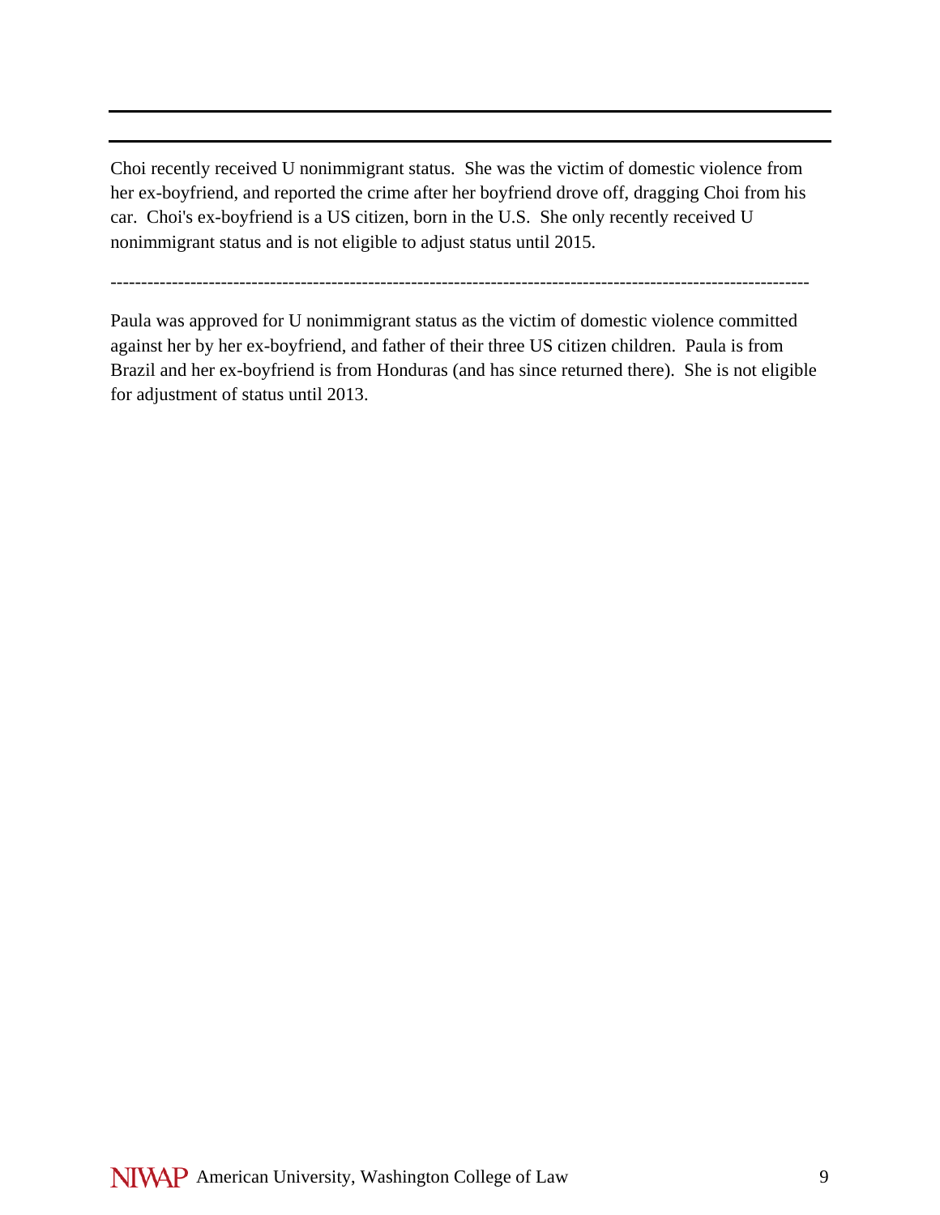Choi recently received U nonimmigrant status. She was the victim of domestic violence from her ex-boyfriend, and reported the crime after her boyfriend drove off, dragging Choi from his car. Choi's ex-boyfriend is a US citizen, born in the U.S. She only recently received U nonimmigrant status and is not eligible to adjust status until 2015.

---

Paula was approved for U nonimmigrant status as the victim of domestic violence committed against her by her ex-boyfriend, and father of their three US citizen children. Paula is from Brazil and her ex-boyfriend is from Honduras (and has since returned there). She is not eligible for adjustment of status until 2013.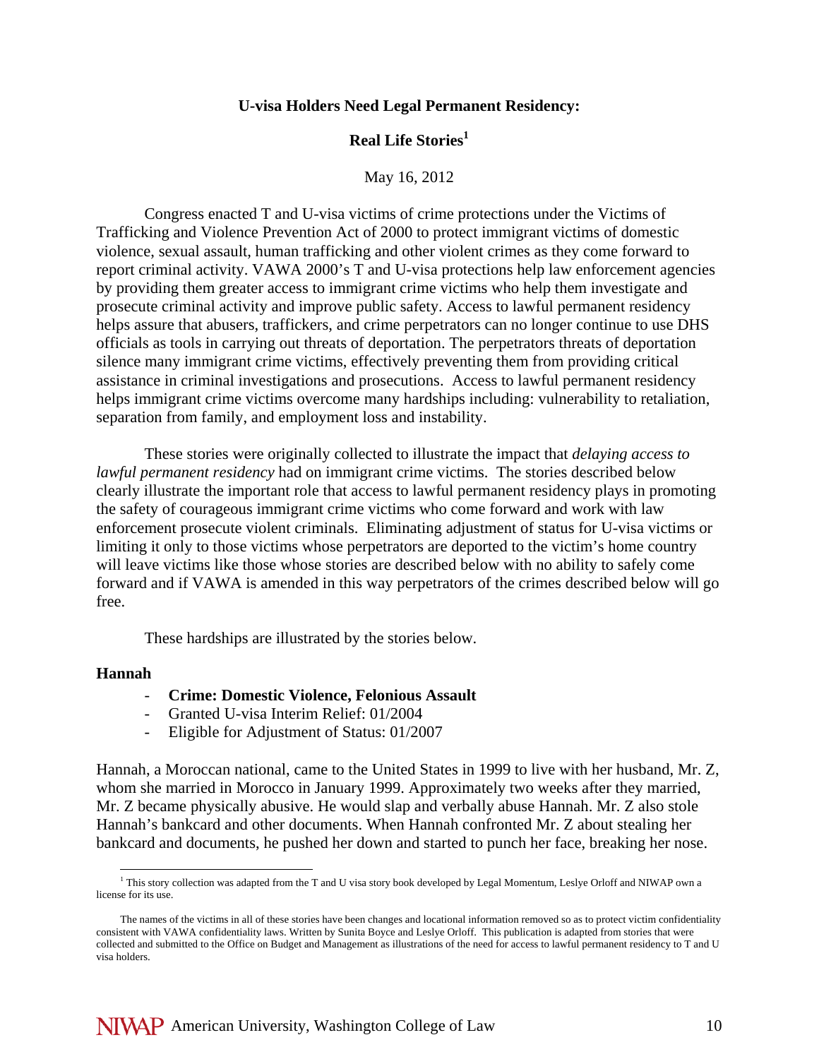**U-visa Holders Need Legal Permanent Residency:**

**Real Life Stories[1]**

May 16, 2012

Congress enacted T and U-visa victims of crime protections under the Victims of Trafficking and Violence Prevention Act of 2000 to protect immigrant victims of domestic violence, sexual assault, human trafficking and other violent crimes as they come forward to report criminal activity. VAWA 2000's T and U-visa protections help law enforcement agencies by providing them greater access to immigrant crime victims who help them investigate and prosecute criminal activity and improve public safety. Access to lawful permanent residency helps assure that abusers, traffickers, and crime perpetrators can no longer continue to use DHS officials as tools in carrying out threats of deportation. The perpetrators threats of deportation silence many immigrant crime victims, effectively preventing them from providing critical assistance in criminal investigations and prosecutions. Access to lawful permanent residency helps immigrant crime victims overcome many hardships including: vulnerability to retaliation, separation from family, and employment loss and instability.

These stories were originally collected to illustrate the impact that *delaying access to lawful permanent residency* had on immigrant crime victims. The stories described below clearly illustrate the important role that access to lawful permanent residency plays in promoting the safety of courageous immigrant crime victims who come forward and work with law enforcement prosecute violent criminals. Eliminating adjustment of status for U-visa victims or limiting it only to those victims whose perpetrators are deported to the victim's home country will leave victims like those whose stories are described below with no ability to safely come forward and if VAWA is amended in this way perpetrators of the crimes described below will go free.

These hardships are illustrated by the stories below.

**Hannah**

- **Crime: Domestic Violence, Felonious Assault**
- Granted U-visa Interim Relief: 01/2004
- Eligible for Adjustment of Status: 01/2007

Hannah, a Moroccan national, came to the United States in 1999 to live with her husband, Mr. Z, whom she married in Morocco in January 1999. Approximately two weeks after they married, Mr. Z became physically abusive. He would slap and verbally abuse Hannah. Mr. Z also stole Hannah's bankcard and other documents. When Hannah confronted Mr. Z about stealing her bankcard and documents, he pushed her down and started to punch her face, breaking her nose.

[1] This story collection was adapted from the T and U visa story book developed by Legal Momentum, Leslye Orloff and NIWAP own a license for its use.

The names of the victims in all of these stories have been changes and locational information removed so as to protect victim confidentiality consistent with VAWA confidentiality laws. Written by Sunita Boyce and Leslye Orloff. This publication is adapted from stories that were collected and submitted to the Office on Budget and Management as illustrations of the need for access to lawful permanent residency to T and U visa holders.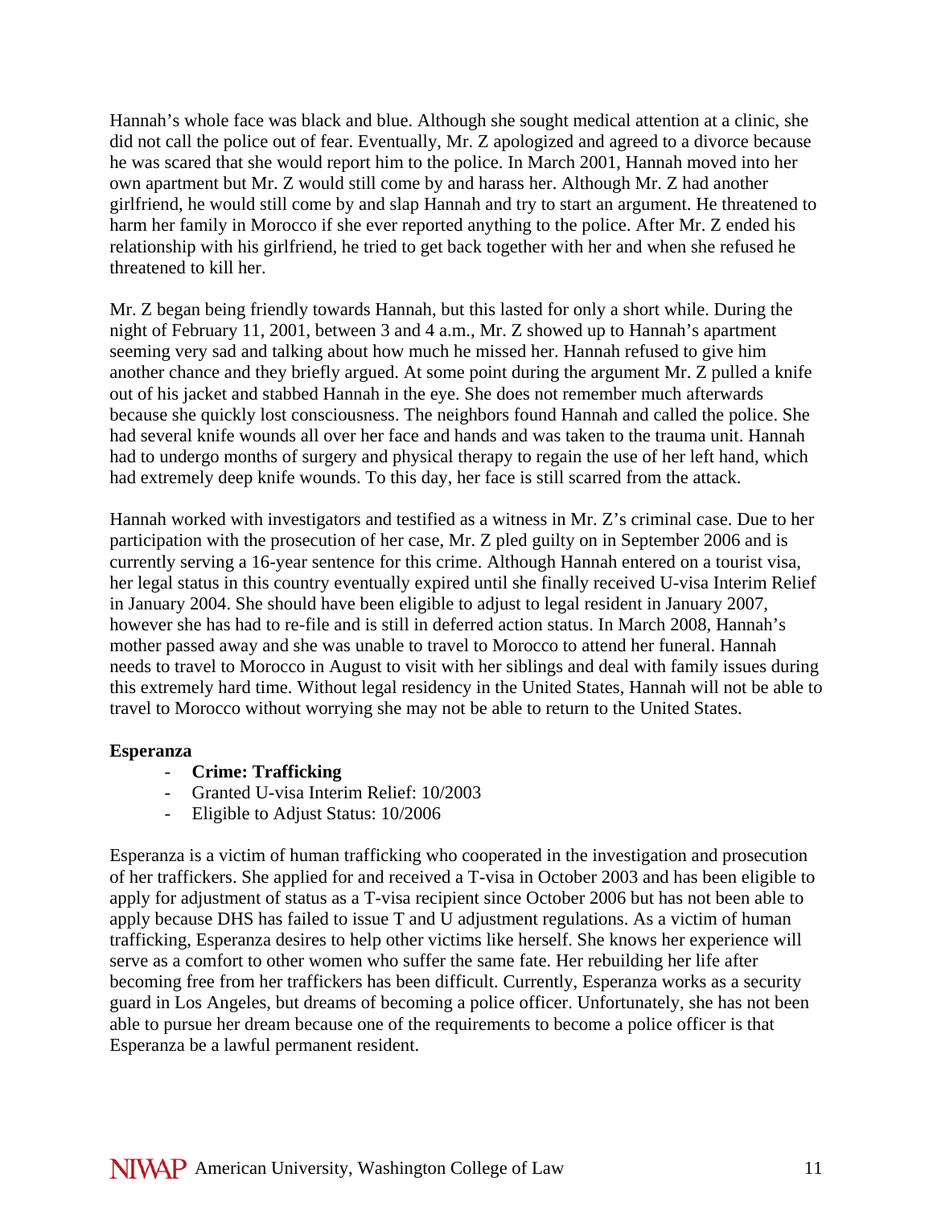Hannah's whole face was black and blue. Although she sought medical attention at a clinic, she did not call the police out of fear. Eventually, Mr. Z apologized and agreed to a divorce because he was scared that she would report him to the police. In March 2001, Hannah moved into her own apartment but Mr. Z would still come by and harass her. Although Mr. Z had another girlfriend, he would still come by and slap Hannah and try to start an argument. He threatened to harm her family in Morocco if she ever reported anything to the police. After Mr. Z ended his relationship with his girlfriend, he tried to get back together with her and when she refused he threatened to kill her.

Mr. Z began being friendly towards Hannah, but this lasted for only a short while. During the night of February 11, 2001, between 3 and 4 a.m., Mr. Z showed up to Hannah's apartment seeming very sad and talking about how much he missed her. Hannah refused to give him another chance and they briefly argued. At some point during the argument Mr. Z pulled a knife out of his jacket and stabbed Hannah in the eye. She does not remember much afterwards because she quickly lost consciousness. The neighbors found Hannah and called the police. She had several knife wounds all over her face and hands and was taken to the trauma unit. Hannah had to undergo months of surgery and physical therapy to regain the use of her left hand, which had extremely deep knife wounds. To this day, her face is still scarred from the attack.

Hannah worked with investigators and testified as a witness in Mr. Z's criminal case. Due to her participation with the prosecution of her case, Mr. Z pled guilty on in September 2006 and is currently serving a 16-year sentence for this crime. Although Hannah entered on a tourist visa, her legal status in this country eventually expired until she finally received U-visa Interim Relief in January 2004. She should have been eligible to adjust to legal resident in January 2007, however she has had to re-file and is still in deferred action status. In March 2008, Hannah's mother passed away and she was unable to travel to Morocco to attend her funeral. Hannah needs to travel to Morocco in August to visit with her siblings and deal with family issues during this extremely hard time. Without legal residency in the United States, Hannah will not be able to travel to Morocco without worrying she may not be able to return to the United States.

**Esperanza**

- **Crime: Trafficking**
- Granted U-visa Interim Relief: 10/2003
- Eligible to Adjust Status: 10/2006

Esperanza is a victim of human trafficking who cooperated in the investigation and prosecution of her traffickers. She applied for and received a T-visa in October 2003 and has been eligible to apply for adjustment of status as a T-visa recipient since October 2006 but has not been able to apply because DHS has failed to issue T and U adjustment regulations. As a victim of human trafficking, Esperanza desires to help other victims like herself. She knows her experience will serve as a comfort to other women who suffer the same fate. Her rebuilding her life after becoming free from her traffickers has been difficult. Currently, Esperanza works as a security guard in Los Angeles, but dreams of becoming a police officer. Unfortunately, she has not been able to pursue her dream because one of the requirements to become a police officer is that Esperanza be a lawful permanent resident.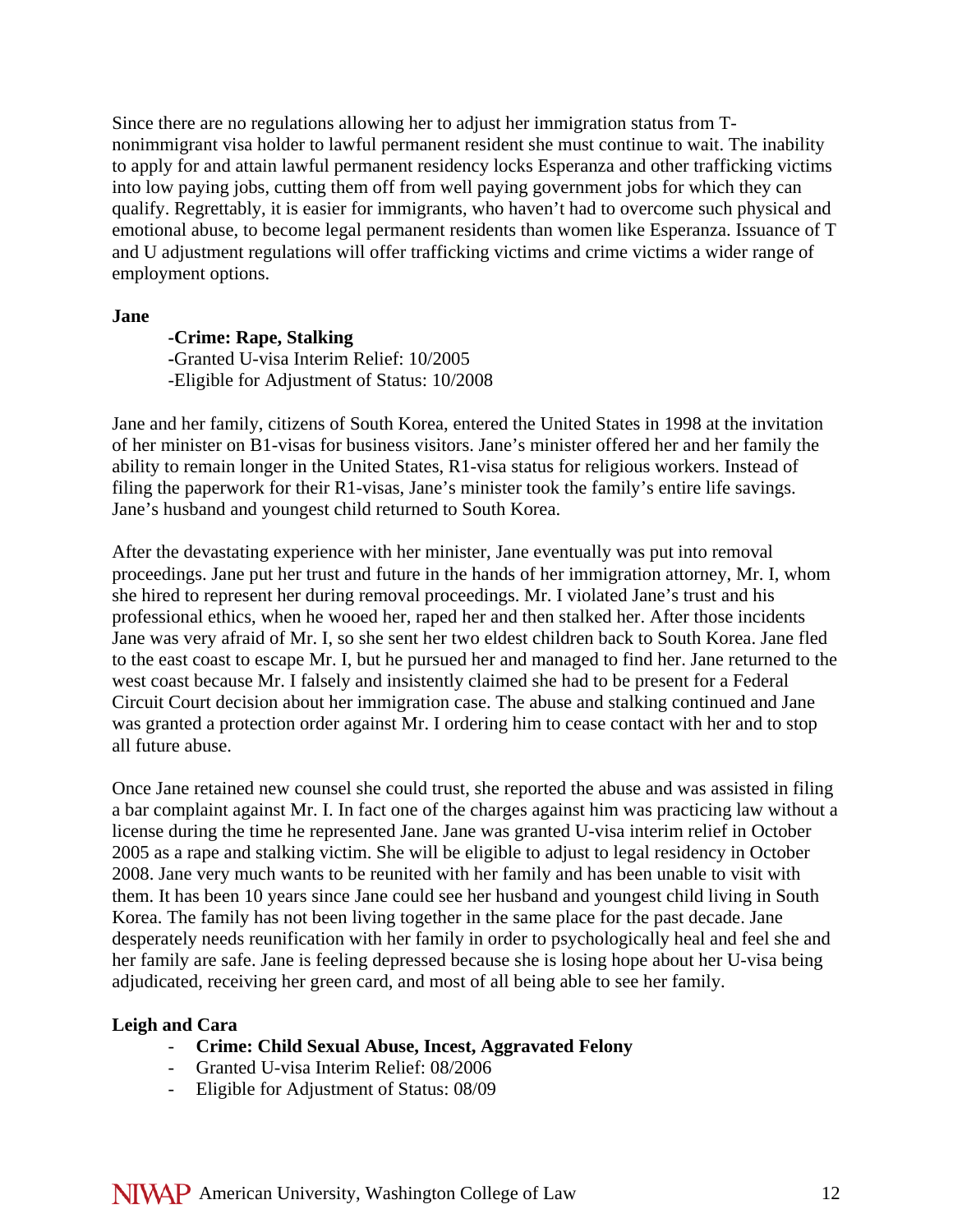Since there are no regulations allowing her to adjust her immigration status from T-nonimmigrant visa holder to lawful permanent resident she must continue to wait. The inability to apply for and attain lawful permanent residency locks Esperanza and other trafficking victims into low paying jobs, cutting them off from well paying government jobs for which they can qualify. Regrettably, it is easier for immigrants, who haven't had to overcome such physical and emotional abuse, to become legal permanent residents than women like Esperanza. Issuance of T and U adjustment regulations will offer trafficking victims and crime victims a wider range of employment options.

**Jane**

- **Crime: Rape, Stalking**
- Granted U-visa Interim Relief: 10/2005
- Eligible for Adjustment of Status: 10/2008

Jane and her family, citizens of South Korea, entered the United States in 1998 at the invitation of her minister on B1-visas for business visitors. Jane's minister offered her and her family the ability to remain longer in the United States, R1-visa status for religious workers. Instead of filing the paperwork for their R1-visas, Jane's minister took the family's entire life savings. Jane's husband and youngest child returned to South Korea.

After the devastating experience with her minister, Jane eventually was put into removal proceedings. Jane put her trust and future in the hands of her immigration attorney, Mr. I, whom she hired to represent her during removal proceedings. Mr. I violated Jane's trust and his professional ethics, when he wooed her, raped her and then stalked her. After those incidents Jane was very afraid of Mr. I, so she sent her two eldest children back to South Korea. Jane fled to the east coast to escape Mr. I, but he pursued her and managed to find her. Jane returned to the west coast because Mr. I falsely and insistently claimed she had to be present for a Federal Circuit Court decision about her immigration case. The abuse and stalking continued and Jane was granted a protection order against Mr. I ordering him to cease contact with her and to stop all future abuse.

Once Jane retained new counsel she could trust, she reported the abuse and was assisted in filing a bar complaint against Mr. I. In fact one of the charges against him was practicing law without a license during the time he represented Jane. Jane was granted U-visa interim relief in October 2005 as a rape and stalking victim. She will be eligible to adjust to legal residency in October 2008. Jane very much wants to be reunited with her family and has been unable to visit with them. It has been 10 years since Jane could see her husband and youngest child living in South Korea. The family has not been living together in the same place for the past decade. Jane desperately needs reunification with her family in order to psychologically heal and feel she and her family are safe. Jane is feeling depressed because she is losing hope about her U-visa being adjudicated, receiving her green card, and most of all being able to see her family.

**Leigh and Cara**

- **Crime: Child Sexual Abuse, Incest, Aggravated Felony**
- Granted U-visa Interim Relief: 08/2006
- Eligible for Adjustment of Status: 08/09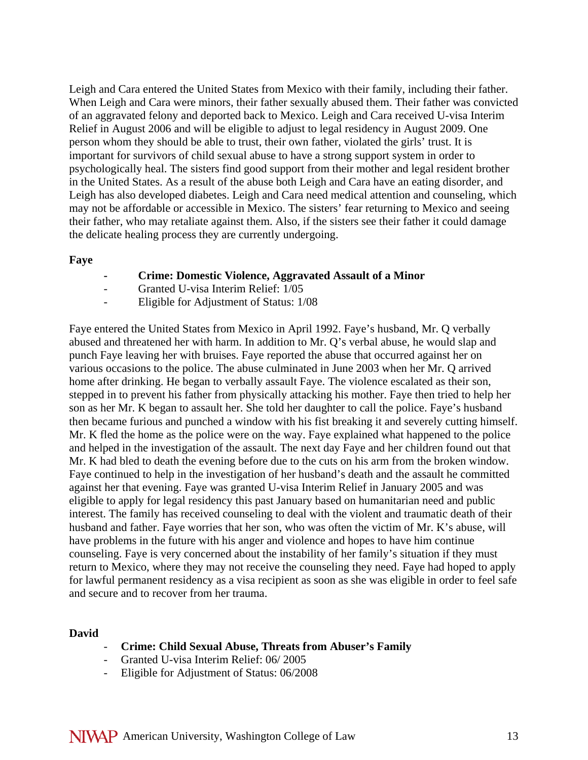Leigh and Cara entered the United States from Mexico with their family, including their father. When Leigh and Cara were minors, their father sexually abused them. Their father was convicted of an aggravated felony and deported back to Mexico. Leigh and Cara received U-visa Interim Relief in August 2006 and will be eligible to adjust to legal residency in August 2009. One person whom they should be able to trust, their own father, violated the girls' trust. It is important for survivors of child sexual abuse to have a strong support system in order to psychologically heal. The sisters find good support from their mother and legal resident brother in the United States. As a result of the abuse both Leigh and Cara have an eating disorder, and Leigh has also developed diabetes. Leigh and Cara need medical attention and counseling, which may not be affordable or accessible in Mexico. The sisters' fear returning to Mexico and seeing their father, who may retaliate against them. Also, if the sisters see their father it could damage the delicate healing process they are currently undergoing.

**Faye**

- **Crime: Domestic Violence, Aggravated Assault of a Minor**
- Granted U-visa Interim Relief: 1/05
- Eligible for Adjustment of Status: 1/08

Faye entered the United States from Mexico in April 1992. Faye's husband, Mr. Q verbally abused and threatened her with harm. In addition to Mr. Q's verbal abuse, he would slap and punch Faye leaving her with bruises. Faye reported the abuse that occurred against her on various occasions to the police. The abuse culminated in June 2003 when her Mr. Q arrived home after drinking. He began to verbally assault Faye. The violence escalated as their son, stepped in to prevent his father from physically attacking his mother. Faye then tried to help her son as her Mr. K began to assault her. She told her daughter to call the police. Faye's husband then became furious and punched a window with his fist breaking it and severely cutting himself. Mr. K fled the home as the police were on the way. Faye explained what happened to the police and helped in the investigation of the assault. The next day Faye and her children found out that Mr. K had bled to death the evening before due to the cuts on his arm from the broken window. Faye continued to help in the investigation of her husband's death and the assault he committed against her that evening. Faye was granted U-visa Interim Relief in January 2005 and was eligible to apply for legal residency this past January based on humanitarian need and public interest. The family has received counseling to deal with the violent and traumatic death of their husband and father. Faye worries that her son, who was often the victim of Mr. K's abuse, will have problems in the future with his anger and violence and hopes to have him continue counseling. Faye is very concerned about the instability of her family's situation if they must return to Mexico, where they may not receive the counseling they need. Faye had hoped to apply for lawful permanent residency as a visa recipient as soon as she was eligible in order to feel safe and secure and to recover from her trauma.

**David**

- **Crime: Child Sexual Abuse, Threats from Abuser's Family**
- Granted U-visa Interim Relief: 06/ 2005
- Eligible for Adjustment of Status: 06/2008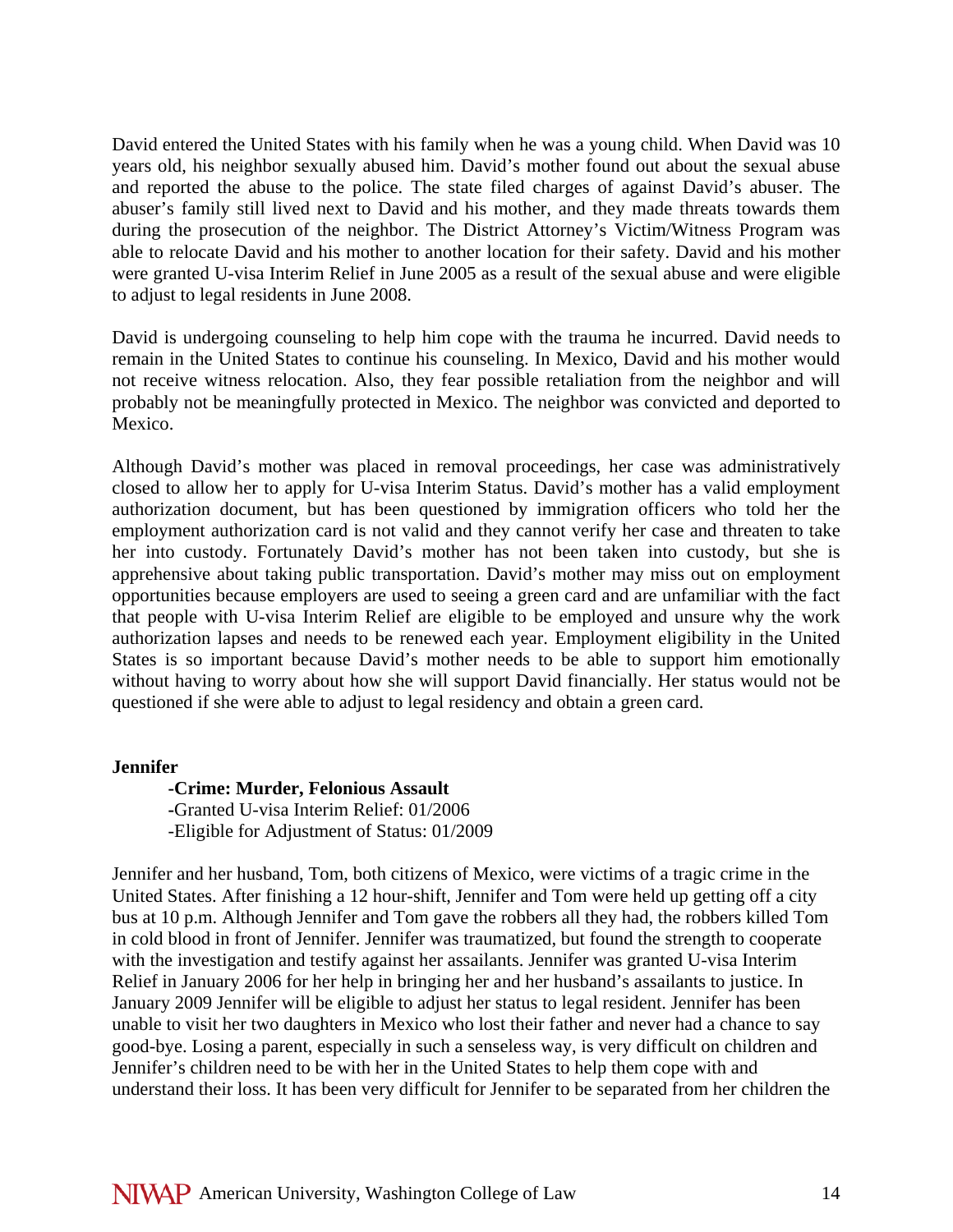David entered the United States with his family when he was a young child. When David was 10 years old, his neighbor sexually abused him. David's mother found out about the sexual abuse and reported the abuse to the police. The state filed charges of against David's abuser. The abuser's family still lived next to David and his mother, and they made threats towards them during the prosecution of the neighbor. The District Attorney's Victim/Witness Program was able to relocate David and his mother to another location for their safety. David and his mother were granted U-visa Interim Relief in June 2005 as a result of the sexual abuse and were eligible to adjust to legal residents in June 2008.

David is undergoing counseling to help him cope with the trauma he incurred. David needs to remain in the United States to continue his counseling. In Mexico, David and his mother would not receive witness relocation. Also, they fear possible retaliation from the neighbor and will probably not be meaningfully protected in Mexico. The neighbor was convicted and deported to Mexico.

Although David's mother was placed in removal proceedings, her case was administratively closed to allow her to apply for U-visa Interim Status. David's mother has a valid employment authorization document, but has been questioned by immigration officers who told her the employment authorization card is not valid and they cannot verify her case and threaten to take her into custody. Fortunately David's mother has not been taken into custody, but she is apprehensive about taking public transportation. David's mother may miss out on employment opportunities because employers are used to seeing a green card and are unfamiliar with the fact that people with U-visa Interim Relief are eligible to be employed and unsure why the work authorization lapses and needs to be renewed each year. Employment eligibility in the United States is so important because David's mother needs to be able to support him emotionally without having to worry about how she will support David financially. Her status would not be questioned if she were able to adjust to legal residency and obtain a green card.

**Jennifer**

- **Crime: Murder, Felonious Assault**
- Granted U-visa Interim Relief: 01/2006
- Eligible for Adjustment of Status: 01/2009

Jennifer and her husband, Tom, both citizens of Mexico, were victims of a tragic crime in the United States. After finishing a 12 hour-shift, Jennifer and Tom were held up getting off a city bus at 10 p.m. Although Jennifer and Tom gave the robbers all they had, the robbers killed Tom in cold blood in front of Jennifer. Jennifer was traumatized, but found the strength to cooperate with the investigation and testify against her assailants. Jennifer was granted U-visa Interim Relief in January 2006 for her help in bringing her and her husband's assailants to justice. In January 2009 Jennifer will be eligible to adjust her status to legal resident. Jennifer has been unable to visit her two daughters in Mexico who lost their father and never had a chance to say good-bye. Losing a parent, especially in such a senseless way, is very difficult on children and Jennifer's children need to be with her in the United States to help them cope with and understand their loss. It has been very difficult for Jennifer to be separated from her children the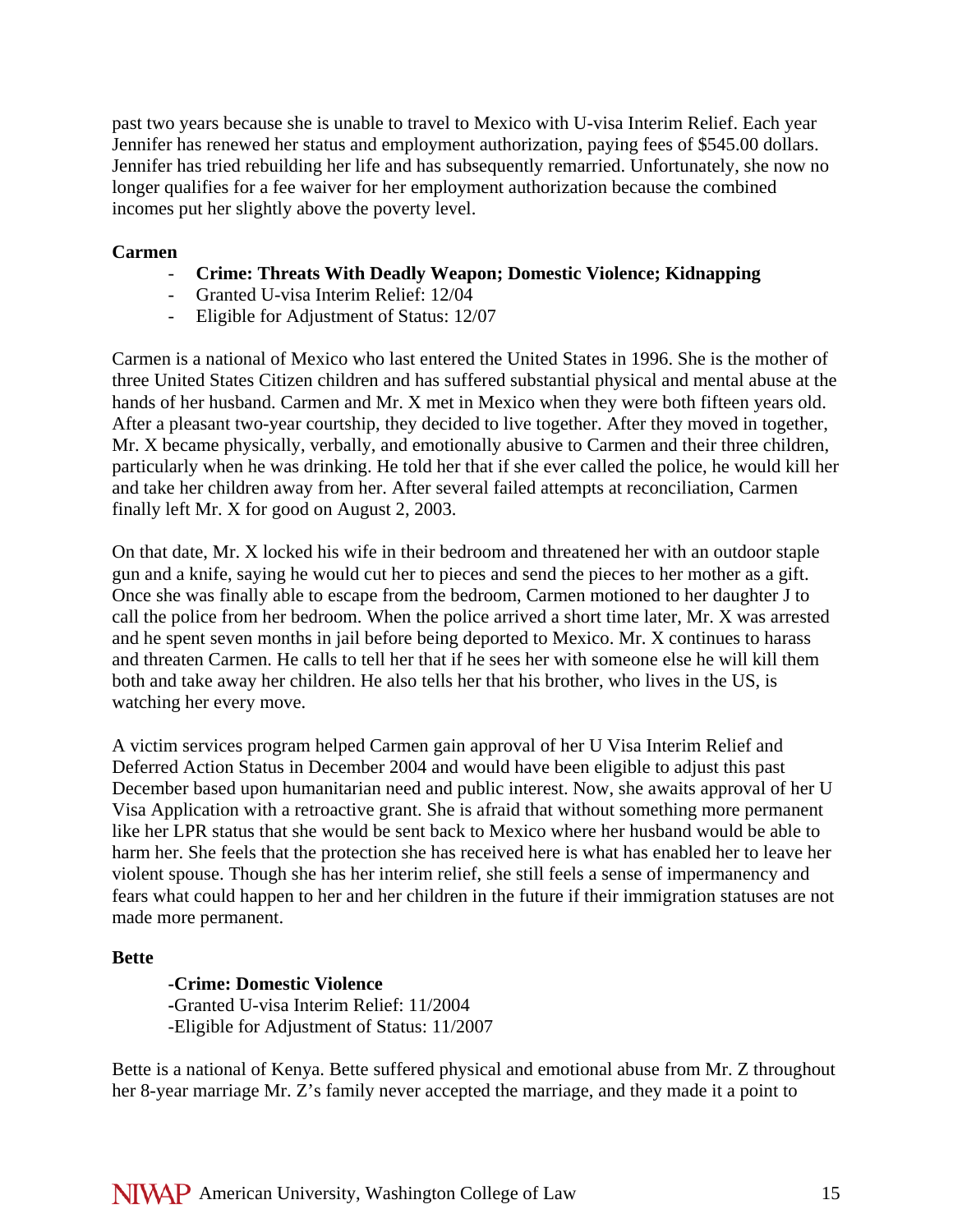past two years because she is unable to travel to Mexico with U-visa Interim Relief. Each year Jennifer has renewed her status and employment authorization, paying fees of $545.00 dollars. Jennifer has tried rebuilding her life and has subsequently remarried. Unfortunately, she now no longer qualifies for a fee waiver for her employment authorization because the combined incomes put her slightly above the poverty level.

**Carmen**

- **Crime: Threats With Deadly Weapon; Domestic Violence; Kidnapping**
- Granted U-visa Interim Relief: 12/04
- Eligible for Adjustment of Status: 12/07

Carmen is a national of Mexico who last entered the United States in 1996. She is the mother of three United States Citizen children and has suffered substantial physical and mental abuse at the hands of her husband. Carmen and Mr. X met in Mexico when they were both fifteen years old. After a pleasant two-year courtship, they decided to live together. After they moved in together, Mr. X became physically, verbally, and emotionally abusive to Carmen and their three children, particularly when he was drinking. He told her that if she ever called the police, he would kill her and take her children away from her. After several failed attempts at reconciliation, Carmen finally left Mr. X for good on August 2, 2003.

On that date, Mr. X locked his wife in their bedroom and threatened her with an outdoor staple gun and a knife, saying he would cut her to pieces and send the pieces to her mother as a gift. Once she was finally able to escape from the bedroom, Carmen motioned to her daughter J to call the police from her bedroom. When the police arrived a short time later, Mr. X was arrested and he spent seven months in jail before being deported to Mexico. Mr. X continues to harass and threaten Carmen. He calls to tell her that if he sees her with someone else he will kill them both and take away her children. He also tells her that his brother, who lives in the US, is watching her every move.

A victim services program helped Carmen gain approval of her U Visa Interim Relief and Deferred Action Status in December 2004 and would have been eligible to adjust this past December based upon humanitarian need and public interest. Now, she awaits approval of her U Visa Application with a retroactive grant. She is afraid that without something more permanent like her LPR status that she would be sent back to Mexico where her husband would be able to harm her. She feels that the protection she has received here is what has enabled her to leave her violent spouse. Though she has her interim relief, she still feels a sense of impermanency and fears what could happen to her and her children in the future if their immigration statuses are not made more permanent.

**Bette**

- **Crime: Domestic Violence**
- Granted U-visa Interim Relief: 11/2004
- Eligible for Adjustment of Status: 11/2007

Bette is a national of Kenya. Bette suffered physical and emotional abuse from Mr. Z throughout her 8-year marriage Mr. Z's family never accepted the marriage, and they made it a point to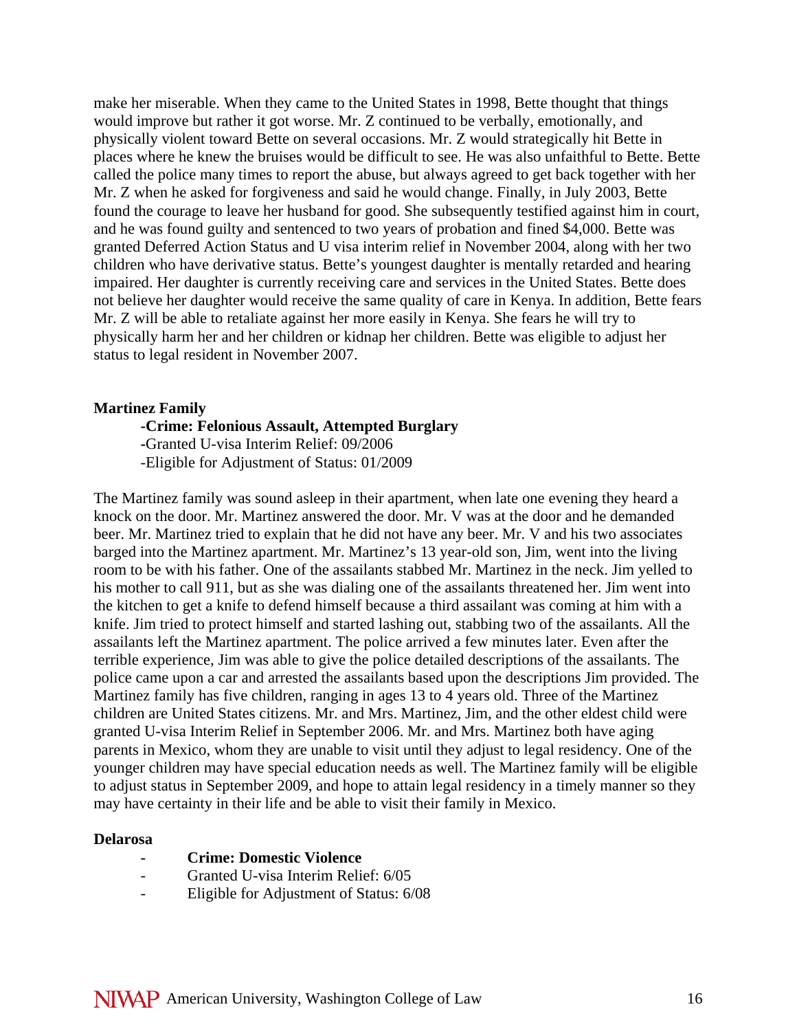make her miserable. When they came to the United States in 1998, Bette thought that things would improve but rather it got worse. Mr. Z continued to be verbally, emotionally, and physically violent toward Bette on several occasions. Mr. Z would strategically hit Bette in places where he knew the bruises would be difficult to see. He was also unfaithful to Bette. Bette called the police many times to report the abuse, but always agreed to get back together with her Mr. Z when he asked for forgiveness and said he would change. Finally, in July 2003, Bette found the courage to leave her husband for good. She subsequently testified against him in court, and he was found guilty and sentenced to two years of probation and fined $4,000. Bette was granted Deferred Action Status and U visa interim relief in November 2004, along with her two children who have derivative status. Bette's youngest daughter is mentally retarded and hearing impaired. Her daughter is currently receiving care and services in the United States. Bette does not believe her daughter would receive the same quality of care in Kenya. In addition, Bette fears Mr. Z will be able to retaliate against her more easily in Kenya. She fears he will try to physically harm her and her children or kidnap her children. Bette was eligible to adjust her status to legal resident in November 2007.

**Martinez Family**

**-Crime: Felonious Assault, Attempted Burglary**
-Granted U-visa Interim Relief: 09/2006
-Eligible for Adjustment of Status: 01/2009

The Martinez family was sound asleep in their apartment, when late one evening they heard a knock on the door. Mr. Martinez answered the door. Mr. V was at the door and he demanded beer. Mr. Martinez tried to explain that he did not have any beer. Mr. V and his two associates barged into the Martinez apartment. Mr. Martinez's 13 year-old son, Jim, went into the living room to be with his father. One of the assailants stabbed Mr. Martinez in the neck. Jim yelled to his mother to call 911, but as she was dialing one of the assailants threatened her. Jim went into the kitchen to get a knife to defend himself because a third assailant was coming at him with a knife. Jim tried to protect himself and started lashing out, stabbing two of the assailants. All the assailants left the Martinez apartment. The police arrived a few minutes later. Even after the terrible experience, Jim was able to give the police detailed descriptions of the assailants. The police came upon a car and arrested the assailants based upon the descriptions Jim provided. The Martinez family has five children, ranging in ages 13 to 4 years old. Three of the Martinez children are United States citizens. Mr. and Mrs. Martinez, Jim, and the other eldest child were granted U-visa Interim Relief in September 2006. Mr. and Mrs. Martinez both have aging parents in Mexico, whom they are unable to visit until they adjust to legal residency. One of the younger children may have special education needs as well. The Martinez family will be eligible to adjust status in September 2009, and hope to attain legal residency in a timely manner so they may have certainty in their life and be able to visit their family in Mexico.

**Delarosa**

- **Crime: Domestic Violence**
- Granted U-visa Interim Relief: 6/05
- Eligible for Adjustment of Status: 6/08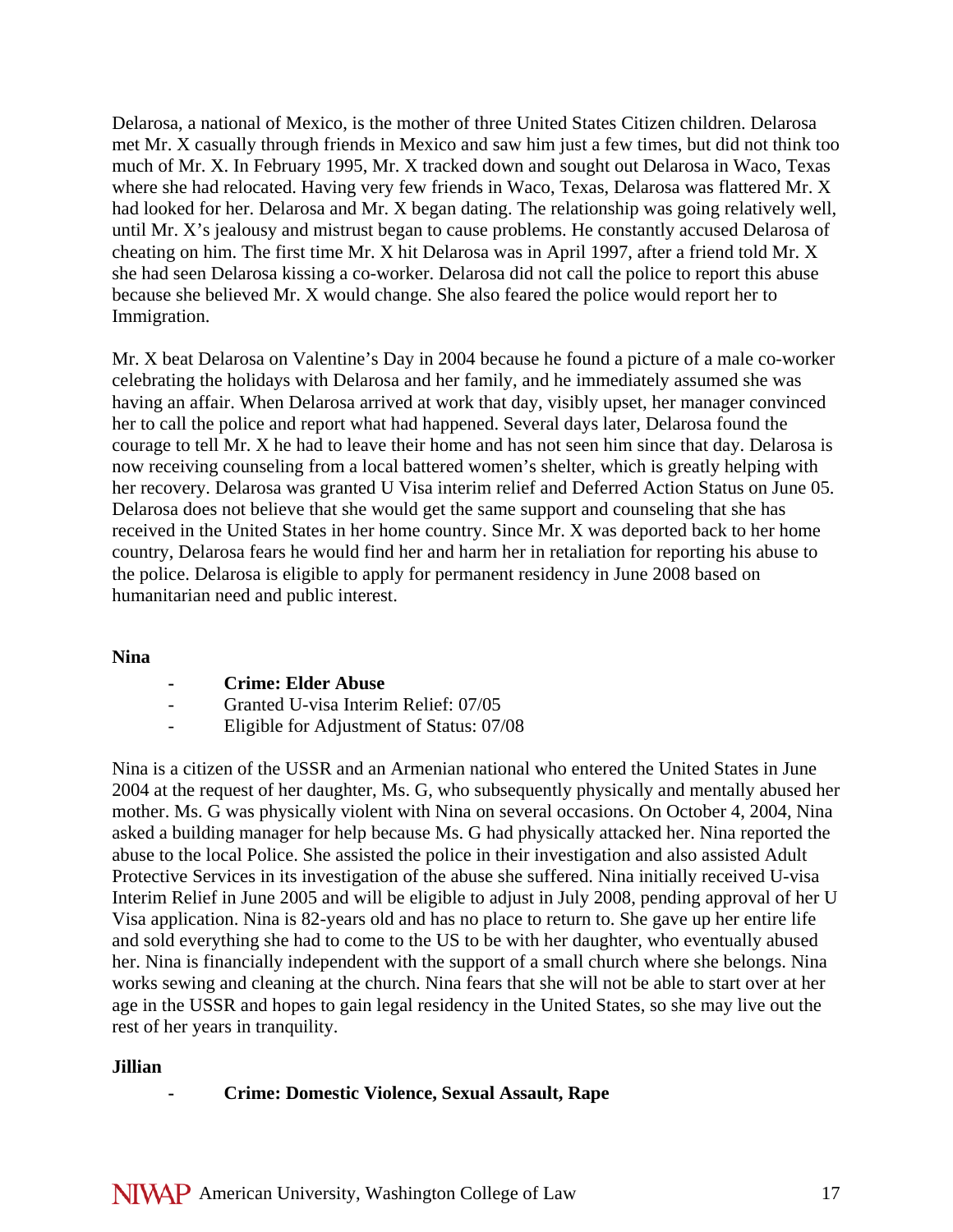Delarosa, a national of Mexico, is the mother of three United States Citizen children. Delarosa met Mr. X casually through friends in Mexico and saw him just a few times, but did not think too much of Mr. X. In February 1995, Mr. X tracked down and sought out Delarosa in Waco, Texas where she had relocated. Having very few friends in Waco, Texas, Delarosa was flattered Mr. X had looked for her. Delarosa and Mr. X began dating. The relationship was going relatively well, until Mr. X's jealousy and mistrust began to cause problems. He constantly accused Delarosa of cheating on him. The first time Mr. X hit Delarosa was in April 1997, after a friend told Mr. X she had seen Delarosa kissing a co-worker. Delarosa did not call the police to report this abuse because she believed Mr. X would change. She also feared the police would report her to Immigration.

Mr. X beat Delarosa on Valentine's Day in 2004 because he found a picture of a male co-worker celebrating the holidays with Delarosa and her family, and he immediately assumed she was having an affair. When Delarosa arrived at work that day, visibly upset, her manager convinced her to call the police and report what had happened. Several days later, Delarosa found the courage to tell Mr. X he had to leave their home and has not seen him since that day. Delarosa is now receiving counseling from a local battered women's shelter, which is greatly helping with her recovery. Delarosa was granted U Visa interim relief and Deferred Action Status on June 05. Delarosa does not believe that she would get the same support and counseling that she has received in the United States in her home country. Since Mr. X was deported back to her home country, Delarosa fears he would find her and harm her in retaliation for reporting his abuse to the police. Delarosa is eligible to apply for permanent residency in June 2008 based on humanitarian need and public interest.

**Nina**

- **Crime: Elder Abuse**
- Granted U-visa Interim Relief: 07/05
- Eligible for Adjustment of Status: 07/08

Nina is a citizen of the USSR and an Armenian national who entered the United States in June 2004 at the request of her daughter, Ms. G, who subsequently physically and mentally abused her mother. Ms. G was physically violent with Nina on several occasions. On October 4, 2004, Nina asked a building manager for help because Ms. G had physically attacked her. Nina reported the abuse to the local Police. She assisted the police in their investigation and also assisted Adult Protective Services in its investigation of the abuse she suffered. Nina initially received U-visa Interim Relief in June 2005 and will be eligible to adjust in July 2008, pending approval of her U Visa application. Nina is 82-years old and has no place to return to. She gave up her entire life and sold everything she had to come to the US to be with her daughter, who eventually abused her. Nina is financially independent with the support of a small church where she belongs. Nina works sewing and cleaning at the church. Nina fears that she will not be able to start over at her age in the USSR and hopes to gain legal residency in the United States, so she may live out the rest of her years in tranquility.

**Jillian**

- **Crime: Domestic Violence, Sexual Assault, Rape**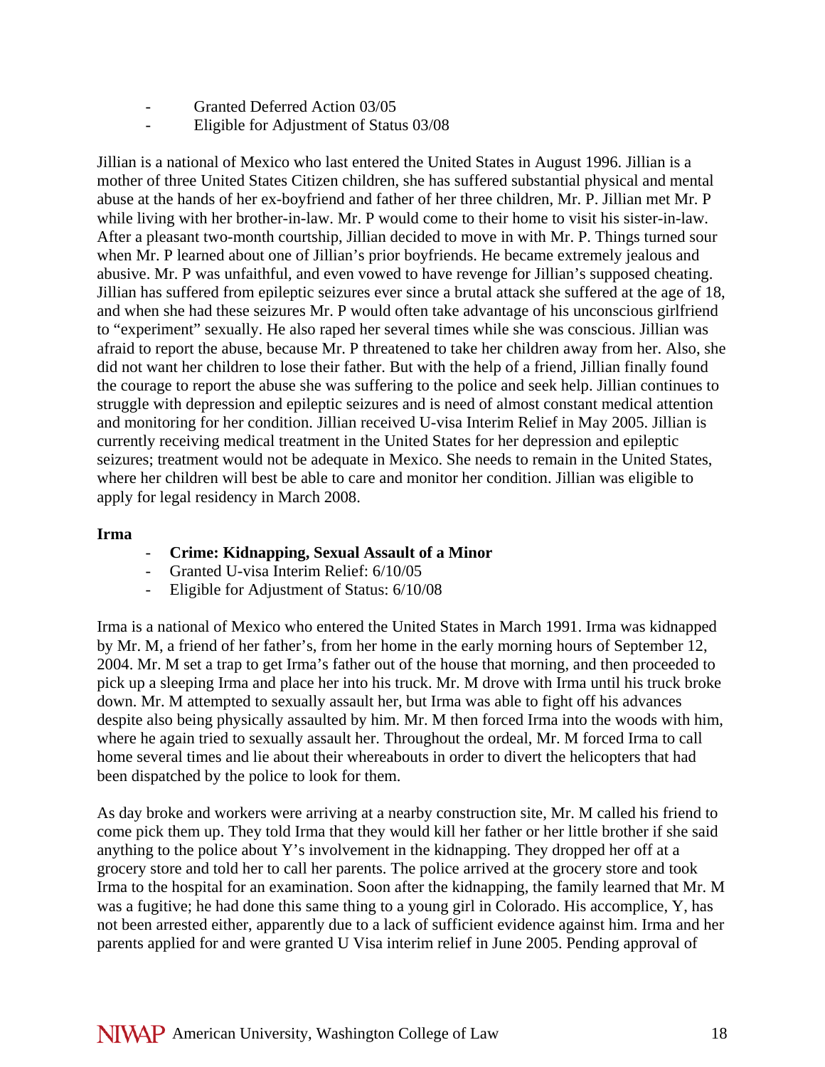- Granted Deferred Action 03/05
- Eligible for Adjustment of Status 03/08

Jillian is a national of Mexico who last entered the United States in August 1996. Jillian is a mother of three United States Citizen children, she has suffered substantial physical and mental abuse at the hands of her ex-boyfriend and father of her three children, Mr. P. Jillian met Mr. P while living with her brother-in-law. Mr. P would come to their home to visit his sister-in-law. After a pleasant two-month courtship, Jillian decided to move in with Mr. P. Things turned sour when Mr. P learned about one of Jillian's prior boyfriends. He became extremely jealous and abusive. Mr. P was unfaithful, and even vowed to have revenge for Jillian's supposed cheating. Jillian has suffered from epileptic seizures ever since a brutal attack she suffered at the age of 18, and when she had these seizures Mr. P would often take advantage of his unconscious girlfriend to "experiment" sexually. He also raped her several times while she was conscious. Jillian was afraid to report the abuse, because Mr. P threatened to take her children away from her. Also, she did not want her children to lose their father. But with the help of a friend, Jillian finally found the courage to report the abuse she was suffering to the police and seek help. Jillian continues to struggle with depression and epileptic seizures and is need of almost constant medical attention and monitoring for her condition. Jillian received U-visa Interim Relief in May 2005. Jillian is currently receiving medical treatment in the United States for her depression and epileptic seizures; treatment would not be adequate in Mexico. She needs to remain in the United States, where her children will best be able to care and monitor her condition. Jillian was eligible to apply for legal residency in March 2008.

**Irma**

- **Crime: Kidnapping, Sexual Assault of a Minor**
- Granted U-visa Interim Relief: 6/10/05
- Eligible for Adjustment of Status: 6/10/08

Irma is a national of Mexico who entered the United States in March 1991. Irma was kidnapped by Mr. M, a friend of her father's, from her home in the early morning hours of September 12, 2004. Mr. M set a trap to get Irma's father out of the house that morning, and then proceeded to pick up a sleeping Irma and place her into his truck. Mr. M drove with Irma until his truck broke down. Mr. M attempted to sexually assault her, but Irma was able to fight off his advances despite also being physically assaulted by him. Mr. M then forced Irma into the woods with him, where he again tried to sexually assault her. Throughout the ordeal, Mr. M forced Irma to call home several times and lie about their whereabouts in order to divert the helicopters that had been dispatched by the police to look for them.

As day broke and workers were arriving at a nearby construction site, Mr. M called his friend to come pick them up. They told Irma that they would kill her father or her little brother if she said anything to the police about Y's involvement in the kidnapping. They dropped her off at a grocery store and told her to call her parents. The police arrived at the grocery store and took Irma to the hospital for an examination. Soon after the kidnapping, the family learned that Mr. M was a fugitive; he had done this same thing to a young girl in Colorado. His accomplice, Y, has not been arrested either, apparently due to a lack of sufficient evidence against him. Irma and her parents applied for and were granted U Visa interim relief in June 2005. Pending approval of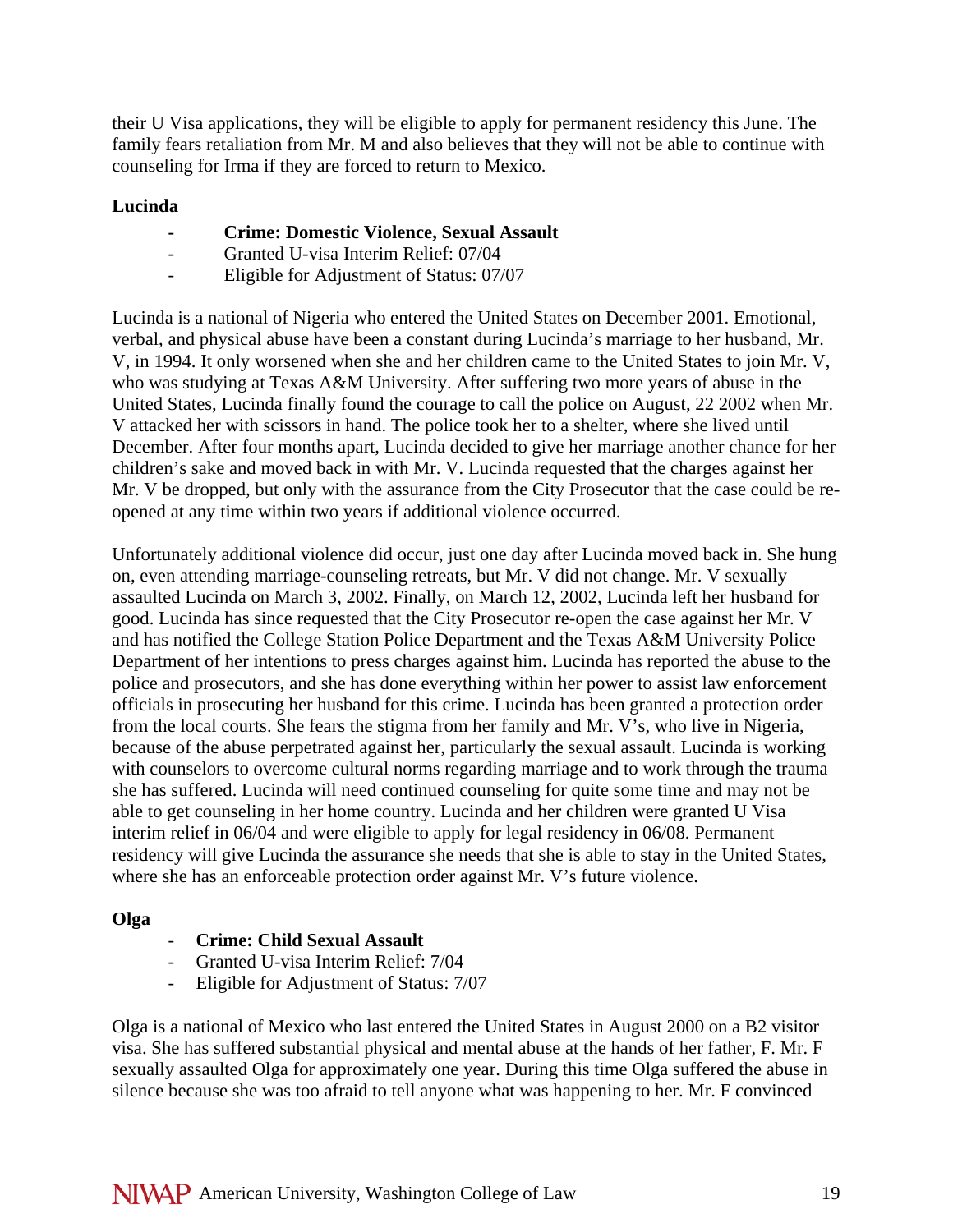their U Visa applications, they will be eligible to apply for permanent residency this June. The family fears retaliation from Mr. M and also believes that they will not be able to continue with counseling for Irma if they are forced to return to Mexico.

**Lucinda**

- **Crime: Domestic Violence, Sexual Assault**
- Granted U-visa Interim Relief: 07/04
- Eligible for Adjustment of Status: 07/07

Lucinda is a national of Nigeria who entered the United States on December 2001. Emotional, verbal, and physical abuse have been a constant during Lucinda's marriage to her husband, Mr. V, in 1994. It only worsened when she and her children came to the United States to join Mr. V, who was studying at Texas A&M University. After suffering two more years of abuse in the United States, Lucinda finally found the courage to call the police on August, 22 2002 when Mr. V attacked her with scissors in hand. The police took her to a shelter, where she lived until December. After four months apart, Lucinda decided to give her marriage another chance for her children's sake and moved back in with Mr. V. Lucinda requested that the charges against her Mr. V be dropped, but only with the assurance from the City Prosecutor that the case could be re-opened at any time within two years if additional violence occurred.

Unfortunately additional violence did occur, just one day after Lucinda moved back in. She hung on, even attending marriage-counseling retreats, but Mr. V did not change. Mr. V sexually assaulted Lucinda on March 3, 2002. Finally, on March 12, 2002, Lucinda left her husband for good. Lucinda has since requested that the City Prosecutor re-open the case against her Mr. V and has notified the College Station Police Department and the Texas A&M University Police Department of her intentions to press charges against him. Lucinda has reported the abuse to the police and prosecutors, and she has done everything within her power to assist law enforcement officials in prosecuting her husband for this crime. Lucinda has been granted a protection order from the local courts. She fears the stigma from her family and Mr. V's, who live in Nigeria, because of the abuse perpetrated against her, particularly the sexual assault. Lucinda is working with counselors to overcome cultural norms regarding marriage and to work through the trauma she has suffered. Lucinda will need continued counseling for quite some time and may not be able to get counseling in her home country. Lucinda and her children were granted U Visa interim relief in 06/04 and were eligible to apply for legal residency in 06/08. Permanent residency will give Lucinda the assurance she needs that she is able to stay in the United States, where she has an enforceable protection order against Mr. V's future violence.

**Olga**

- **Crime: Child Sexual Assault**
- Granted U-visa Interim Relief: 7/04
- Eligible for Adjustment of Status: 7/07

Olga is a national of Mexico who last entered the United States in August 2000 on a B2 visitor visa. She has suffered substantial physical and mental abuse at the hands of her father, F. Mr. F sexually assaulted Olga for approximately one year. During this time Olga suffered the abuse in silence because she was too afraid to tell anyone what was happening to her. Mr. F convinced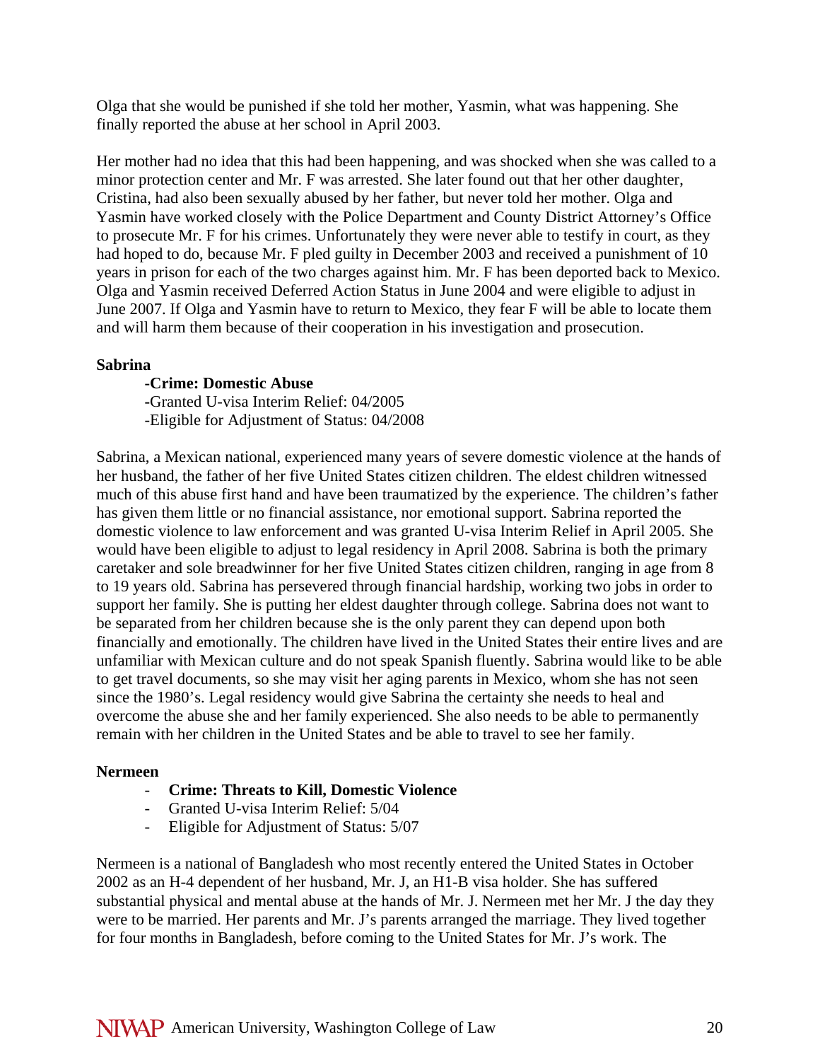Olga that she would be punished if she told her mother, Yasmin, what was happening. She finally reported the abuse at her school in April 2003.

Her mother had no idea that this had been happening, and was shocked when she was called to a minor protection center and Mr. F was arrested. She later found out that her other daughter, Cristina, had also been sexually abused by her father, but never told her mother. Olga and Yasmin have worked closely with the Police Department and County District Attorney's Office to prosecute Mr. F for his crimes. Unfortunately they were never able to testify in court, as they had hoped to do, because Mr. F pled guilty in December 2003 and received a punishment of 10 years in prison for each of the two charges against him. Mr. F has been deported back to Mexico. Olga and Yasmin received Deferred Action Status in June 2004 and were eligible to adjust in June 2007. If Olga and Yasmin have to return to Mexico, they fear F will be able to locate them and will harm them because of their cooperation in his investigation and prosecution.

**Sabrina**

- **Crime: Domestic Abuse**
- Granted U-visa Interim Relief: 04/2005
- Eligible for Adjustment of Status: 04/2008

Sabrina, a Mexican national, experienced many years of severe domestic violence at the hands of her husband, the father of her five United States citizen children. The eldest children witnessed much of this abuse first hand and have been traumatized by the experience. The children's father has given them little or no financial assistance, nor emotional support. Sabrina reported the domestic violence to law enforcement and was granted U-visa Interim Relief in April 2005. She would have been eligible to adjust to legal residency in April 2008. Sabrina is both the primary caretaker and sole breadwinner for her five United States citizen children, ranging in age from 8 to 19 years old. Sabrina has persevered through financial hardship, working two jobs in order to support her family. She is putting her eldest daughter through college. Sabrina does not want to be separated from her children because she is the only parent they can depend upon both financially and emotionally. The children have lived in the United States their entire lives and are unfamiliar with Mexican culture and do not speak Spanish fluently. Sabrina would like to be able to get travel documents, so she may visit her aging parents in Mexico, whom she has not seen since the 1980's. Legal residency would give Sabrina the certainty she needs to heal and overcome the abuse she and her family experienced. She also needs to be able to permanently remain with her children in the United States and be able to travel to see her family.

**Nermeen**

- **Crime: Threats to Kill, Domestic Violence**
- Granted U-visa Interim Relief: 5/04
- Eligible for Adjustment of Status: 5/07

Nermeen is a national of Bangladesh who most recently entered the United States in October 2002 as an H-4 dependent of her husband, Mr. J, an H1-B visa holder. She has suffered substantial physical and mental abuse at the hands of Mr. J. Nermeen met her Mr. J the day they were to be married. Her parents and Mr. J's parents arranged the marriage. They lived together for four months in Bangladesh, before coming to the United States for Mr. J's work. The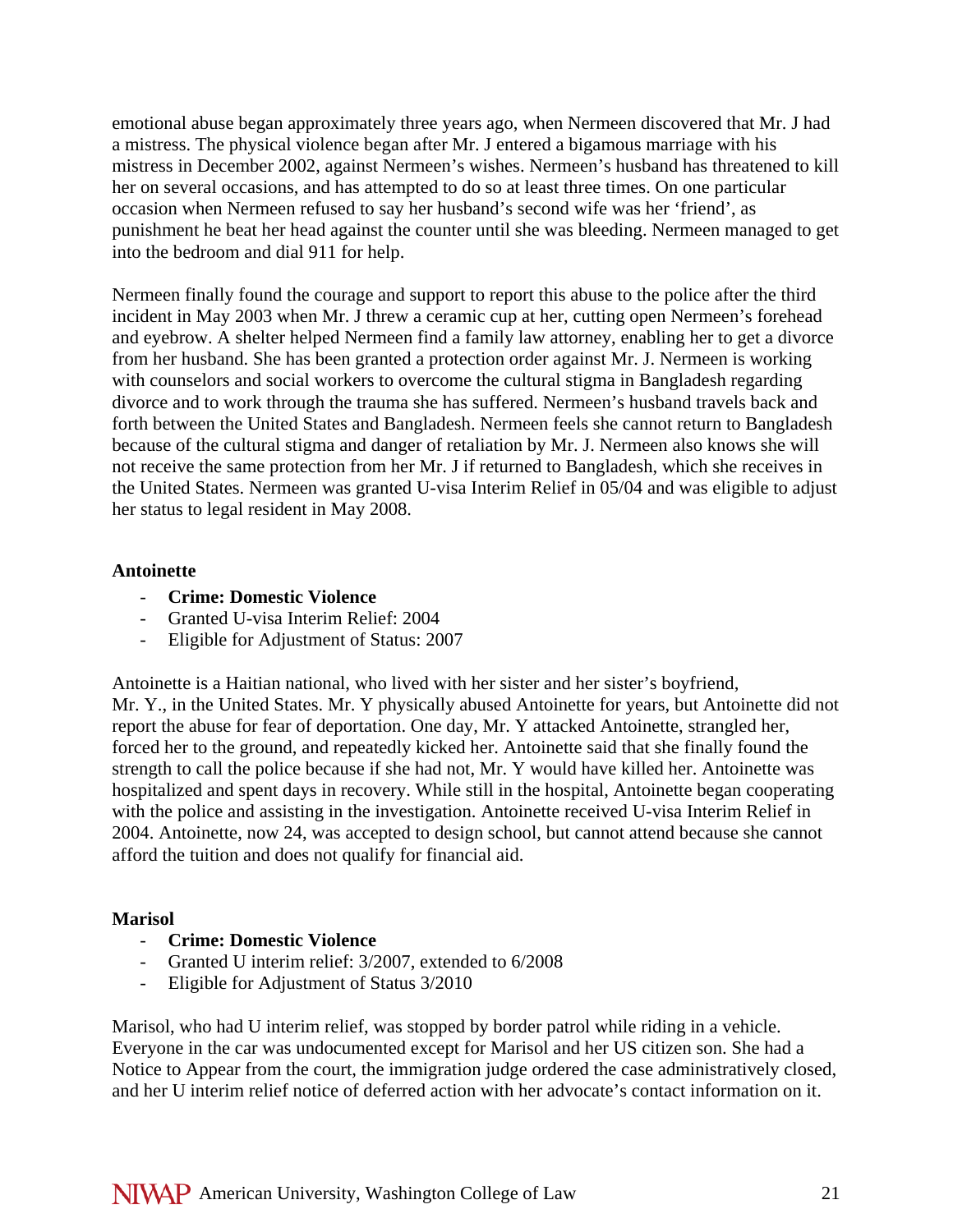emotional abuse began approximately three years ago, when Nermeen discovered that Mr. J had a mistress. The physical violence began after Mr. J entered a bigamous marriage with his mistress in December 2002, against Nermeen's wishes. Nermeen's husband has threatened to kill her on several occasions, and has attempted to do so at least three times. On one particular occasion when Nermeen refused to say her husband's second wife was her 'friend', as punishment he beat her head against the counter until she was bleeding. Nermeen managed to get into the bedroom and dial 911 for help.

Nermeen finally found the courage and support to report this abuse to the police after the third incident in May 2003 when Mr. J threw a ceramic cup at her, cutting open Nermeen's forehead and eyebrow. A shelter helped Nermeen find a family law attorney, enabling her to get a divorce from her husband. She has been granted a protection order against Mr. J. Nermeen is working with counselors and social workers to overcome the cultural stigma in Bangladesh regarding divorce and to work through the trauma she has suffered. Nermeen's husband travels back and forth between the United States and Bangladesh. Nermeen feels she cannot return to Bangladesh because of the cultural stigma and danger of retaliation by Mr. J. Nermeen also knows she will not receive the same protection from her Mr. J if returned to Bangladesh, which she receives in the United States. Nermeen was granted U-visa Interim Relief in 05/04 and was eligible to adjust her status to legal resident in May 2008.

**Antoinette**

- **Crime: Domestic Violence**
- Granted U-visa Interim Relief: 2004
- Eligible for Adjustment of Status: 2007

Antoinette is a Haitian national, who lived with her sister and her sister's boyfriend, Mr. Y., in the United States. Mr. Y physically abused Antoinette for years, but Antoinette did not report the abuse for fear of deportation. One day, Mr. Y attacked Antoinette, strangled her, forced her to the ground, and repeatedly kicked her. Antoinette said that she finally found the strength to call the police because if she had not, Mr. Y would have killed her. Antoinette was hospitalized and spent days in recovery. While still in the hospital, Antoinette began cooperating with the police and assisting in the investigation. Antoinette received U-visa Interim Relief in 2004. Antoinette, now 24, was accepted to design school, but cannot attend because she cannot afford the tuition and does not qualify for financial aid.

**Marisol**

- **Crime: Domestic Violence**
- Granted U interim relief: 3/2007, extended to 6/2008
- Eligible for Adjustment of Status 3/2010

Marisol, who had U interim relief, was stopped by border patrol while riding in a vehicle. Everyone in the car was undocumented except for Marisol and her US citizen son. She had a Notice to Appear from the court, the immigration judge ordered the case administratively closed, and her U interim relief notice of deferred action with her advocate's contact information on it.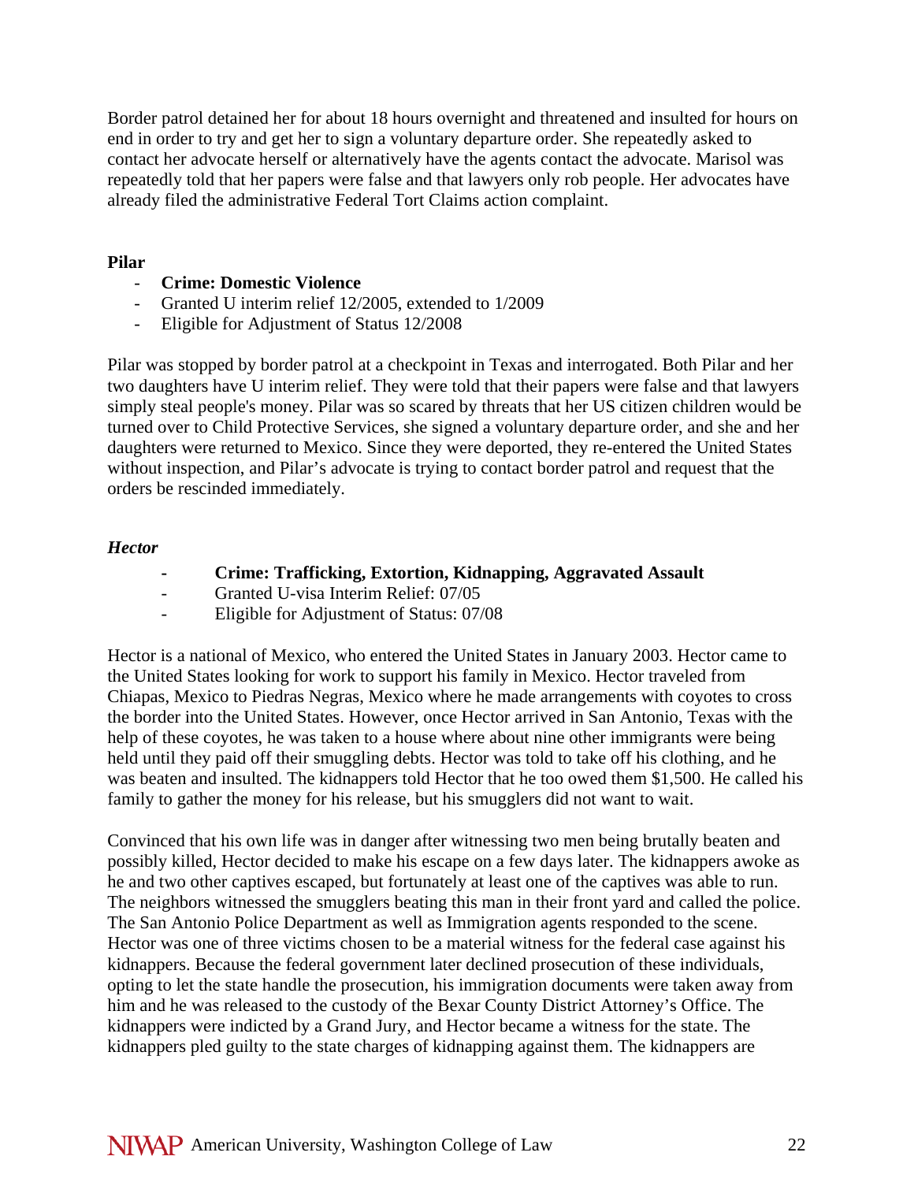Border patrol detained her for about 18 hours overnight and threatened and insulted for hours on end in order to try and get her to sign a voluntary departure order. She repeatedly asked to contact her advocate herself or alternatively have the agents contact the advocate. Marisol was repeatedly told that her papers were false and that lawyers only rob people. Her advocates have already filed the administrative Federal Tort Claims action complaint.

**Pilar**

- **Crime: Domestic Violence**
- Granted U interim relief 12/2005, extended to 1/2009
- Eligible for Adjustment of Status 12/2008

Pilar was stopped by border patrol at a checkpoint in Texas and interrogated. Both Pilar and her two daughters have U interim relief. They were told that their papers were false and that lawyers simply steal people's money. Pilar was so scared by threats that her US citizen children would be turned over to Child Protective Services, she signed a voluntary departure order, and she and her daughters were returned to Mexico. Since they were deported, they re-entered the United States without inspection, and Pilar's advocate is trying to contact border patrol and request that the orders be rescinded immediately.

***Hector***

- **Crime: Trafficking, Extortion, Kidnapping, Aggravated Assault**
- Granted U-visa Interim Relief: 07/05
- Eligible for Adjustment of Status: 07/08

Hector is a national of Mexico, who entered the United States in January 2003. Hector came to the United States looking for work to support his family in Mexico. Hector traveled from Chiapas, Mexico to Piedras Negras, Mexico where he made arrangements with coyotes to cross the border into the United States. However, once Hector arrived in San Antonio, Texas with the help of these coyotes, he was taken to a house where about nine other immigrants were being held until they paid off their smuggling debts. Hector was told to take off his clothing, and he was beaten and insulted. The kidnappers told Hector that he too owed them $1,500. He called his family to gather the money for his release, but his smugglers did not want to wait.

Convinced that his own life was in danger after witnessing two men being brutally beaten and possibly killed, Hector decided to make his escape on a few days later. The kidnappers awoke as he and two other captives escaped, but fortunately at least one of the captives was able to run. The neighbors witnessed the smugglers beating this man in their front yard and called the police. The San Antonio Police Department as well as Immigration agents responded to the scene. Hector was one of three victims chosen to be a material witness for the federal case against his kidnappers. Because the federal government later declined prosecution of these individuals, opting to let the state handle the prosecution, his immigration documents were taken away from him and he was released to the custody of the Bexar County District Attorney's Office. The kidnappers were indicted by a Grand Jury, and Hector became a witness for the state. The kidnappers pled guilty to the state charges of kidnapping against them. The kidnappers are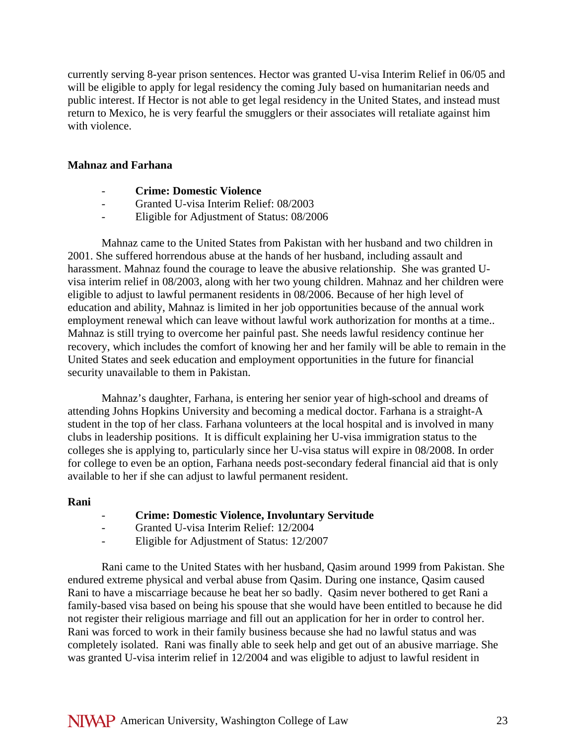currently serving 8-year prison sentences. Hector was granted U-visa Interim Relief in 06/05 and will be eligible to apply for legal residency the coming July based on humanitarian needs and public interest. If Hector is not able to get legal residency in the United States, and instead must return to Mexico, he is very fearful the smugglers or their associates will retaliate against him with violence.

**Mahnaz and Farhana**

- **Crime: Domestic Violence**
- Granted U-visa Interim Relief: 08/2003
- Eligible for Adjustment of Status: 08/2006

Mahnaz came to the United States from Pakistan with her husband and two children in 2001. She suffered horrendous abuse at the hands of her husband, including assault and harassment. Mahnaz found the courage to leave the abusive relationship. She was granted U-visa interim relief in 08/2003, along with her two young children. Mahnaz and her children were eligible to adjust to lawful permanent residents in 08/2006. Because of her high level of education and ability, Mahnaz is limited in her job opportunities because of the annual work employment renewal which can leave without lawful work authorization for months at a time.. Mahnaz is still trying to overcome her painful past. She needs lawful residency continue her recovery, which includes the comfort of knowing her and her family will be able to remain in the United States and seek education and employment opportunities in the future for financial security unavailable to them in Pakistan.

Mahnaz's daughter, Farhana, is entering her senior year of high-school and dreams of attending Johns Hopkins University and becoming a medical doctor. Farhana is a straight-A student in the top of her class. Farhana volunteers at the local hospital and is involved in many clubs in leadership positions. It is difficult explaining her U-visa immigration status to the colleges she is applying to, particularly since her U-visa status will expire in 08/2008. In order for college to even be an option, Farhana needs post-secondary federal financial aid that is only available to her if she can adjust to lawful permanent resident.

**Rani**

- **Crime: Domestic Violence, Involuntary Servitude**
- Granted U-visa Interim Relief: 12/2004
- Eligible for Adjustment of Status: 12/2007

Rani came to the United States with her husband, Qasim around 1999 from Pakistan. She endured extreme physical and verbal abuse from Qasim. During one instance, Qasim caused Rani to have a miscarriage because he beat her so badly. Qasim never bothered to get Rani a family-based visa based on being his spouse that she would have been entitled to because he did not register their religious marriage and fill out an application for her in order to control her. Rani was forced to work in their family business because she had no lawful status and was completely isolated. Rani was finally able to seek help and get out of an abusive marriage. She was granted U-visa interim relief in 12/2004 and was eligible to adjust to lawful resident in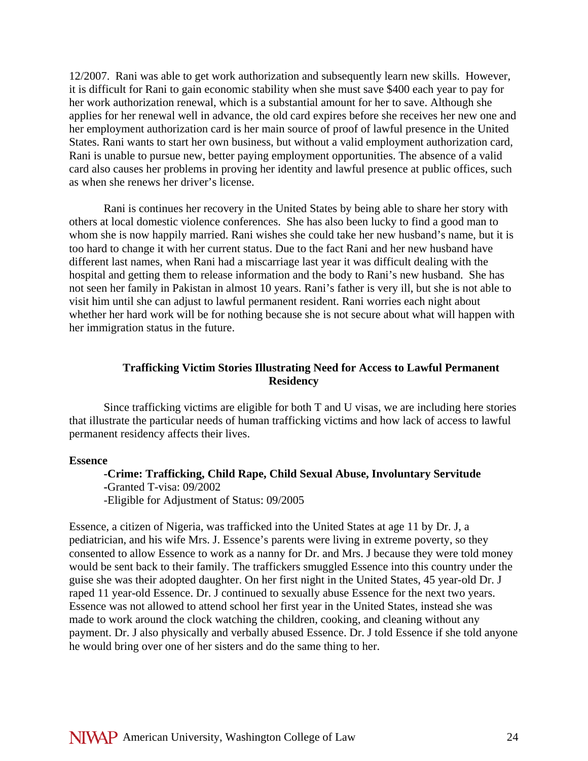12/2007. Rani was able to get work authorization and subsequently learn new skills. However, it is difficult for Rani to gain economic stability when she must save $400 each year to pay for her work authorization renewal, which is a substantial amount for her to save. Although she applies for her renewal well in advance, the old card expires before she receives her new one and her employment authorization card is her main source of proof of lawful presence in the United States. Rani wants to start her own business, but without a valid employment authorization card, Rani is unable to pursue new, better paying employment opportunities. The absence of a valid card also causes her problems in proving her identity and lawful presence at public offices, such as when she renews her driver's license.

Rani is continues her recovery in the United States by being able to share her story with others at local domestic violence conferences. She has also been lucky to find a good man to whom she is now happily married. Rani wishes she could take her new husband's name, but it is too hard to change it with her current status. Due to the fact Rani and her new husband have different last names, when Rani had a miscarriage last year it was difficult dealing with the hospital and getting them to release information and the body to Rani's new husband. She has not seen her family in Pakistan in almost 10 years. Rani's father is very ill, but she is not able to visit him until she can adjust to lawful permanent resident. Rani worries each night about whether her hard work will be for nothing because she is not secure about what will happen with her immigration status in the future.

### Trafficking Victim Stories Illustrating Need for Access to Lawful Permanent Residency

Since trafficking victims are eligible for both T and U visas, we are including here stories that illustrate the particular needs of human trafficking victims and how lack of access to lawful permanent residency affects their lives.

**Essence**

**-Crime: Trafficking, Child Rape, Child Sexual Abuse, Involuntary Servitude**
-Granted T-visa: 09/2002
-Eligible for Adjustment of Status: 09/2005

Essence, a citizen of Nigeria, was trafficked into the United States at age 11 by Dr. J, a pediatrician, and his wife Mrs. J. Essence's parents were living in extreme poverty, so they consented to allow Essence to work as a nanny for Dr. and Mrs. J because they were told money would be sent back to their family. The traffickers smuggled Essence into this country under the guise she was their adopted daughter. On her first night in the United States, 45 year-old Dr. J raped 11 year-old Essence. Dr. J continued to sexually abuse Essence for the next two years. Essence was not allowed to attend school her first year in the United States, instead she was made to work around the clock watching the children, cooking, and cleaning without any payment. Dr. J also physically and verbally abused Essence. Dr. J told Essence if she told anyone he would bring over one of her sisters and do the same thing to her.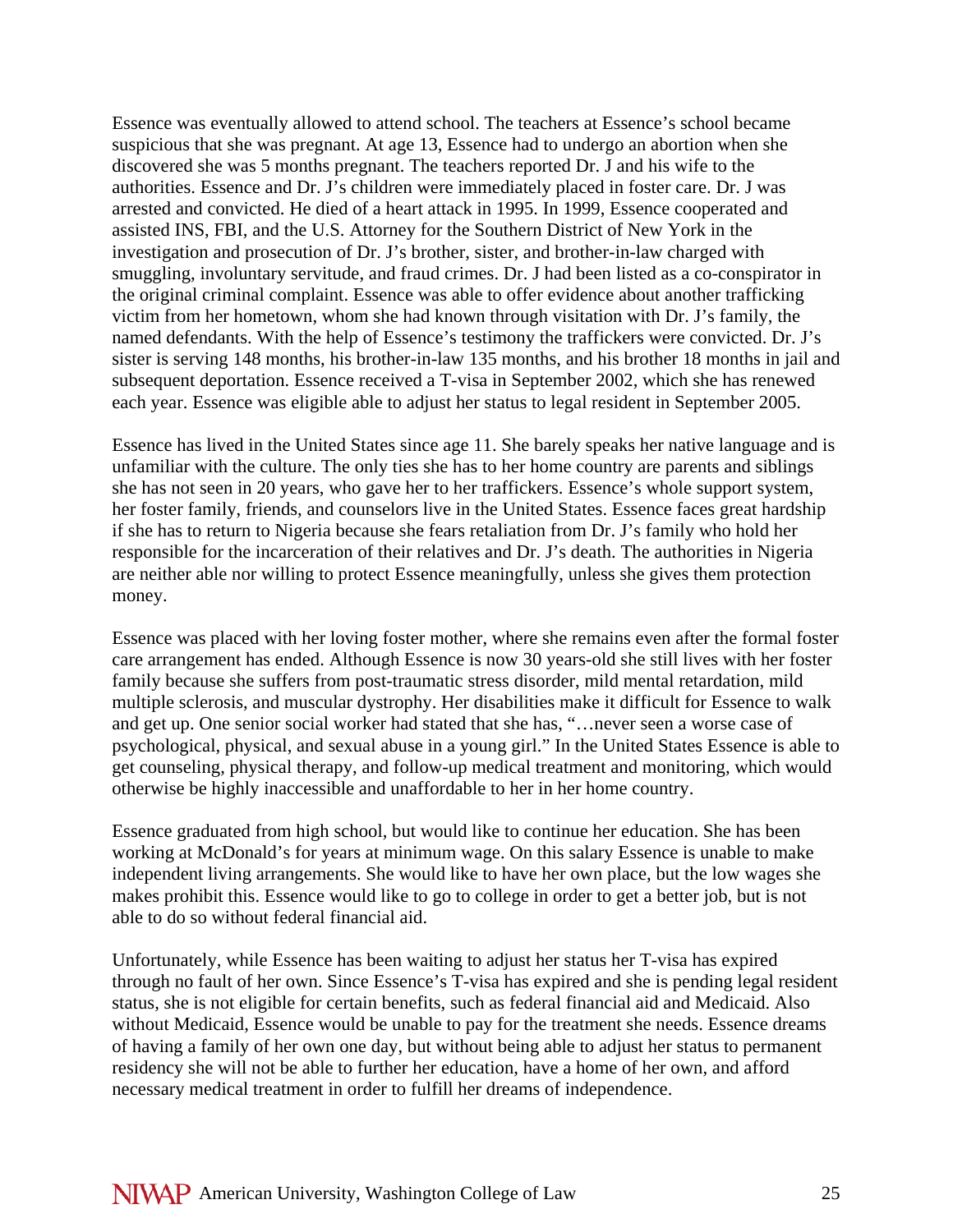Essence was eventually allowed to attend school. The teachers at Essence's school became suspicious that she was pregnant. At age 13, Essence had to undergo an abortion when she discovered she was 5 months pregnant. The teachers reported Dr. J and his wife to the authorities. Essence and Dr. J's children were immediately placed in foster care. Dr. J was arrested and convicted. He died of a heart attack in 1995. In 1999, Essence cooperated and assisted INS, FBI, and the U.S. Attorney for the Southern District of New York in the investigation and prosecution of Dr. J's brother, sister, and brother-in-law charged with smuggling, involuntary servitude, and fraud crimes. Dr. J had been listed as a co-conspirator in the original criminal complaint. Essence was able to offer evidence about another trafficking victim from her hometown, whom she had known through visitation with Dr. J's family, the named defendants. With the help of Essence's testimony the traffickers were convicted. Dr. J's sister is serving 148 months, his brother-in-law 135 months, and his brother 18 months in jail and subsequent deportation. Essence received a T-visa in September 2002, which she has renewed each year. Essence was eligible able to adjust her status to legal resident in September 2005.

Essence has lived in the United States since age 11. She barely speaks her native language and is unfamiliar with the culture. The only ties she has to her home country are parents and siblings she has not seen in 20 years, who gave her to her traffickers. Essence's whole support system, her foster family, friends, and counselors live in the United States. Essence faces great hardship if she has to return to Nigeria because she fears retaliation from Dr. J's family who hold her responsible for the incarceration of their relatives and Dr. J's death. The authorities in Nigeria are neither able nor willing to protect Essence meaningfully, unless she gives them protection money.

Essence was placed with her loving foster mother, where she remains even after the formal foster care arrangement has ended. Although Essence is now 30 years-old she still lives with her foster family because she suffers from post-traumatic stress disorder, mild mental retardation, mild multiple sclerosis, and muscular dystrophy. Her disabilities make it difficult for Essence to walk and get up. One senior social worker had stated that she has, "…never seen a worse case of psychological, physical, and sexual abuse in a young girl." In the United States Essence is able to get counseling, physical therapy, and follow-up medical treatment and monitoring, which would otherwise be highly inaccessible and unaffordable to her in her home country.

Essence graduated from high school, but would like to continue her education. She has been working at McDonald's for years at minimum wage. On this salary Essence is unable to make independent living arrangements. She would like to have her own place, but the low wages she makes prohibit this. Essence would like to go to college in order to get a better job, but is not able to do so without federal financial aid.

Unfortunately, while Essence has been waiting to adjust her status her T-visa has expired through no fault of her own. Since Essence's T-visa has expired and she is pending legal resident status, she is not eligible for certain benefits, such as federal financial aid and Medicaid. Also without Medicaid, Essence would be unable to pay for the treatment she needs. Essence dreams of having a family of her own one day, but without being able to adjust her status to permanent residency she will not be able to further her education, have a home of her own, and afford necessary medical treatment in order to fulfill her dreams of independence.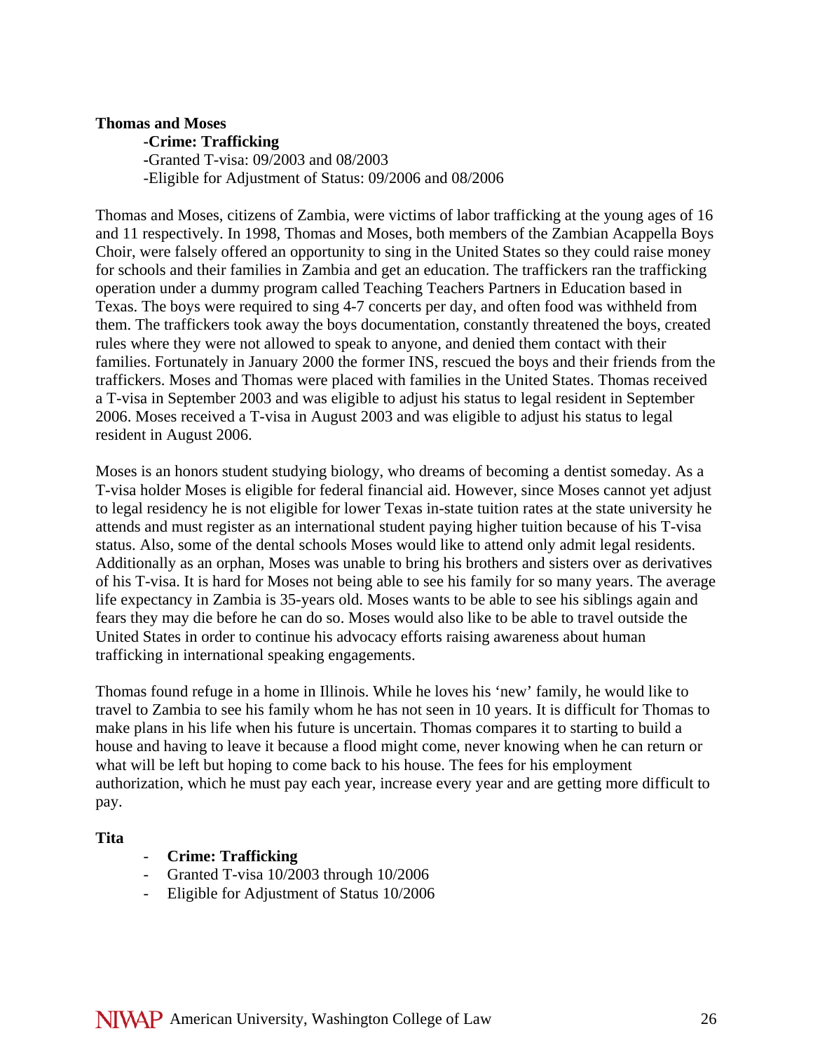**Thomas and Moses**

-**Crime: Trafficking**
-Granted T-visa: 09/2003 and 08/2003
-Eligible for Adjustment of Status: 09/2006 and 08/2006

Thomas and Moses, citizens of Zambia, were victims of labor trafficking at the young ages of 16 and 11 respectively. In 1998, Thomas and Moses, both members of the Zambian Acappella Boys Choir, were falsely offered an opportunity to sing in the United States so they could raise money for schools and their families in Zambia and get an education. The traffickers ran the trafficking operation under a dummy program called Teaching Teachers Partners in Education based in Texas. The boys were required to sing 4-7 concerts per day, and often food was withheld from them. The traffickers took away the boys documentation, constantly threatened the boys, created rules where they were not allowed to speak to anyone, and denied them contact with their families. Fortunately in January 2000 the former INS, rescued the boys and their friends from the traffickers. Moses and Thomas were placed with families in the United States. Thomas received a T-visa in September 2003 and was eligible to adjust his status to legal resident in September 2006. Moses received a T-visa in August 2003 and was eligible to adjust his status to legal resident in August 2006.

Moses is an honors student studying biology, who dreams of becoming a dentist someday. As a T-visa holder Moses is eligible for federal financial aid. However, since Moses cannot yet adjust to legal residency he is not eligible for lower Texas in-state tuition rates at the state university he attends and must register as an international student paying higher tuition because of his T-visa status. Also, some of the dental schools Moses would like to attend only admit legal residents. Additionally as an orphan, Moses was unable to bring his brothers and sisters over as derivatives of his T-visa. It is hard for Moses not being able to see his family for so many years. The average life expectancy in Zambia is 35-years old. Moses wants to be able to see his siblings again and fears they may die before he can do so. Moses would also like to be able to travel outside the United States in order to continue his advocacy efforts raising awareness about human trafficking in international speaking engagements.

Thomas found refuge in a home in Illinois. While he loves his 'new' family, he would like to travel to Zambia to see his family whom he has not seen in 10 years. It is difficult for Thomas to make plans in his life when his future is uncertain. Thomas compares it to starting to build a house and having to leave it because a flood might come, never knowing when he can return or what will be left but hoping to come back to his house. The fees for his employment authorization, which he must pay each year, increase every year and are getting more difficult to pay.

**Tita**

- **Crime: Trafficking**
- Granted T-visa 10/2003 through 10/2006
- Eligible for Adjustment of Status 10/2006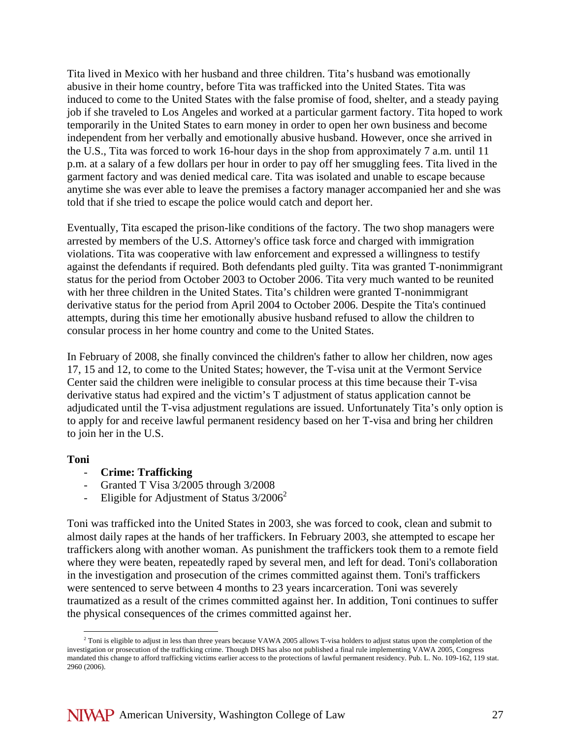Tita lived in Mexico with her husband and three children. Tita's husband was emotionally abusive in their home country, before Tita was trafficked into the United States. Tita was induced to come to the United States with the false promise of food, shelter, and a steady paying job if she traveled to Los Angeles and worked at a particular garment factory. Tita hoped to work temporarily in the United States to earn money in order to open her own business and become independent from her verbally and emotionally abusive husband. However, once she arrived in the U.S., Tita was forced to work 16-hour days in the shop from approximately 7 a.m. until 11 p.m. at a salary of a few dollars per hour in order to pay off her smuggling fees. Tita lived in the garment factory and was denied medical care. Tita was isolated and unable to escape because anytime she was ever able to leave the premises a factory manager accompanied her and she was told that if she tried to escape the police would catch and deport her.

Eventually, Tita escaped the prison-like conditions of the factory. The two shop managers were arrested by members of the U.S. Attorney's office task force and charged with immigration violations. Tita was cooperative with law enforcement and expressed a willingness to testify against the defendants if required. Both defendants pled guilty. Tita was granted T-nonimmigrant status for the period from October 2003 to October 2006. Tita very much wanted to be reunited with her three children in the United States. Tita's children were granted T-nonimmigrant derivative status for the period from April 2004 to October 2006. Despite the Tita's continued attempts, during this time her emotionally abusive husband refused to allow the children to consular process in her home country and come to the United States.

In February of 2008, she finally convinced the children's father to allow her children, now ages 17, 15 and 12, to come to the United States; however, the T-visa unit at the Vermont Service Center said the children were ineligible to consular process at this time because their T-visa derivative status had expired and the victim's T adjustment of status application cannot be adjudicated until the T-visa adjustment regulations are issued. Unfortunately Tita's only option is to apply for and receive lawful permanent residency based on her T-visa and bring her children to join her in the U.S.

**Toni**

- **Crime: Trafficking**
- Granted T Visa 3/2005 through 3/2008
- Eligible for Adjustment of Status 3/2006[2]

Toni was trafficked into the United States in 2003, she was forced to cook, clean and submit to almost daily rapes at the hands of her traffickers. In February 2003, she attempted to escape her traffickers along with another woman. As punishment the traffickers took them to a remote field where they were beaten, repeatedly raped by several men, and left for dead. Toni's collaboration in the investigation and prosecution of the crimes committed against them. Toni's traffickers were sentenced to serve between 4 months to 23 years incarceration. Toni was severely traumatized as a result of the crimes committed against her. In addition, Toni continues to suffer the physical consequences of the crimes committed against her.

[2] Toni is eligible to adjust in less than three years because VAWA 2005 allows T-visa holders to adjust status upon the completion of the investigation or prosecution of the trafficking crime. Though DHS has also not published a final rule implementing VAWA 2005, Congress mandated this change to afford trafficking victims earlier access to the protections of lawful permanent residency. Pub. L. No. 109-162, 119 stat. 2960 (2006).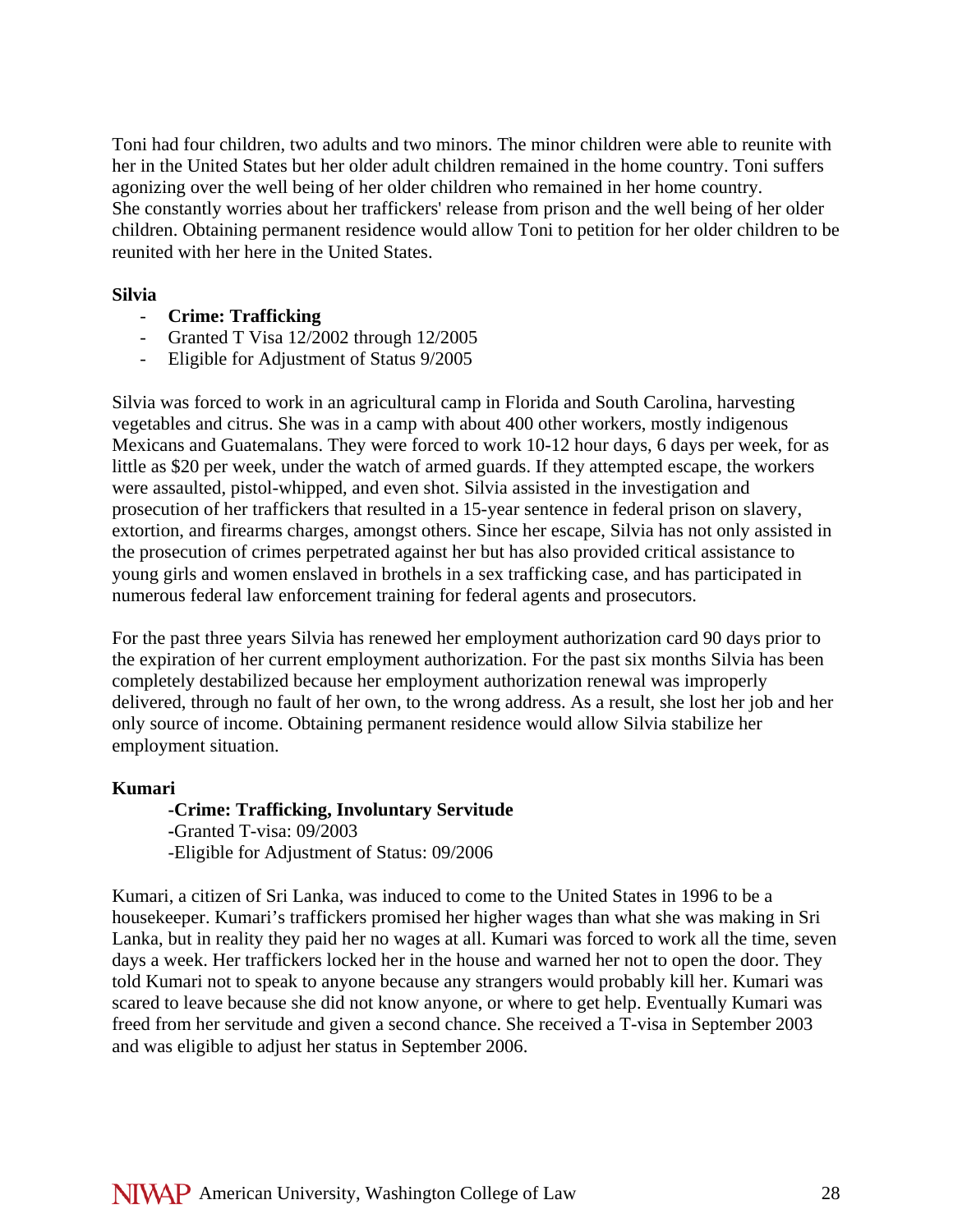Toni had four children, two adults and two minors. The minor children were able to reunite with her in the United States but her older adult children remained in the home country. Toni suffers agonizing over the well being of her older children who remained in her home country. She constantly worries about her traffickers' release from prison and the well being of her older children. Obtaining permanent residence would allow Toni to petition for her older children to be reunited with her here in the United States.

**Silvia**

- **Crime: Trafficking**
- Granted T Visa 12/2002 through 12/2005
- Eligible for Adjustment of Status 9/2005

Silvia was forced to work in an agricultural camp in Florida and South Carolina, harvesting vegetables and citrus. She was in a camp with about 400 other workers, mostly indigenous Mexicans and Guatemalans. They were forced to work 10-12 hour days, 6 days per week, for as little as $20 per week, under the watch of armed guards. If they attempted escape, the workers were assaulted, pistol-whipped, and even shot. Silvia assisted in the investigation and prosecution of her traffickers that resulted in a 15-year sentence in federal prison on slavery, extortion, and firearms charges, amongst others. Since her escape, Silvia has not only assisted in the prosecution of crimes perpetrated against her but has also provided critical assistance to young girls and women enslaved in brothels in a sex trafficking case, and has participated in numerous federal law enforcement training for federal agents and prosecutors.

For the past three years Silvia has renewed her employment authorization card 90 days prior to the expiration of her current employment authorization. For the past six months Silvia has been completely destabilized because her employment authorization renewal was improperly delivered, through no fault of her own, to the wrong address. As a result, she lost her job and her only source of income. Obtaining permanent residence would allow Silvia stabilize her employment situation.

**Kumari**

- **Crime: Trafficking, Involuntary Servitude**
- Granted T-visa: 09/2003
- Eligible for Adjustment of Status: 09/2006

Kumari, a citizen of Sri Lanka, was induced to come to the United States in 1996 to be a housekeeper. Kumari's traffickers promised her higher wages than what she was making in Sri Lanka, but in reality they paid her no wages at all. Kumari was forced to work all the time, seven days a week. Her traffickers locked her in the house and warned her not to open the door. They told Kumari not to speak to anyone because any strangers would probably kill her. Kumari was scared to leave because she did not know anyone, or where to get help. Eventually Kumari was freed from her servitude and given a second chance. She received a T-visa in September 2003 and was eligible to adjust her status in September 2006.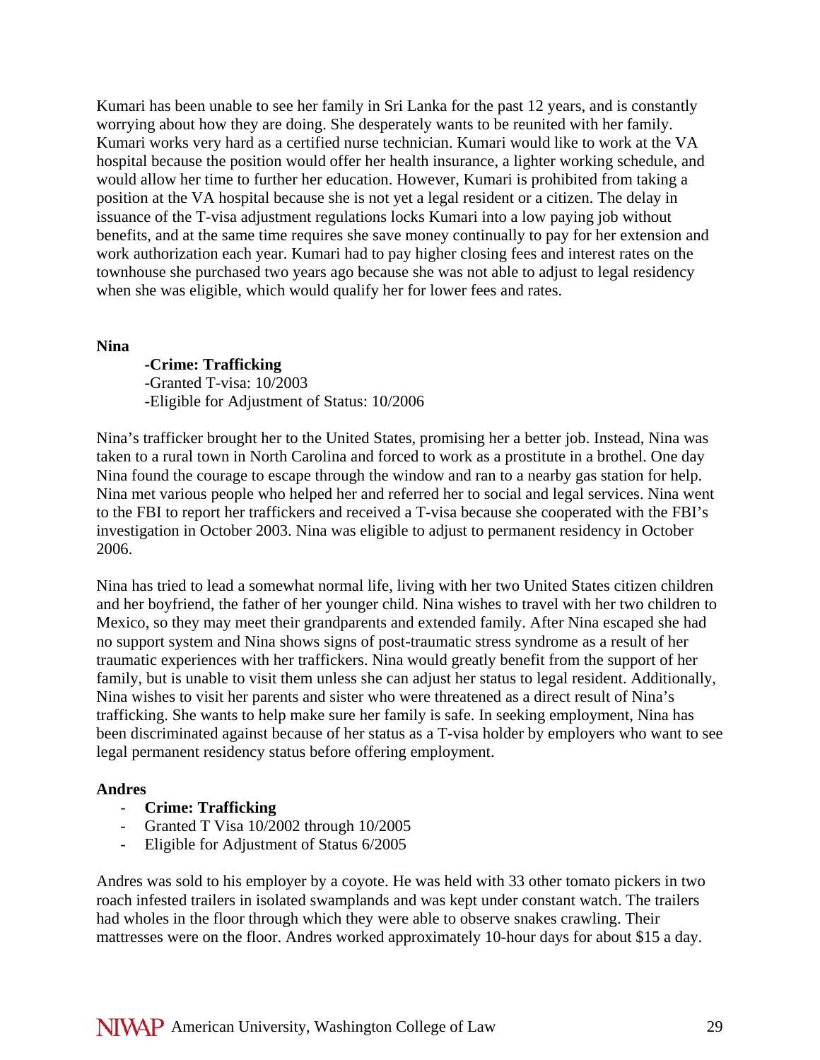Kumari has been unable to see her family in Sri Lanka for the past 12 years, and is constantly worrying about how they are doing. She desperately wants to be reunited with her family. Kumari works very hard as a certified nurse technician. Kumari would like to work at the VA hospital because the position would offer her health insurance, a lighter working schedule, and would allow her time to further her education. However, Kumari is prohibited from taking a position at the VA hospital because she is not yet a legal resident or a citizen. The delay in issuance of the T-visa adjustment regulations locks Kumari into a low paying job without benefits, and at the same time requires she save money continually to pay for her extension and work authorization each year. Kumari had to pay higher closing fees and interest rates on the townhouse she purchased two years ago because she was not able to adjust to legal residency when she was eligible, which would qualify her for lower fees and rates.

**Nina**

- **Crime: Trafficking**
- Granted T-visa: 10/2003
- Eligible for Adjustment of Status: 10/2006

Nina's trafficker brought her to the United States, promising her a better job. Instead, Nina was taken to a rural town in North Carolina and forced to work as a prostitute in a brothel. One day Nina found the courage to escape through the window and ran to a nearby gas station for help. Nina met various people who helped her and referred her to social and legal services. Nina went to the FBI to report her traffickers and received a T-visa because she cooperated with the FBI's investigation in October 2003. Nina was eligible to adjust to permanent residency in October 2006.

Nina has tried to lead a somewhat normal life, living with her two United States citizen children and her boyfriend, the father of her younger child. Nina wishes to travel with her two children to Mexico, so they may meet their grandparents and extended family. After Nina escaped she had no support system and Nina shows signs of post-traumatic stress syndrome as a result of her traumatic experiences with her traffickers. Nina would greatly benefit from the support of her family, but is unable to visit them unless she can adjust her status to legal resident. Additionally, Nina wishes to visit her parents and sister who were threatened as a direct result of Nina's trafficking. She wants to help make sure her family is safe. In seeking employment, Nina has been discriminated against because of her status as a T-visa holder by employers who want to see legal permanent residency status before offering employment.

**Andres**

- **Crime: Trafficking**
- Granted T Visa 10/2002 through 10/2005
- Eligible for Adjustment of Status 6/2005

Andres was sold to his employer by a coyote. He was held with 33 other tomato pickers in two roach infested trailers in isolated swamplands and was kept under constant watch. The trailers had wholes in the floor through which they were able to observe snakes crawling. Their mattresses were on the floor. Andres worked approximately 10-hour days for about $15 a day.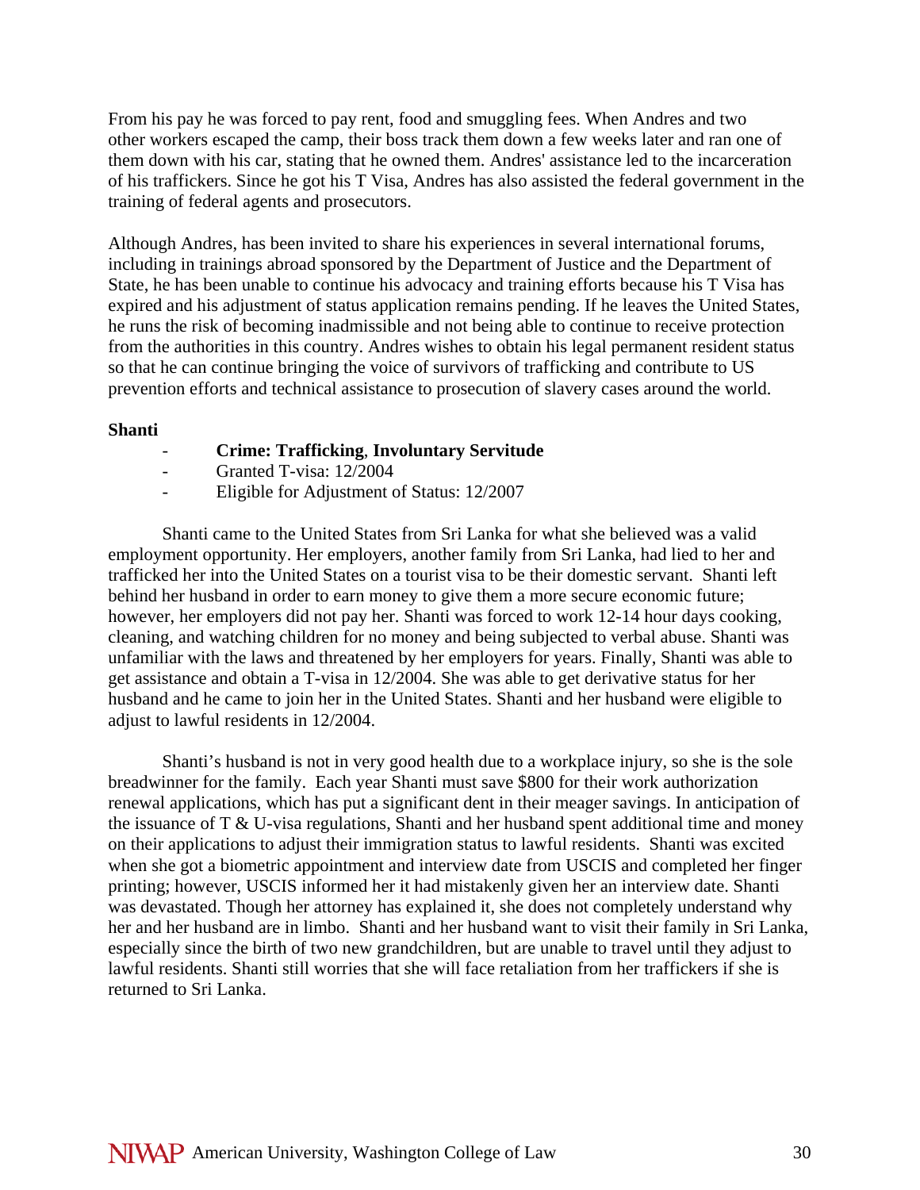From his pay he was forced to pay rent, food and smuggling fees. When Andres and two other workers escaped the camp, their boss track them down a few weeks later and ran one of them down with his car, stating that he owned them. Andres' assistance led to the incarceration of his traffickers. Since he got his T Visa, Andres has also assisted the federal government in the training of federal agents and prosecutors.

Although Andres, has been invited to share his experiences in several international forums, including in trainings abroad sponsored by the Department of Justice and the Department of State, he has been unable to continue his advocacy and training efforts because his T Visa has expired and his adjustment of status application remains pending. If he leaves the United States, he runs the risk of becoming inadmissible and not being able to continue to receive protection from the authorities in this country. Andres wishes to obtain his legal permanent resident status so that he can continue bringing the voice of survivors of trafficking and contribute to US prevention efforts and technical assistance to prosecution of slavery cases around the world.

**Shanti**

- **Crime: Trafficking**, **Involuntary Servitude**
- Granted T-visa: 12/2004
- Eligible for Adjustment of Status: 12/2007

Shanti came to the United States from Sri Lanka for what she believed was a valid employment opportunity. Her employers, another family from Sri Lanka, had lied to her and trafficked her into the United States on a tourist visa to be their domestic servant. Shanti left behind her husband in order to earn money to give them a more secure economic future; however, her employers did not pay her. Shanti was forced to work 12-14 hour days cooking, cleaning, and watching children for no money and being subjected to verbal abuse. Shanti was unfamiliar with the laws and threatened by her employers for years. Finally, Shanti was able to get assistance and obtain a T-visa in 12/2004. She was able to get derivative status for her husband and he came to join her in the United States. Shanti and her husband were eligible to adjust to lawful residents in 12/2004.

Shanti's husband is not in very good health due to a workplace injury, so she is the sole breadwinner for the family. Each year Shanti must save $800 for their work authorization renewal applications, which has put a significant dent in their meager savings. In anticipation of the issuance of T & U-visa regulations, Shanti and her husband spent additional time and money on their applications to adjust their immigration status to lawful residents. Shanti was excited when she got a biometric appointment and interview date from USCIS and completed her finger printing; however, USCIS informed her it had mistakenly given her an interview date. Shanti was devastated. Though her attorney has explained it, she does not completely understand why her and her husband are in limbo. Shanti and her husband want to visit their family in Sri Lanka, especially since the birth of two new grandchildren, but are unable to travel until they adjust to lawful residents. Shanti still worries that she will face retaliation from her traffickers if she is returned to Sri Lanka.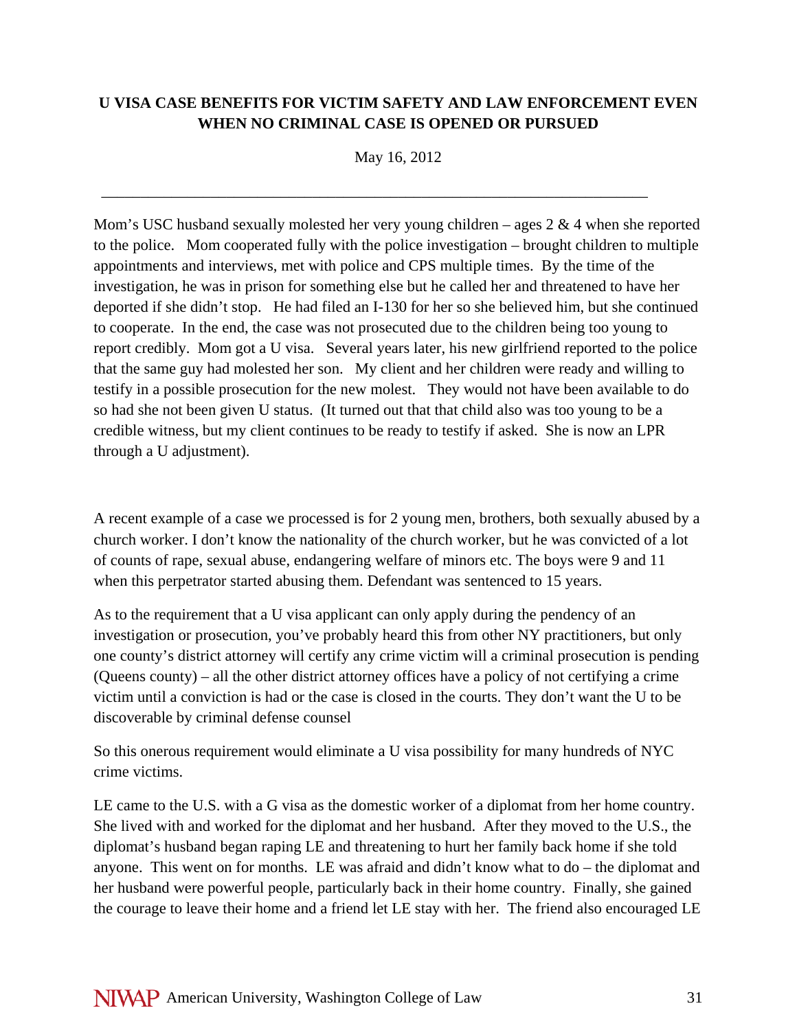**U VISA CASE BENEFITS FOR VICTIM SAFETY AND LAW ENFORCEMENT EVEN WHEN NO CRIMINAL CASE IS OPENED OR PURSUED**

May 16, 2012

---

Mom's USC husband sexually molested her very young children – ages 2 & 4 when she reported to the police. Mom cooperated fully with the police investigation – brought children to multiple appointments and interviews, met with police and CPS multiple times. By the time of the investigation, he was in prison for something else but he called her and threatened to have her deported if she didn't stop. He had filed an I-130 for her so she believed him, but she continued to cooperate. In the end, the case was not prosecuted due to the children being too young to report credibly. Mom got a U visa. Several years later, his new girlfriend reported to the police that the same guy had molested her son. My client and her children were ready and willing to testify in a possible prosecution for the new molest. They would not have been available to do so had she not been given U status. (It turned out that that child also was too young to be a credible witness, but my client continues to be ready to testify if asked. She is now an LPR through a U adjustment).

A recent example of a case we processed is for 2 young men, brothers, both sexually abused by a church worker. I don't know the nationality of the church worker, but he was convicted of a lot of counts of rape, sexual abuse, endangering welfare of minors etc. The boys were 9 and 11 when this perpetrator started abusing them. Defendant was sentenced to 15 years.

As to the requirement that a U visa applicant can only apply during the pendency of an investigation or prosecution, you've probably heard this from other NY practitioners, but only one county's district attorney will certify any crime victim will a criminal prosecution is pending (Queens county) – all the other district attorney offices have a policy of not certifying a crime victim until a conviction is had or the case is closed in the courts. They don't want the U to be discoverable by criminal defense counsel

So this onerous requirement would eliminate a U visa possibility for many hundreds of NYC crime victims.

LE came to the U.S. with a G visa as the domestic worker of a diplomat from her home country. She lived with and worked for the diplomat and her husband. After they moved to the U.S., the diplomat's husband began raping LE and threatening to hurt her family back home if she told anyone. This went on for months. LE was afraid and didn't know what to do – the diplomat and her husband were powerful people, particularly back in their home country. Finally, she gained the courage to leave their home and a friend let LE stay with her. The friend also encouraged LE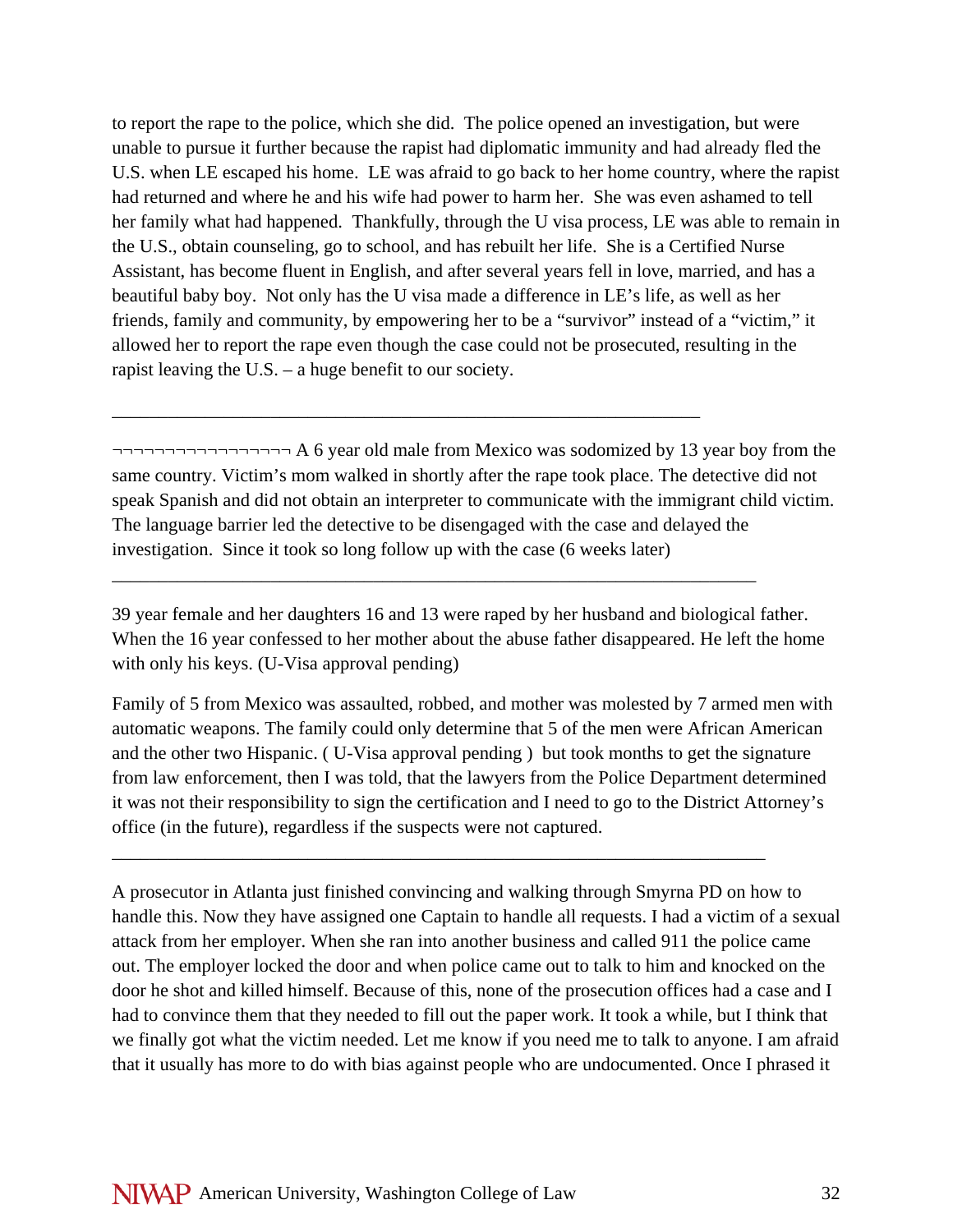to report the rape to the police, which she did. The police opened an investigation, but were unable to pursue it further because the rapist had diplomatic immunity and had already fled the U.S. when LE escaped his home. LE was afraid to go back to her home country, where the rapist had returned and where he and his wife had power to harm her. She was even ashamed to tell her family what had happened. Thankfully, through the U visa process, LE was able to remain in the U.S., obtain counseling, go to school, and has rebuilt her life. She is a Certified Nurse Assistant, has become fluent in English, and after several years fell in love, married, and has a beautiful baby boy. Not only has the U visa made a difference in LE's life, as well as her friends, family and community, by empowering her to be a "survivor" instead of a "victim," it allowed her to report the rape even though the case could not be prosecuted, resulting in the rapist leaving the U.S. – a huge benefit to our society.

---

¬¬¬¬¬¬¬¬¬¬¬¬¬¬¬¬¬ A 6 year old male from Mexico was sodomized by 13 year boy from the same country. Victim's mom walked in shortly after the rape took place. The detective did not speak Spanish and did not obtain an interpreter to communicate with the immigrant child victim. The language barrier led the detective to be disengaged with the case and delayed the investigation. Since it took so long follow up with the case (6 weeks later)

---

39 year female and her daughters 16 and 13 were raped by her husband and biological father. When the 16 year confessed to her mother about the abuse father disappeared. He left the home with only his keys. (U-Visa approval pending)

Family of 5 from Mexico was assaulted, robbed, and mother was molested by 7 armed men with automatic weapons. The family could only determine that 5 of the men were African American and the other two Hispanic. ( U-Visa approval pending ) but took months to get the signature from law enforcement, then I was told, that the lawyers from the Police Department determined it was not their responsibility to sign the certification and I need to go to the District Attorney's office (in the future), regardless if the suspects were not captured.

---

A prosecutor in Atlanta just finished convincing and walking through Smyrna PD on how to handle this. Now they have assigned one Captain to handle all requests. I had a victim of a sexual attack from her employer. When she ran into another business and called 911 the police came out. The employer locked the door and when police came out to talk to him and knocked on the door he shot and killed himself. Because of this, none of the prosecution offices had a case and I had to convince them that they needed to fill out the paper work. It took a while, but I think that we finally got what the victim needed. Let me know if you need me to talk to anyone. I am afraid that it usually has more to do with bias against people who are undocumented. Once I phrased it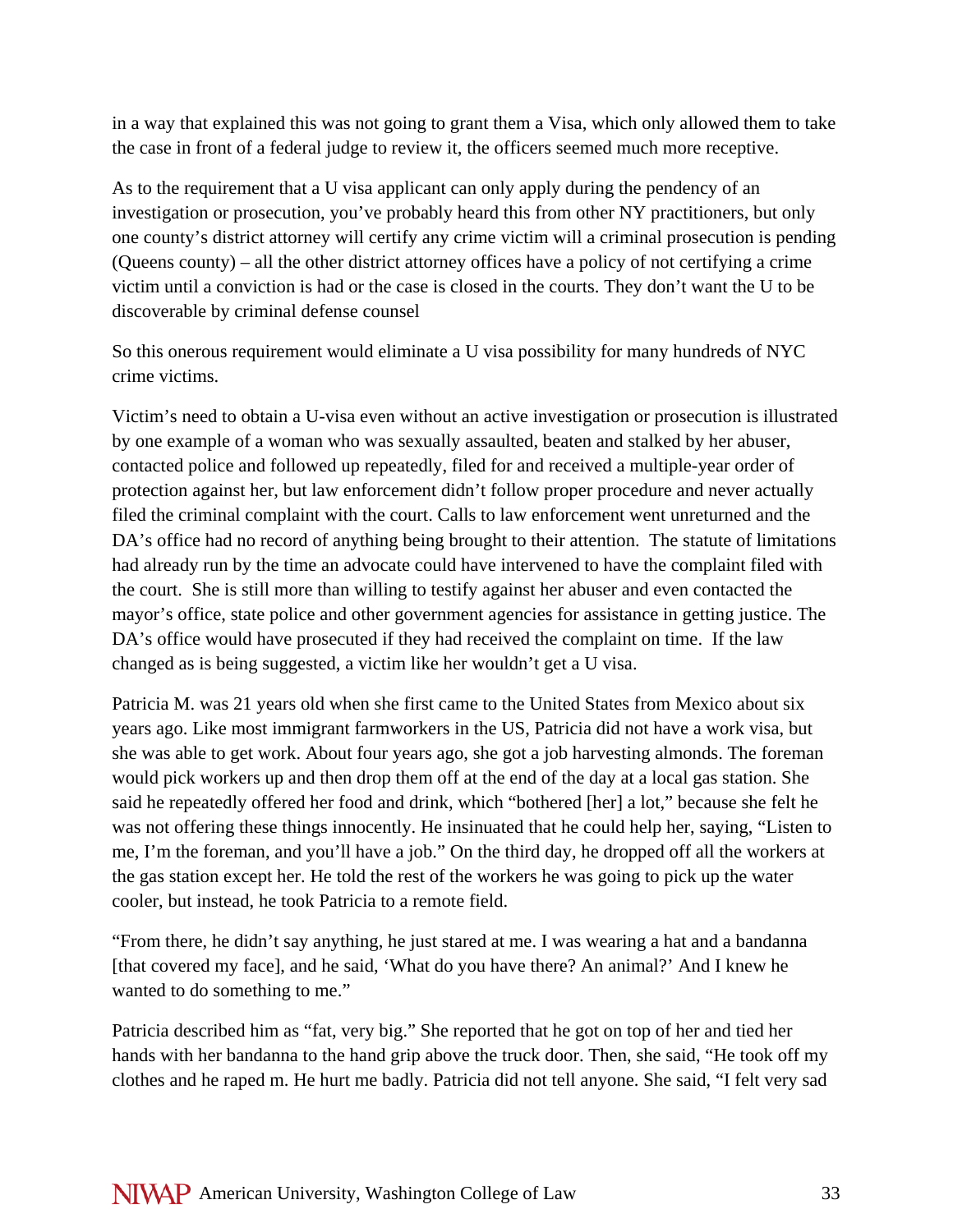in a way that explained this was not going to grant them a Visa, which only allowed them to take the case in front of a federal judge to review it, the officers seemed much more receptive.

As to the requirement that a U visa applicant can only apply during the pendency of an investigation or prosecution, you've probably heard this from other NY practitioners, but only one county's district attorney will certify any crime victim will a criminal prosecution is pending (Queens county) – all the other district attorney offices have a policy of not certifying a crime victim until a conviction is had or the case is closed in the courts. They don't want the U to be discoverable by criminal defense counsel

So this onerous requirement would eliminate a U visa possibility for many hundreds of NYC crime victims.

Victim's need to obtain a U-visa even without an active investigation or prosecution is illustrated by one example of a woman who was sexually assaulted, beaten and stalked by her abuser, contacted police and followed up repeatedly, filed for and received a multiple-year order of protection against her, but law enforcement didn't follow proper procedure and never actually filed the criminal complaint with the court. Calls to law enforcement went unreturned and the DA's office had no record of anything being brought to their attention. The statute of limitations had already run by the time an advocate could have intervened to have the complaint filed with the court. She is still more than willing to testify against her abuser and even contacted the mayor's office, state police and other government agencies for assistance in getting justice. The DA's office would have prosecuted if they had received the complaint on time. If the law changed as is being suggested, a victim like her wouldn't get a U visa.

Patricia M. was 21 years old when she first came to the United States from Mexico about six years ago. Like most immigrant farmworkers in the US, Patricia did not have a work visa, but she was able to get work. About four years ago, she got a job harvesting almonds. The foreman would pick workers up and then drop them off at the end of the day at a local gas station. She said he repeatedly offered her food and drink, which "bothered [her] a lot," because she felt he was not offering these things innocently. He insinuated that he could help her, saying, "Listen to me, I'm the foreman, and you'll have a job." On the third day, he dropped off all the workers at the gas station except her. He told the rest of the workers he was going to pick up the water cooler, but instead, he took Patricia to a remote field.

"From there, he didn't say anything, he just stared at me. I was wearing a hat and a bandanna [that covered my face], and he said, 'What do you have there? An animal?' And I knew he wanted to do something to me."

Patricia described him as "fat, very big." She reported that he got on top of her and tied her hands with her bandanna to the hand grip above the truck door. Then, she said, "He took off my clothes and he raped m. He hurt me badly. Patricia did not tell anyone. She said, "I felt very sad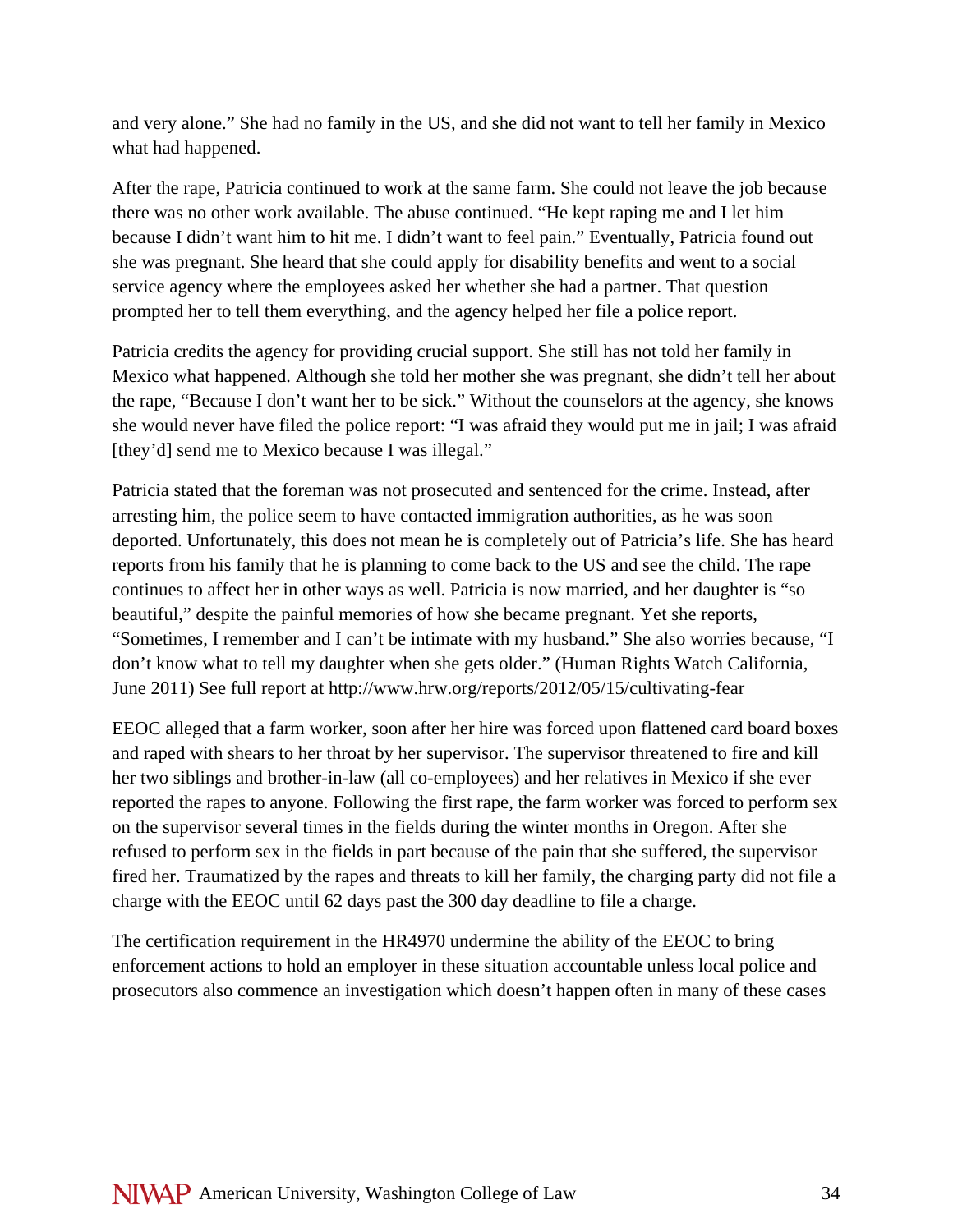and very alone." She had no family in the US, and she did not want to tell her family in Mexico what had happened.

After the rape, Patricia continued to work at the same farm. She could not leave the job because there was no other work available. The abuse continued. "He kept raping me and I let him because I didn't want him to hit me. I didn't want to feel pain." Eventually, Patricia found out she was pregnant. She heard that she could apply for disability benefits and went to a social service agency where the employees asked her whether she had a partner. That question prompted her to tell them everything, and the agency helped her file a police report.

Patricia credits the agency for providing crucial support. She still has not told her family in Mexico what happened. Although she told her mother she was pregnant, she didn't tell her about the rape, "Because I don't want her to be sick." Without the counselors at the agency, she knows she would never have filed the police report: "I was afraid they would put me in jail; I was afraid [they'd] send me to Mexico because I was illegal."

Patricia stated that the foreman was not prosecuted and sentenced for the crime. Instead, after arresting him, the police seem to have contacted immigration authorities, as he was soon deported. Unfortunately, this does not mean he is completely out of Patricia's life. She has heard reports from his family that he is planning to come back to the US and see the child. The rape continues to affect her in other ways as well. Patricia is now married, and her daughter is "so beautiful," despite the painful memories of how she became pregnant. Yet she reports, "Sometimes, I remember and I can't be intimate with my husband." She also worries because, "I don't know what to tell my daughter when she gets older." (Human Rights Watch California, June 2011) See full report at http://www.hrw.org/reports/2012/05/15/cultivating-fear

EEOC alleged that a farm worker, soon after her hire was forced upon flattened card board boxes and raped with shears to her throat by her supervisor. The supervisor threatened to fire and kill her two siblings and brother-in-law (all co-employees) and her relatives in Mexico if she ever reported the rapes to anyone. Following the first rape, the farm worker was forced to perform sex on the supervisor several times in the fields during the winter months in Oregon. After she refused to perform sex in the fields in part because of the pain that she suffered, the supervisor fired her. Traumatized by the rapes and threats to kill her family, the charging party did not file a charge with the EEOC until 62 days past the 300 day deadline to file a charge.

The certification requirement in the HR4970 undermine the ability of the EEOC to bring enforcement actions to hold an employer in these situation accountable unless local police and prosecutors also commence an investigation which doesn't happen often in many of these cases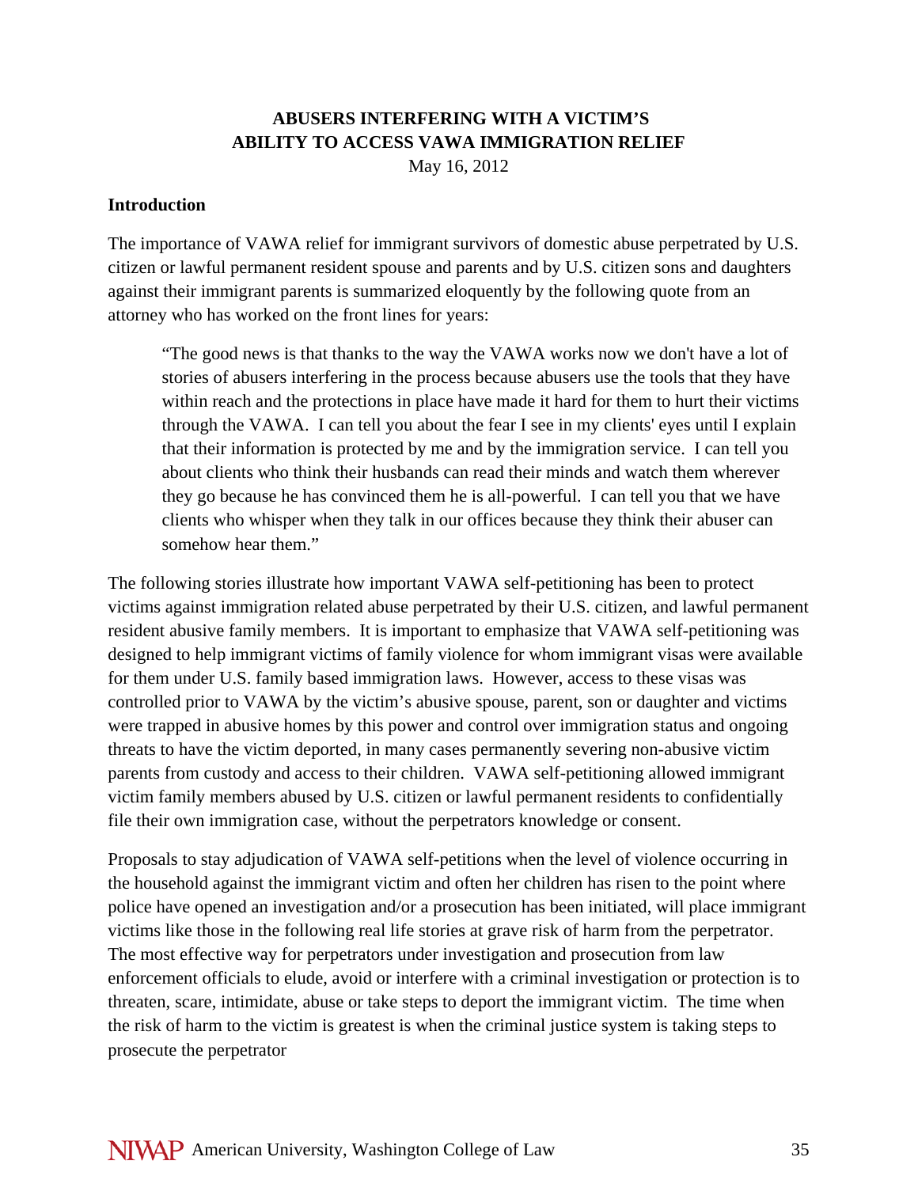## ABUSERS INTERFERING WITH A VICTIM'S ABILITY TO ACCESS VAWA IMMIGRATION RELIEF

May 16, 2012

### Introduction

The importance of VAWA relief for immigrant survivors of domestic abuse perpetrated by U.S. citizen or lawful permanent resident spouse and parents and by U.S. citizen sons and daughters against their immigrant parents is summarized eloquently by the following quote from an attorney who has worked on the front lines for years:

> "The good news is that thanks to the way the VAWA works now we don't have a lot of stories of abusers interfering in the process because abusers use the tools that they have within reach and the protections in place have made it hard for them to hurt their victims through the VAWA. I can tell you about the fear I see in my clients' eyes until I explain that their information is protected by me and by the immigration service. I can tell you about clients who think their husbands can read their minds and watch them wherever they go because he has convinced them he is all-powerful. I can tell you that we have clients who whisper when they talk in our offices because they think their abuser can somehow hear them."

The following stories illustrate how important VAWA self-petitioning has been to protect victims against immigration related abuse perpetrated by their U.S. citizen, and lawful permanent resident abusive family members. It is important to emphasize that VAWA self-petitioning was designed to help immigrant victims of family violence for whom immigrant visas were available for them under U.S. family based immigration laws. However, access to these visas was controlled prior to VAWA by the victim's abusive spouse, parent, son or daughter and victims were trapped in abusive homes by this power and control over immigration status and ongoing threats to have the victim deported, in many cases permanently severing non-abusive victim parents from custody and access to their children. VAWA self-petitioning allowed immigrant victim family members abused by U.S. citizen or lawful permanent residents to confidentially file their own immigration case, without the perpetrators knowledge or consent.

Proposals to stay adjudication of VAWA self-petitions when the level of violence occurring in the household against the immigrant victim and often her children has risen to the point where police have opened an investigation and/or a prosecution has been initiated, will place immigrant victims like those in the following real life stories at grave risk of harm from the perpetrator. The most effective way for perpetrators under investigation and prosecution from law enforcement officials to elude, avoid or interfere with a criminal investigation or protection is to threaten, scare, intimidate, abuse or take steps to deport the immigrant victim. The time when the risk of harm to the victim is greatest is when the criminal justice system is taking steps to prosecute the perpetrator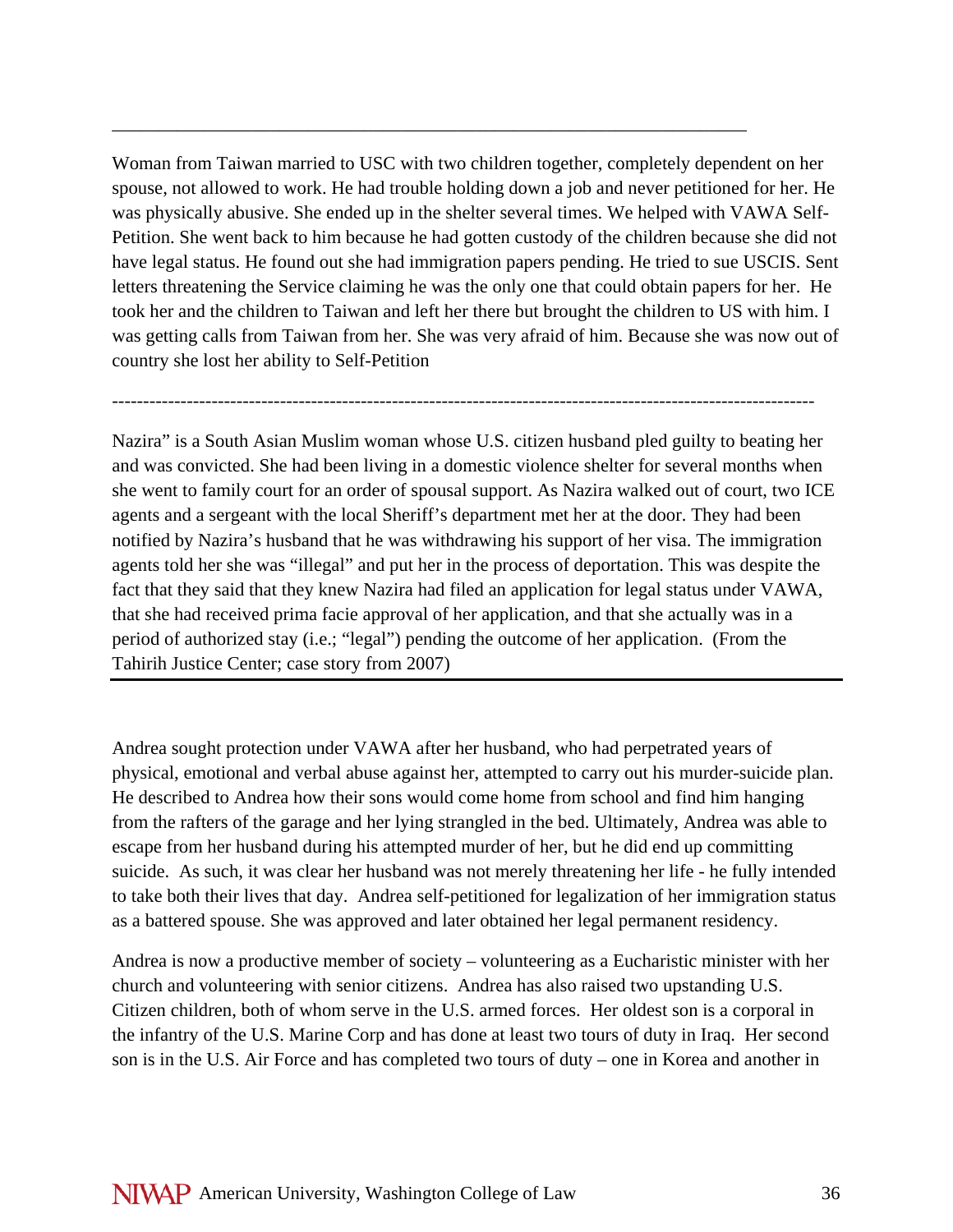---

Woman from Taiwan married to USC with two children together, completely dependent on her spouse, not allowed to work. He had trouble holding down a job and never petitioned for her. He was physically abusive. She ended up in the shelter several times. We helped with VAWA Self-Petition. She went back to him because he had gotten custody of the children because she did not have legal status. He found out she had immigration papers pending. He tried to sue USCIS. Sent letters threatening the Service claiming he was the only one that could obtain papers for her. He took her and the children to Taiwan and left her there but brought the children to US with him. I was getting calls from Taiwan from her. She was very afraid of him. Because she was now out of country she lost her ability to Self-Petition

---

Nazira" is a South Asian Muslim woman whose U.S. citizen husband pled guilty to beating her and was convicted. She had been living in a domestic violence shelter for several months when she went to family court for an order of spousal support. As Nazira walked out of court, two ICE agents and a sergeant with the local Sheriff's department met her at the door. They had been notified by Nazira's husband that he was withdrawing his support of her visa. The immigration agents told her she was "illegal" and put her in the process of deportation. This was despite the fact that they said that they knew Nazira had filed an application for legal status under VAWA, that she had received prima facie approval of her application, and that she actually was in a period of authorized stay (i.e.; "legal") pending the outcome of her application. (From the Tahirih Justice Center; case story from 2007)

---

Andrea sought protection under VAWA after her husband, who had perpetrated years of physical, emotional and verbal abuse against her, attempted to carry out his murder-suicide plan. He described to Andrea how their sons would come home from school and find him hanging from the rafters of the garage and her lying strangled in the bed. Ultimately, Andrea was able to escape from her husband during his attempted murder of her, but he did end up committing suicide. As such, it was clear her husband was not merely threatening her life - he fully intended to take both their lives that day. Andrea self-petitioned for legalization of her immigration status as a battered spouse. She was approved and later obtained her legal permanent residency.

Andrea is now a productive member of society – volunteering as a Eucharistic minister with her church and volunteering with senior citizens. Andrea has also raised two upstanding U.S. Citizen children, both of whom serve in the U.S. armed forces. Her oldest son is a corporal in the infantry of the U.S. Marine Corp and has done at least two tours of duty in Iraq. Her second son is in the U.S. Air Force and has completed two tours of duty – one in Korea and another in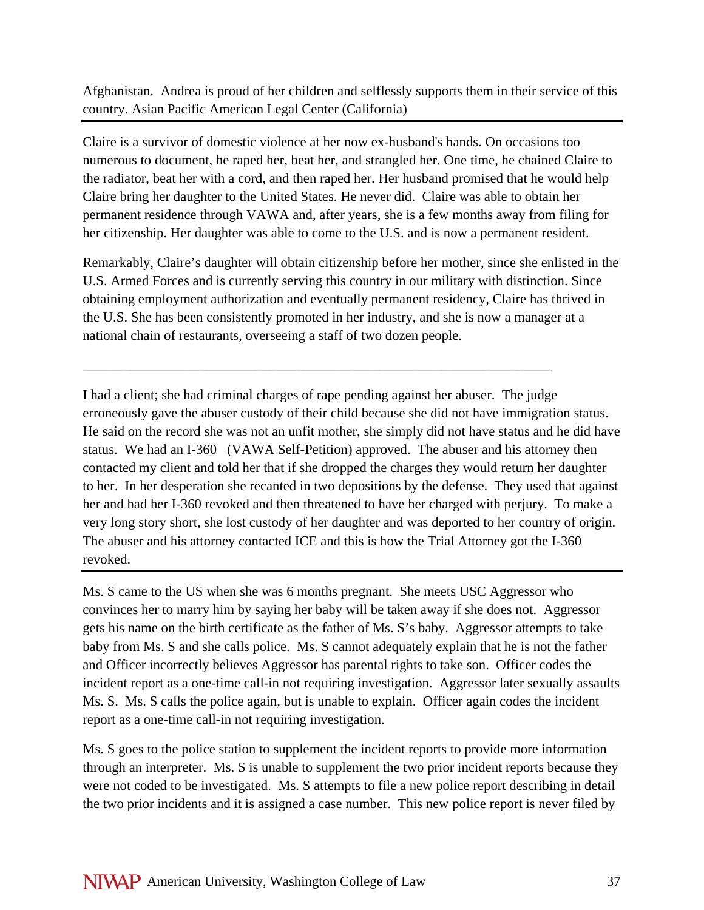Afghanistan. Andrea is proud of her children and selflessly supports them in their service of this country. Asian Pacific American Legal Center (California)

---

Claire is a survivor of domestic violence at her now ex-husband's hands. On occasions too numerous to document, he raped her, beat her, and strangled her. One time, he chained Claire to the radiator, beat her with a cord, and then raped her. Her husband promised that he would help Claire bring her daughter to the United States. He never did. Claire was able to obtain her permanent residence through VAWA and, after years, she is a few months away from filing for her citizenship. Her daughter was able to come to the U.S. and is now a permanent resident.

Remarkably, Claire's daughter will obtain citizenship before her mother, since she enlisted in the U.S. Armed Forces and is currently serving this country in our military with distinction. Since obtaining employment authorization and eventually permanent residency, Claire has thrived in the U.S. She has been consistently promoted in her industry, and she is now a manager at a national chain of restaurants, overseeing a staff of two dozen people.

---

I had a client; she had criminal charges of rape pending against her abuser. The judge erroneously gave the abuser custody of their child because she did not have immigration status. He said on the record she was not an unfit mother, she simply did not have status and he did have status. We had an I-360 (VAWA Self-Petition) approved. The abuser and his attorney then contacted my client and told her that if she dropped the charges they would return her daughter to her. In her desperation she recanted in two depositions by the defense. They used that against her and had her I-360 revoked and then threatened to have her charged with perjury. To make a very long story short, she lost custody of her daughter and was deported to her country of origin. The abuser and his attorney contacted ICE and this is how the Trial Attorney got the I-360 revoked.

---

Ms. S came to the US when she was 6 months pregnant. She meets USC Aggressor who convinces her to marry him by saying her baby will be taken away if she does not. Aggressor gets his name on the birth certificate as the father of Ms. S's baby. Aggressor attempts to take baby from Ms. S and she calls police. Ms. S cannot adequately explain that he is not the father and Officer incorrectly believes Aggressor has parental rights to take son. Officer codes the incident report as a one-time call-in not requiring investigation. Aggressor later sexually assaults Ms. S. Ms. S calls the police again, but is unable to explain. Officer again codes the incident report as a one-time call-in not requiring investigation.

Ms. S goes to the police station to supplement the incident reports to provide more information through an interpreter. Ms. S is unable to supplement the two prior incident reports because they were not coded to be investigated. Ms. S attempts to file a new police report describing in detail the two prior incidents and it is assigned a case number. This new police report is never filed by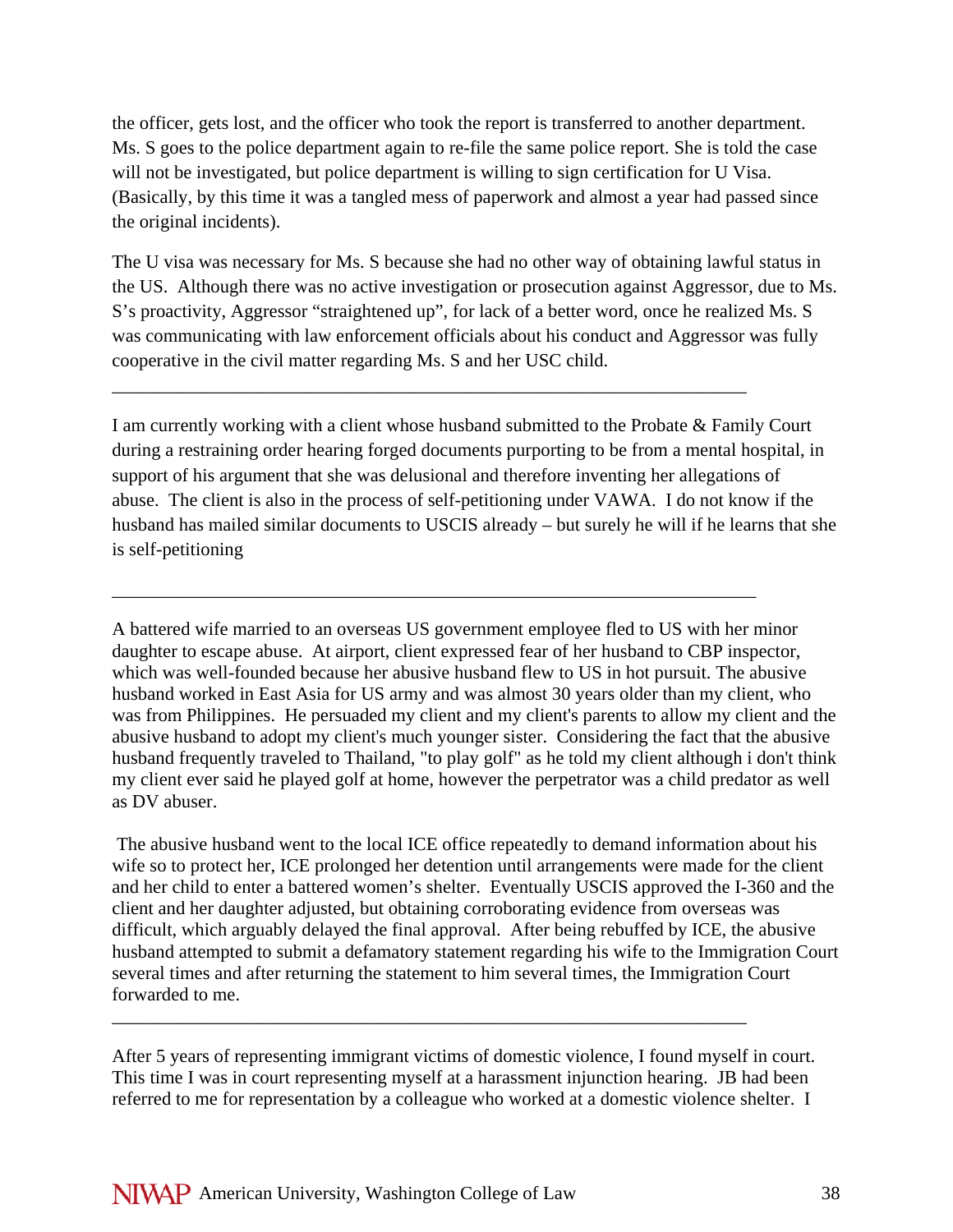the officer, gets lost, and the officer who took the report is transferred to another department. Ms. S goes to the police department again to re-file the same police report. She is told the case will not be investigated, but police department is willing to sign certification for U Visa. (Basically, by this time it was a tangled mess of paperwork and almost a year had passed since the original incidents).

The U visa was necessary for Ms. S because she had no other way of obtaining lawful status in the US. Although there was no active investigation or prosecution against Aggressor, due to Ms. S's proactivity, Aggressor "straightened up", for lack of a better word, once he realized Ms. S was communicating with law enforcement officials about his conduct and Aggressor was fully cooperative in the civil matter regarding Ms. S and her USC child.

---

I am currently working with a client whose husband submitted to the Probate & Family Court during a restraining order hearing forged documents purporting to be from a mental hospital, in support of his argument that she was delusional and therefore inventing her allegations of abuse. The client is also in the process of self-petitioning under VAWA. I do not know if the husband has mailed similar documents to USCIS already – but surely he will if he learns that she is self-petitioning

---

A battered wife married to an overseas US government employee fled to US with her minor daughter to escape abuse. At airport, client expressed fear of her husband to CBP inspector, which was well-founded because her abusive husband flew to US in hot pursuit. The abusive husband worked in East Asia for US army and was almost 30 years older than my client, who was from Philippines. He persuaded my client and my client's parents to allow my client and the abusive husband to adopt my client's much younger sister. Considering the fact that the abusive husband frequently traveled to Thailand, "to play golf" as he told my client although i don't think my client ever said he played golf at home, however the perpetrator was a child predator as well as DV abuser.

The abusive husband went to the local ICE office repeatedly to demand information about his wife so to protect her, ICE prolonged her detention until arrangements were made for the client and her child to enter a battered women's shelter. Eventually USCIS approved the I-360 and the client and her daughter adjusted, but obtaining corroborating evidence from overseas was difficult, which arguably delayed the final approval. After being rebuffed by ICE, the abusive husband attempted to submit a defamatory statement regarding his wife to the Immigration Court several times and after returning the statement to him several times, the Immigration Court forwarded to me.

---

After 5 years of representing immigrant victims of domestic violence, I found myself in court. This time I was in court representing myself at a harassment injunction hearing. JB had been referred to me for representation by a colleague who worked at a domestic violence shelter. I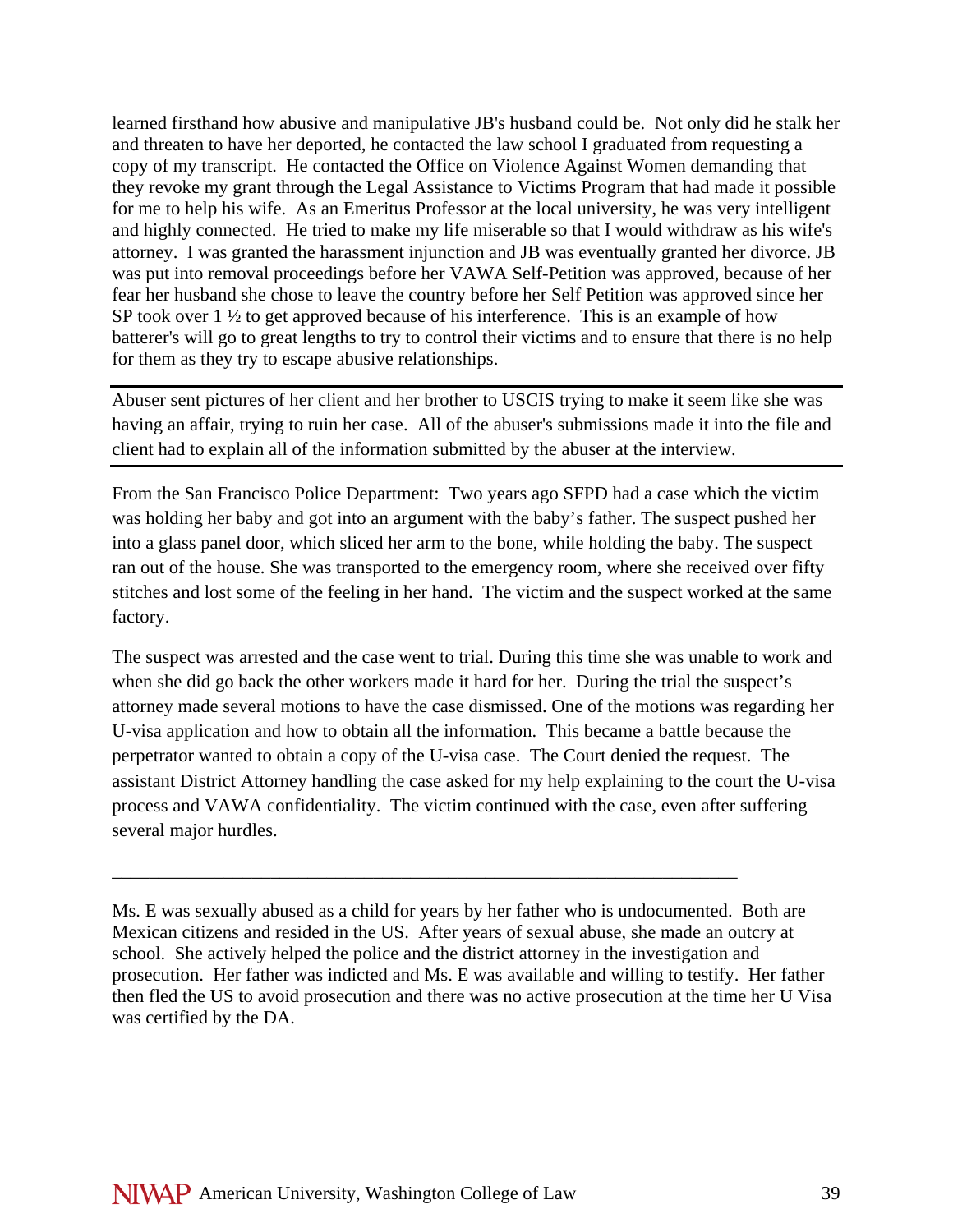learned firsthand how abusive and manipulative JB's husband could be. Not only did he stalk her and threaten to have her deported, he contacted the law school I graduated from requesting a copy of my transcript. He contacted the Office on Violence Against Women demanding that they revoke my grant through the Legal Assistance to Victims Program that had made it possible for me to help his wife. As an Emeritus Professor at the local university, he was very intelligent and highly connected. He tried to make my life miserable so that I would withdraw as his wife's attorney. I was granted the harassment injunction and JB was eventually granted her divorce. JB was put into removal proceedings before her VAWA Self-Petition was approved, because of her fear her husband she chose to leave the country before her Self Petition was approved since her SP took over 1 ½ to get approved because of his interference. This is an example of how batterer's will go to great lengths to try to control their victims and to ensure that there is no help for them as they try to escape abusive relationships.

---

Abuser sent pictures of her client and her brother to USCIS trying to make it seem like she was having an affair, trying to ruin her case. All of the abuser's submissions made it into the file and client had to explain all of the information submitted by the abuser at the interview.

---

From the San Francisco Police Department: Two years ago SFPD had a case which the victim was holding her baby and got into an argument with the baby's father. The suspect pushed her into a glass panel door, which sliced her arm to the bone, while holding the baby. The suspect ran out of the house. She was transported to the emergency room, where she received over fifty stitches and lost some of the feeling in her hand. The victim and the suspect worked at the same factory.

The suspect was arrested and the case went to trial. During this time she was unable to work and when she did go back the other workers made it hard for her. During the trial the suspect's attorney made several motions to have the case dismissed. One of the motions was regarding her U-visa application and how to obtain all the information. This became a battle because the perpetrator wanted to obtain a copy of the U-visa case. The Court denied the request. The assistant District Attorney handling the case asked for my help explaining to the court the U-visa process and VAWA confidentiality. The victim continued with the case, even after suffering several major hurdles.

---

Ms. E was sexually abused as a child for years by her father who is undocumented. Both are Mexican citizens and resided in the US. After years of sexual abuse, she made an outcry at school. She actively helped the police and the district attorney in the investigation and prosecution. Her father was indicted and Ms. E was available and willing to testify. Her father then fled the US to avoid prosecution and there was no active prosecution at the time her U Visa was certified by the DA.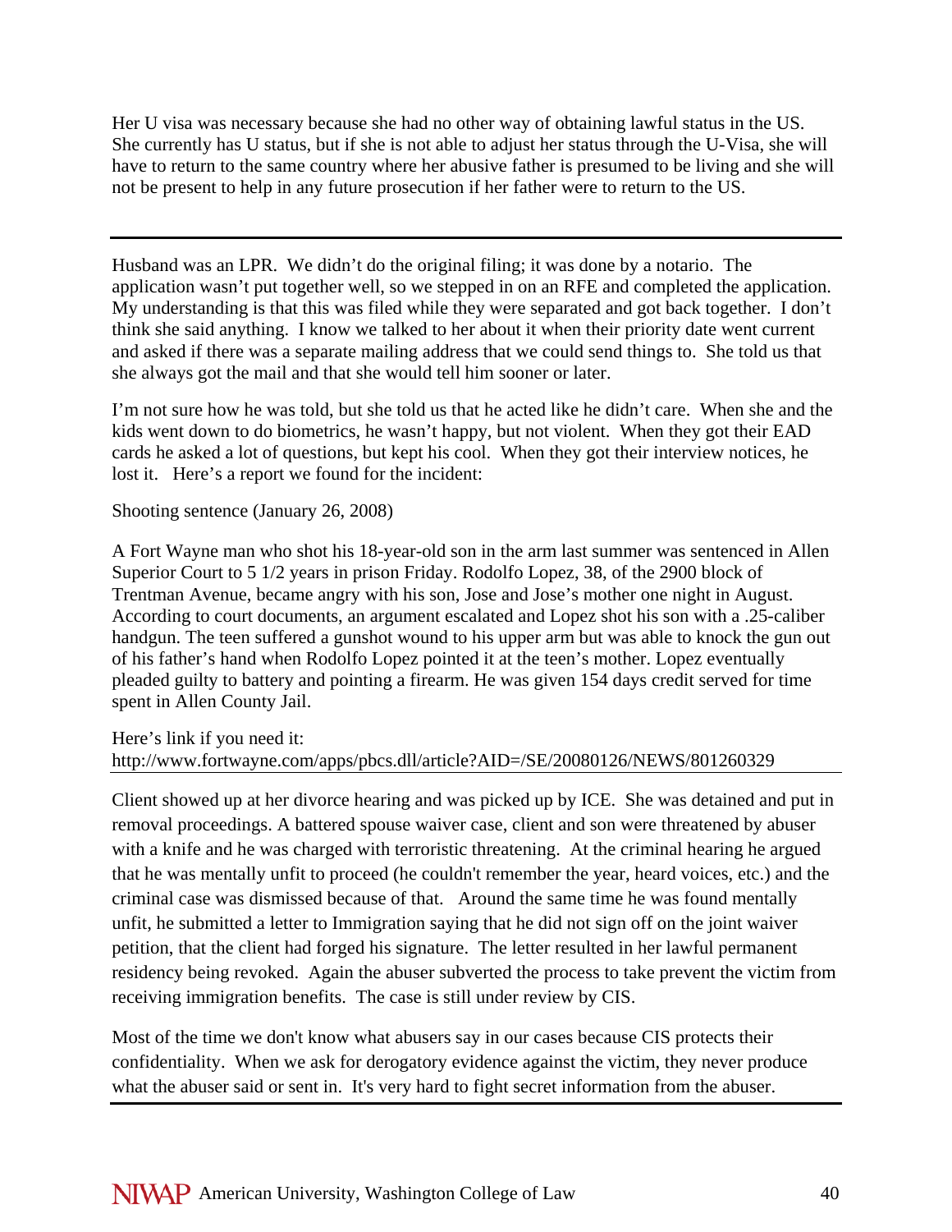Her U visa was necessary because she had no other way of obtaining lawful status in the US. She currently has U status, but if she is not able to adjust her status through the U-Visa, she will have to return to the same country where her abusive father is presumed to be living and she will not be present to help in any future prosecution if her father were to return to the US.

---

Husband was an LPR. We didn't do the original filing; it was done by a notario. The application wasn't put together well, so we stepped in on an RFE and completed the application. My understanding is that this was filed while they were separated and got back together. I don't think she said anything. I know we talked to her about it when their priority date went current and asked if there was a separate mailing address that we could send things to. She told us that she always got the mail and that she would tell him sooner or later.

I'm not sure how he was told, but she told us that he acted like he didn't care. When she and the kids went down to do biometrics, he wasn't happy, but not violent. When they got their EAD cards he asked a lot of questions, but kept his cool. When they got their interview notices, he lost it. Here's a report we found for the incident:

Shooting sentence (January 26, 2008)

A Fort Wayne man who shot his 18-year-old son in the arm last summer was sentenced in Allen Superior Court to 5 1/2 years in prison Friday. Rodolfo Lopez, 38, of the 2900 block of Trentman Avenue, became angry with his son, Jose and Jose's mother one night in August. According to court documents, an argument escalated and Lopez shot his son with a .25-caliber handgun. The teen suffered a gunshot wound to his upper arm but was able to knock the gun out of his father's hand when Rodolfo Lopez pointed it at the teen's mother. Lopez eventually pleaded guilty to battery and pointing a firearm. He was given 154 days credit served for time spent in Allen County Jail.

Here's link if you need it:
http://www.fortwayne.com/apps/pbcs.dll/article?AID=/SE/20080126/NEWS/801260329

---

Client showed up at her divorce hearing and was picked up by ICE. She was detained and put in removal proceedings. A battered spouse waiver case, client and son were threatened by abuser with a knife and he was charged with terroristic threatening. At the criminal hearing he argued that he was mentally unfit to proceed (he couldn't remember the year, heard voices, etc.) and the criminal case was dismissed because of that. Around the same time he was found mentally unfit, he submitted a letter to Immigration saying that he did not sign off on the joint waiver petition, that the client had forged his signature. The letter resulted in her lawful permanent residency being revoked. Again the abuser subverted the process to take prevent the victim from receiving immigration benefits. The case is still under review by CIS.

Most of the time we don't know what abusers say in our cases because CIS protects their confidentiality. When we ask for derogatory evidence against the victim, they never produce what the abuser said or sent in. It's very hard to fight secret information from the abuser.

---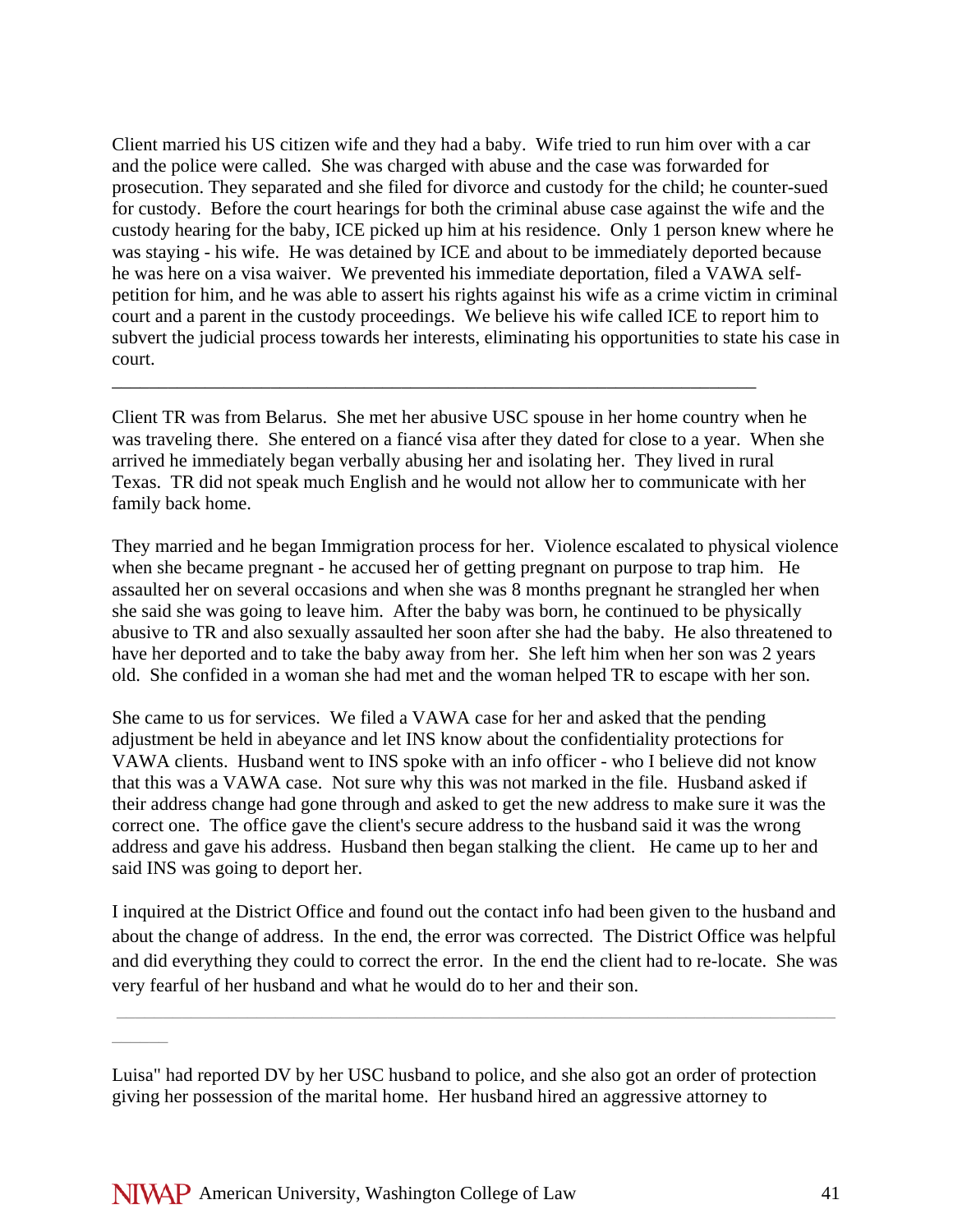Client married his US citizen wife and they had a baby. Wife tried to run him over with a car and the police were called. She was charged with abuse and the case was forwarded for prosecution. They separated and she filed for divorce and custody for the child; he counter-sued for custody. Before the court hearings for both the criminal abuse case against the wife and the custody hearing for the baby, ICE picked up him at his residence. Only 1 person knew where he was staying - his wife. He was detained by ICE and about to be immediately deported because he was here on a visa waiver. We prevented his immediate deportation, filed a VAWA self-petition for him, and he was able to assert his rights against his wife as a crime victim in criminal court and a parent in the custody proceedings. We believe his wife called ICE to report him to subvert the judicial process towards her interests, eliminating his opportunities to state his case in court.

---

Client TR was from Belarus. She met her abusive USC spouse in her home country when he was traveling there. She entered on a fiancé visa after they dated for close to a year. When she arrived he immediately began verbally abusing her and isolating her. They lived in rural Texas. TR did not speak much English and he would not allow her to communicate with her family back home.

They married and he began Immigration process for her. Violence escalated to physical violence when she became pregnant - he accused her of getting pregnant on purpose to trap him. He assaulted her on several occasions and when she was 8 months pregnant he strangled her when she said she was going to leave him. After the baby was born, he continued to be physically abusive to TR and also sexually assaulted her soon after she had the baby. He also threatened to have her deported and to take the baby away from her. She left him when her son was 2 years old. She confided in a woman she had met and the woman helped TR to escape with her son.

She came to us for services. We filed a VAWA case for her and asked that the pending adjustment be held in abeyance and let INS know about the confidentiality protections for VAWA clients. Husband went to INS spoke with an info officer - who I believe did not know that this was a VAWA case. Not sure why this was not marked in the file. Husband asked if their address change had gone through and asked to get the new address to make sure it was the correct one. The office gave the client's secure address to the husband said it was the wrong address and gave his address. Husband then began stalking the client. He came up to her and said INS was going to deport her.

I inquired at the District Office and found out the contact info had been given to the husband and about the change of address. In the end, the error was corrected. The District Office was helpful and did everything they could to correct the error. In the end the client had to re-locate. She was very fearful of her husband and what he would do to her and their son.

---

Luisa" had reported DV by her USC husband to police, and she also got an order of protection giving her possession of the marital home. Her husband hired an aggressive attorney to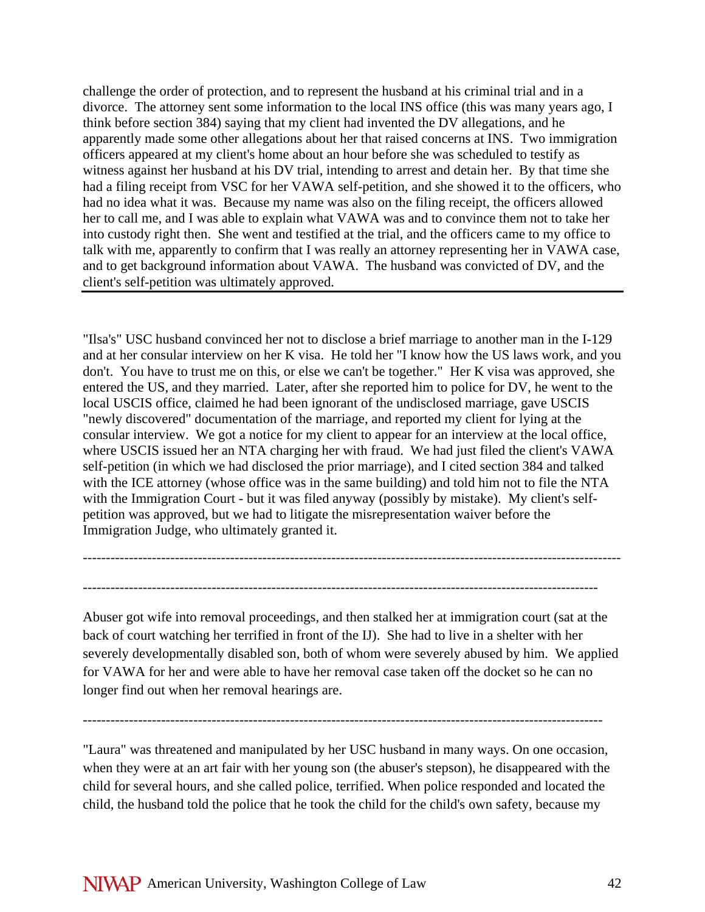challenge the order of protection, and to represent the husband at his criminal trial and in a divorce. The attorney sent some information to the local INS office (this was many years ago, I think before section 384) saying that my client had invented the DV allegations, and he apparently made some other allegations about her that raised concerns at INS. Two immigration officers appeared at my client's home about an hour before she was scheduled to testify as witness against her husband at his DV trial, intending to arrest and detain her. By that time she had a filing receipt from VSC for her VAWA self-petition, and she showed it to the officers, who had no idea what it was. Because my name was also on the filing receipt, the officers allowed her to call me, and I was able to explain what VAWA was and to convince them not to take her into custody right then. She went and testified at the trial, and the officers came to my office to talk with me, apparently to confirm that I was really an attorney representing her in VAWA case, and to get background information about VAWA. The husband was convicted of DV, and the client's self-petition was ultimately approved.

---

"Ilsa's" USC husband convinced her not to disclose a brief marriage to another man in the I-129 and at her consular interview on her K visa. He told her "I know how the US laws work, and you don't. You have to trust me on this, or else we can't be together." Her K visa was approved, she entered the US, and they married. Later, after she reported him to police for DV, he went to the local USCIS office, claimed he had been ignorant of the undisclosed marriage, gave USCIS "newly discovered" documentation of the marriage, and reported my client for lying at the consular interview. We got a notice for my client to appear for an interview at the local office, where USCIS issued her an NTA charging her with fraud. We had just filed the client's VAWA self-petition (in which we had disclosed the prior marriage), and I cited section 384 and talked with the ICE attorney (whose office was in the same building) and told him not to file the NTA with the Immigration Court - but it was filed anyway (possibly by mistake). My client's self-petition was approved, but we had to litigate the misrepresentation waiver before the Immigration Judge, who ultimately granted it.

-------------------------------------------------------------------------------------------------------------------

---------------------------------------------------------------------------------------------------------------

Abuser got wife into removal proceedings, and then stalked her at immigration court (sat at the back of court watching her terrified in front of the IJ). She had to live in a shelter with her severely developmentally disabled son, both of whom were severely abused by him. We applied for VAWA for her and were able to have her removal case taken off the docket so he can no longer find out when her removal hearings are.

---------------------------------------------------------------------------------------------------------------

"Laura" was threatened and manipulated by her USC husband in many ways. On one occasion, when they were at an art fair with her young son (the abuser's stepson), he disappeared with the child for several hours, and she called police, terrified. When police responded and located the child, the husband told the police that he took the child for the child's own safety, because my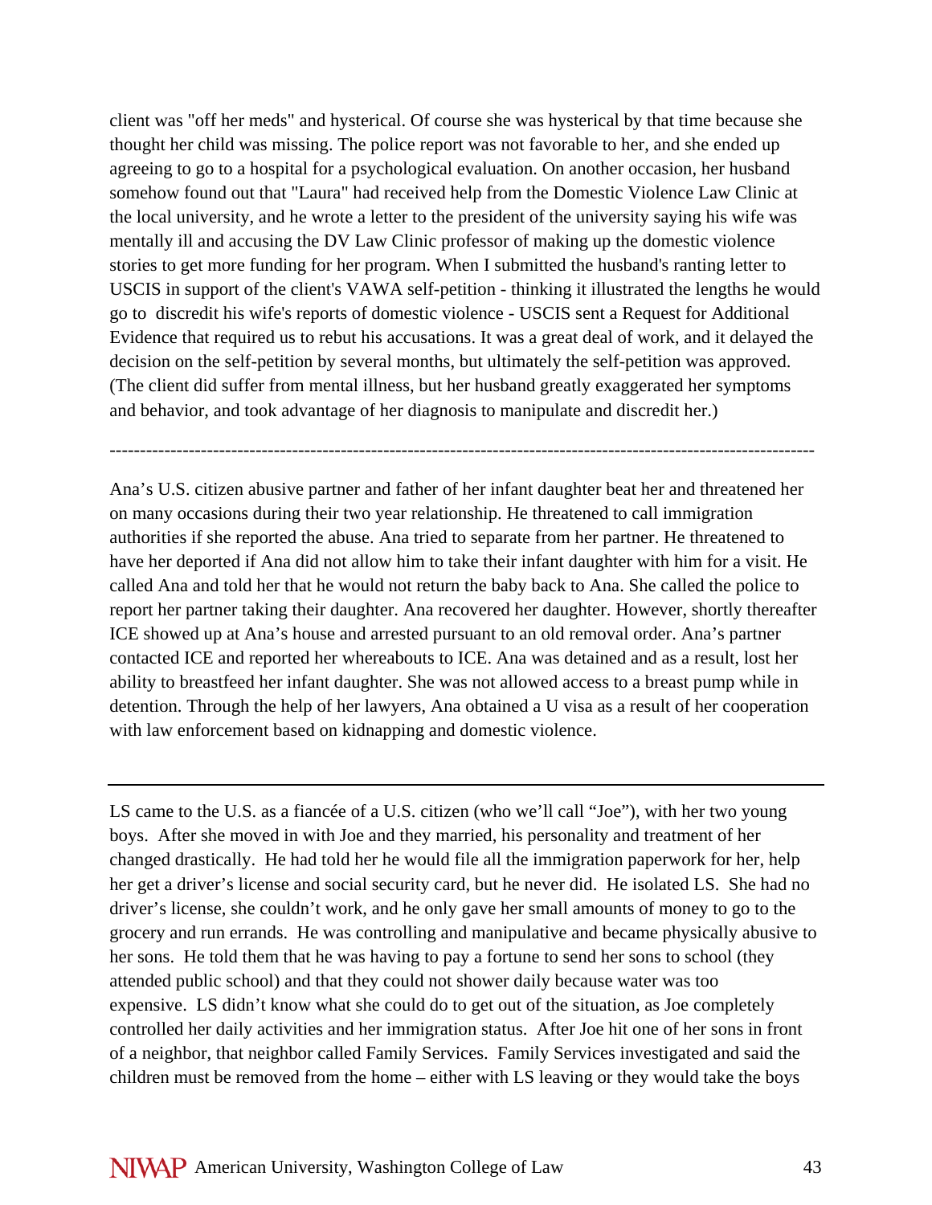client was "off her meds" and hysterical. Of course she was hysterical by that time because she thought her child was missing. The police report was not favorable to her, and she ended up agreeing to go to a hospital for a psychological evaluation. On another occasion, her husband somehow found out that "Laura" had received help from the Domestic Violence Law Clinic at the local university, and he wrote a letter to the president of the university saying his wife was mentally ill and accusing the DV Law Clinic professor of making up the domestic violence stories to get more funding for her program. When I submitted the husband's ranting letter to USCIS in support of the client's VAWA self-petition - thinking it illustrated the lengths he would go to discredit his wife's reports of domestic violence - USCIS sent a Request for Additional Evidence that required us to rebut his accusations. It was a great deal of work, and it delayed the decision on the self-petition by several months, but ultimately the self-petition was approved. (The client did suffer from mental illness, but her husband greatly exaggerated her symptoms and behavior, and took advantage of her diagnosis to manipulate and discredit her.)

---

Ana's U.S. citizen abusive partner and father of her infant daughter beat her and threatened her on many occasions during their two year relationship. He threatened to call immigration authorities if she reported the abuse. Ana tried to separate from her partner. He threatened to have her deported if Ana did not allow him to take their infant daughter with him for a visit. He called Ana and told her that he would not return the baby back to Ana. She called the police to report her partner taking their daughter. Ana recovered her daughter. However, shortly thereafter ICE showed up at Ana's house and arrested pursuant to an old removal order. Ana's partner contacted ICE and reported her whereabouts to ICE. Ana was detained and as a result, lost her ability to breastfeed her infant daughter. She was not allowed access to a breast pump while in detention. Through the help of her lawyers, Ana obtained a U visa as a result of her cooperation with law enforcement based on kidnapping and domestic violence.

---

LS came to the U.S. as a fiancée of a U.S. citizen (who we'll call "Joe"), with her two young boys. After she moved in with Joe and they married, his personality and treatment of her changed drastically. He had told her he would file all the immigration paperwork for her, help her get a driver's license and social security card, but he never did. He isolated LS. She had no driver's license, she couldn't work, and he only gave her small amounts of money to go to the grocery and run errands. He was controlling and manipulative and became physically abusive to her sons. He told them that he was having to pay a fortune to send her sons to school (they attended public school) and that they could not shower daily because water was too expensive. LS didn't know what she could do to get out of the situation, as Joe completely controlled her daily activities and her immigration status. After Joe hit one of her sons in front of a neighbor, that neighbor called Family Services. Family Services investigated and said the children must be removed from the home – either with LS leaving or they would take the boys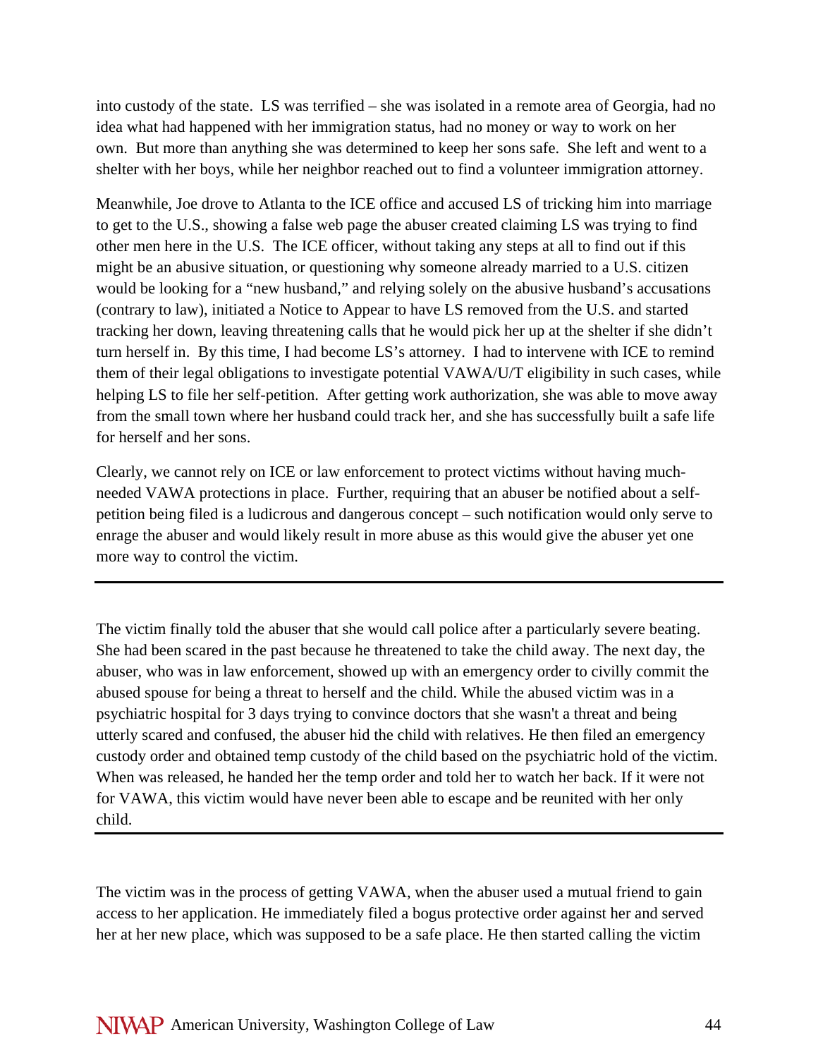into custody of the state. LS was terrified – she was isolated in a remote area of Georgia, had no idea what had happened with her immigration status, had no money or way to work on her own. But more than anything she was determined to keep her sons safe. She left and went to a shelter with her boys, while her neighbor reached out to find a volunteer immigration attorney.

Meanwhile, Joe drove to Atlanta to the ICE office and accused LS of tricking him into marriage to get to the U.S., showing a false web page the abuser created claiming LS was trying to find other men here in the U.S. The ICE officer, without taking any steps at all to find out if this might be an abusive situation, or questioning why someone already married to a U.S. citizen would be looking for a "new husband," and relying solely on the abusive husband's accusations (contrary to law), initiated a Notice to Appear to have LS removed from the U.S. and started tracking her down, leaving threatening calls that he would pick her up at the shelter if she didn't turn herself in. By this time, I had become LS's attorney. I had to intervene with ICE to remind them of their legal obligations to investigate potential VAWA/U/T eligibility in such cases, while helping LS to file her self-petition. After getting work authorization, she was able to move away from the small town where her husband could track her, and she has successfully built a safe life for herself and her sons.

Clearly, we cannot rely on ICE or law enforcement to protect victims without having much-needed VAWA protections in place. Further, requiring that an abuser be notified about a self-petition being filed is a ludicrous and dangerous concept – such notification would only serve to enrage the abuser and would likely result in more abuse as this would give the abuser yet one more way to control the victim.

---

The victim finally told the abuser that she would call police after a particularly severe beating. She had been scared in the past because he threatened to take the child away. The next day, the abuser, who was in law enforcement, showed up with an emergency order to civilly commit the abused spouse for being a threat to herself and the child. While the abused victim was in a psychiatric hospital for 3 days trying to convince doctors that she wasn't a threat and being utterly scared and confused, the abuser hid the child with relatives. He then filed an emergency custody order and obtained temp custody of the child based on the psychiatric hold of the victim. When was released, he handed her the temp order and told her to watch her back. If it were not for VAWA, this victim would have never been able to escape and be reunited with her only child.

---

The victim was in the process of getting VAWA, when the abuser used a mutual friend to gain access to her application. He immediately filed a bogus protective order against her and served her at her new place, which was supposed to be a safe place. He then started calling the victim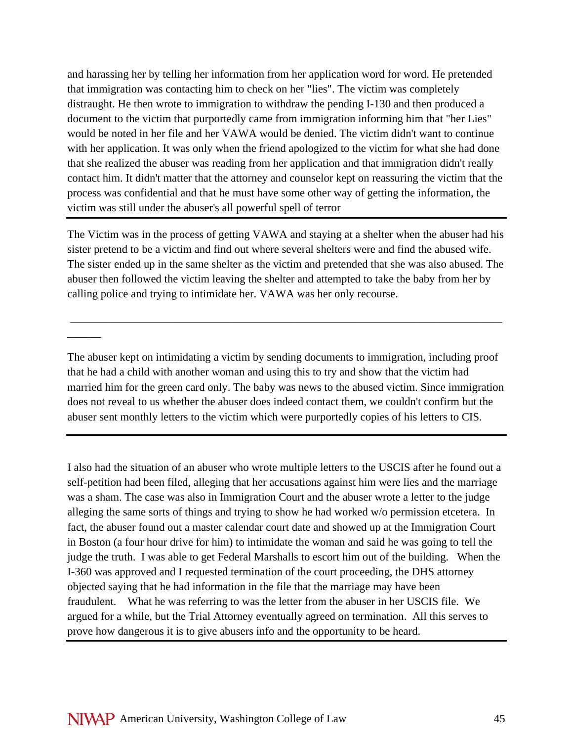and harassing her by telling her information from her application word for word. He pretended that immigration was contacting him to check on her "lies". The victim was completely distraught. He then wrote to immigration to withdraw the pending I-130 and then produced a document to the victim that purportedly came from immigration informing him that "her Lies" would be noted in her file and her VAWA would be denied. The victim didn't want to continue with her application. It was only when the friend apologized to the victim for what she had done that she realized the abuser was reading from her application and that immigration didn't really contact him. It didn't matter that the attorney and counselor kept on reassuring the victim that the process was confidential and that he must have some other way of getting the information, the victim was still under the abuser's all powerful spell of terror

---

The Victim was in the process of getting VAWA and staying at a shelter when the abuser had his sister pretend to be a victim and find out where several shelters were and find the abused wife. The sister ended up in the same shelter as the victim and pretended that she was also abused. The abuser then followed the victim leaving the shelter and attempted to take the baby from her by calling police and trying to intimidate her. VAWA was her only recourse.

---

The abuser kept on intimidating a victim by sending documents to immigration, including proof that he had a child with another woman and using this to try and show that the victim had married him for the green card only. The baby was news to the abused victim. Since immigration does not reveal to us whether the abuser does indeed contact them, we couldn't confirm but the abuser sent monthly letters to the victim which were purportedly copies of his letters to CIS.

---

I also had the situation of an abuser who wrote multiple letters to the USCIS after he found out a self-petition had been filed, alleging that her accusations against him were lies and the marriage was a sham. The case was also in Immigration Court and the abuser wrote a letter to the judge alleging the same sorts of things and trying to show he had worked w/o permission etcetera. In fact, the abuser found out a master calendar court date and showed up at the Immigration Court in Boston (a four hour drive for him) to intimidate the woman and said he was going to tell the judge the truth. I was able to get Federal Marshalls to escort him out of the building. When the I-360 was approved and I requested termination of the court proceeding, the DHS attorney objected saying that he had information in the file that the marriage may have been fraudulent. What he was referring to was the letter from the abuser in her USCIS file. We argued for a while, but the Trial Attorney eventually agreed on termination. All this serves to prove how dangerous it is to give abusers info and the opportunity to be heard.

---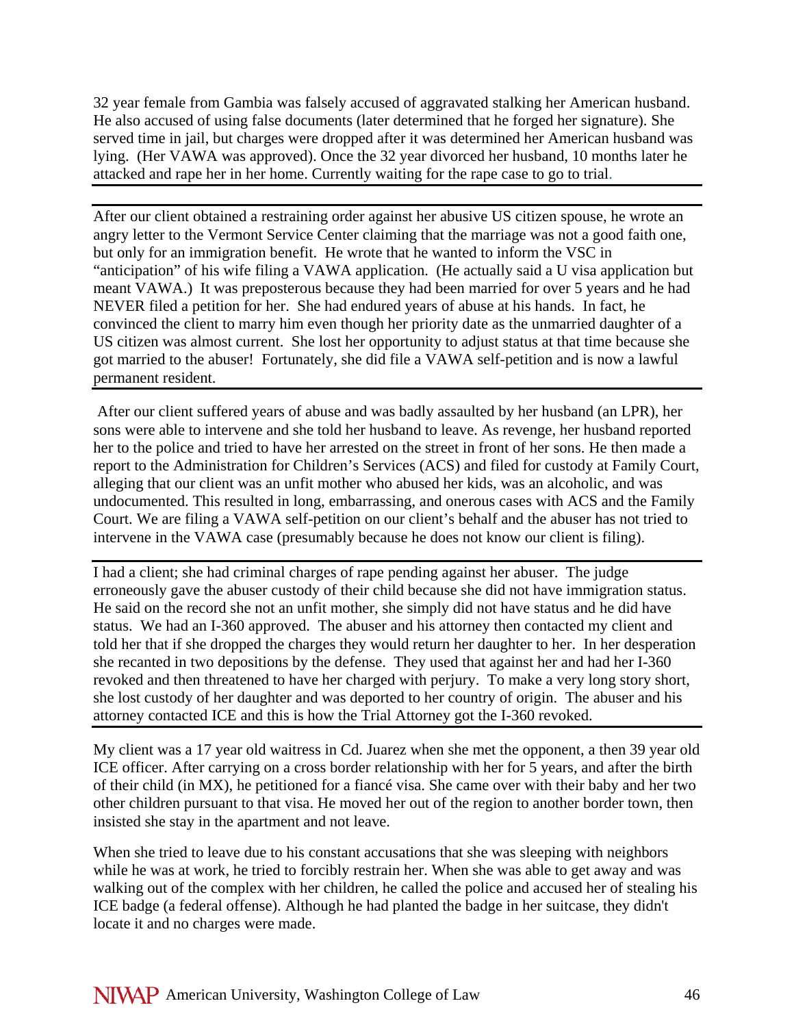32 year female from Gambia was falsely accused of aggravated stalking her American husband. He also accused of using false documents (later determined that he forged her signature). She served time in jail, but charges were dropped after it was determined her American husband was lying. (Her VAWA was approved). Once the 32 year divorced her husband, 10 months later he attacked and rape her in her home. Currently waiting for the rape case to go to trial.

---

After our client obtained a restraining order against her abusive US citizen spouse, he wrote an angry letter to the Vermont Service Center claiming that the marriage was not a good faith one, but only for an immigration benefit. He wrote that he wanted to inform the VSC in "anticipation" of his wife filing a VAWA application. (He actually said a U visa application but meant VAWA.) It was preposterous because they had been married for over 5 years and he had NEVER filed a petition for her. She had endured years of abuse at his hands. In fact, he convinced the client to marry him even though her priority date as the unmarried daughter of a US citizen was almost current. She lost her opportunity to adjust status at that time because she got married to the abuser! Fortunately, she did file a VAWA self-petition and is now a lawful permanent resident.

---

After our client suffered years of abuse and was badly assaulted by her husband (an LPR), her sons were able to intervene and she told her husband to leave. As revenge, her husband reported her to the police and tried to have her arrested on the street in front of her sons. He then made a report to the Administration for Children's Services (ACS) and filed for custody at Family Court, alleging that our client was an unfit mother who abused her kids, was an alcoholic, and was undocumented. This resulted in long, embarrassing, and onerous cases with ACS and the Family Court. We are filing a VAWA self-petition on our client's behalf and the abuser has not tried to intervene in the VAWA case (presumably because he does not know our client is filing).

---

I had a client; she had criminal charges of rape pending against her abuser. The judge erroneously gave the abuser custody of their child because she did not have immigration status. He said on the record she not an unfit mother, she simply did not have status and he did have status. We had an I-360 approved. The abuser and his attorney then contacted my client and told her that if she dropped the charges they would return her daughter to her. In her desperation she recanted in two depositions by the defense. They used that against her and had her I-360 revoked and then threatened to have her charged with perjury. To make a very long story short, she lost custody of her daughter and was deported to her country of origin. The abuser and his attorney contacted ICE and this is how the Trial Attorney got the I-360 revoked.

---

My client was a 17 year old waitress in Cd. Juarez when she met the opponent, a then 39 year old ICE officer. After carrying on a cross border relationship with her for 5 years, and after the birth of their child (in MX), he petitioned for a fiancé visa. She came over with their baby and her two other children pursuant to that visa. He moved her out of the region to another border town, then insisted she stay in the apartment and not leave.

When she tried to leave due to his constant accusations that she was sleeping with neighbors while he was at work, he tried to forcibly restrain her. When she was able to get away and was walking out of the complex with her children, he called the police and accused her of stealing his ICE badge (a federal offense). Although he had planted the badge in her suitcase, they didn't locate it and no charges were made.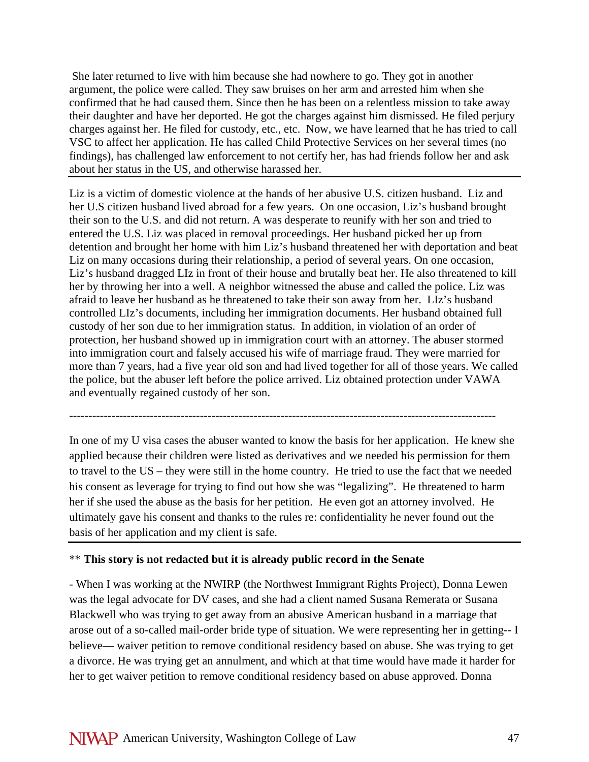She later returned to live with him because she had nowhere to go. They got in another argument, the police were called. They saw bruises on her arm and arrested him when she confirmed that he had caused them. Since then he has been on a relentless mission to take away their daughter and have her deported. He got the charges against him dismissed. He filed perjury charges against her. He filed for custody, etc., etc. Now, we have learned that he has tried to call VSC to affect her application. He has called Child Protective Services on her several times (no findings), has challenged law enforcement to not certify her, has had friends follow her and ask about her status in the US, and otherwise harassed her.

---

Liz is a victim of domestic violence at the hands of her abusive U.S. citizen husband. Liz and her U.S citizen husband lived abroad for a few years. On one occasion, Liz's husband brought their son to the U.S. and did not return. A was desperate to reunify with her son and tried to entered the U.S. Liz was placed in removal proceedings. Her husband picked her up from detention and brought her home with him Liz's husband threatened her with deportation and beat Liz on many occasions during their relationship, a period of several years. On one occasion, Liz's husband dragged LIz in front of their house and brutally beat her. He also threatened to kill her by throwing her into a well. A neighbor witnessed the abuse and called the police. Liz was afraid to leave her husband as he threatened to take their son away from her. LIz's husband controlled LIz's documents, including her immigration documents. Her husband obtained full custody of her son due to her immigration status. In addition, in violation of an order of protection, her husband showed up in immigration court with an attorney. The abuser stormed into immigration court and falsely accused his wife of marriage fraud. They were married for more than 7 years, had a five year old son and had lived together for all of those years. We called the police, but the abuser left before the police arrived. Liz obtained protection under VAWA and eventually regained custody of her son.

---

In one of my U visa cases the abuser wanted to know the basis for her application. He knew she applied because their children were listed as derivatives and we needed his permission for them to travel to the US – they were still in the home country. He tried to use the fact that we needed his consent as leverage for trying to find out how she was "legalizing". He threatened to harm her if she used the abuse as the basis for her petition. He even got an attorney involved. He ultimately gave his consent and thanks to the rules re: confidentiality he never found out the basis of her application and my client is safe.

---

** **This story is not redacted but it is already public record in the Senate**

- When I was working at the NWIRP (the Northwest Immigrant Rights Project), Donna Lewen was the legal advocate for DV cases, and she had a client named Susana Remerata or Susana Blackwell who was trying to get away from an abusive American husband in a marriage that arose out of a so-called mail-order bride type of situation. We were representing her in getting-- I believe— waiver petition to remove conditional residency based on abuse. She was trying to get a divorce. He was trying get an annulment, and which at that time would have made it harder for her to get waiver petition to remove conditional residency based on abuse approved. Donna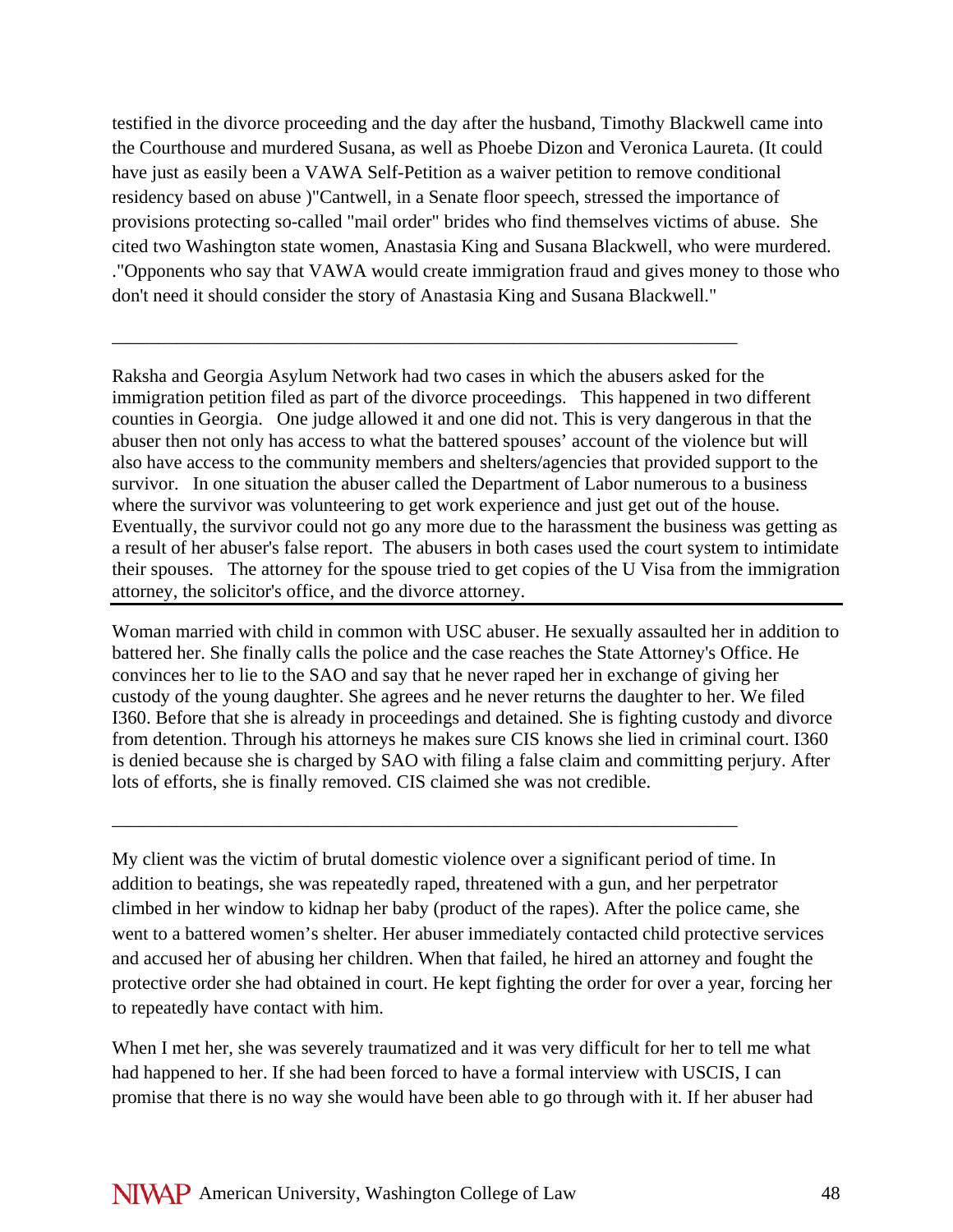testified in the divorce proceeding and the day after the husband, Timothy Blackwell came into the Courthouse and murdered Susana, as well as Phoebe Dizon and Veronica Laureta. (It could have just as easily been a VAWA Self-Petition as a waiver petition to remove conditional residency based on abuse )"Cantwell, in a Senate floor speech, stressed the importance of provisions protecting so-called "mail order" brides who find themselves victims of abuse. She cited two Washington state women, Anastasia King and Susana Blackwell, who were murdered. ."Opponents who say that VAWA would create immigration fraud and gives money to those who don't need it should consider the story of Anastasia King and Susana Blackwell."

---

Raksha and Georgia Asylum Network had two cases in which the abusers asked for the immigration petition filed as part of the divorce proceedings. This happened in two different counties in Georgia. One judge allowed it and one did not. This is very dangerous in that the abuser then not only has access to what the battered spouses' account of the violence but will also have access to the community members and shelters/agencies that provided support to the survivor. In one situation the abuser called the Department of Labor numerous to a business where the survivor was volunteering to get work experience and just get out of the house. Eventually, the survivor could not go any more due to the harassment the business was getting as a result of her abuser's false report. The abusers in both cases used the court system to intimidate their spouses. The attorney for the spouse tried to get copies of the U Visa from the immigration attorney, the solicitor's office, and the divorce attorney.

---

Woman married with child in common with USC abuser. He sexually assaulted her in addition to battered her. She finally calls the police and the case reaches the State Attorney's Office. He convinces her to lie to the SAO and say that he never raped her in exchange of giving her custody of the young daughter. She agrees and he never returns the daughter to her. We filed I360. Before that she is already in proceedings and detained. She is fighting custody and divorce from detention. Through his attorneys he makes sure CIS knows she lied in criminal court. I360 is denied because she is charged by SAO with filing a false claim and committing perjury. After lots of efforts, she is finally removed. CIS claimed she was not credible.

---

My client was the victim of brutal domestic violence over a significant period of time. In addition to beatings, she was repeatedly raped, threatened with a gun, and her perpetrator climbed in her window to kidnap her baby (product of the rapes). After the police came, she went to a battered women's shelter. Her abuser immediately contacted child protective services and accused her of abusing her children. When that failed, he hired an attorney and fought the protective order she had obtained in court. He kept fighting the order for over a year, forcing her to repeatedly have contact with him.

When I met her, she was severely traumatized and it was very difficult for her to tell me what had happened to her. If she had been forced to have a formal interview with USCIS, I can promise that there is no way she would have been able to go through with it. If her abuser had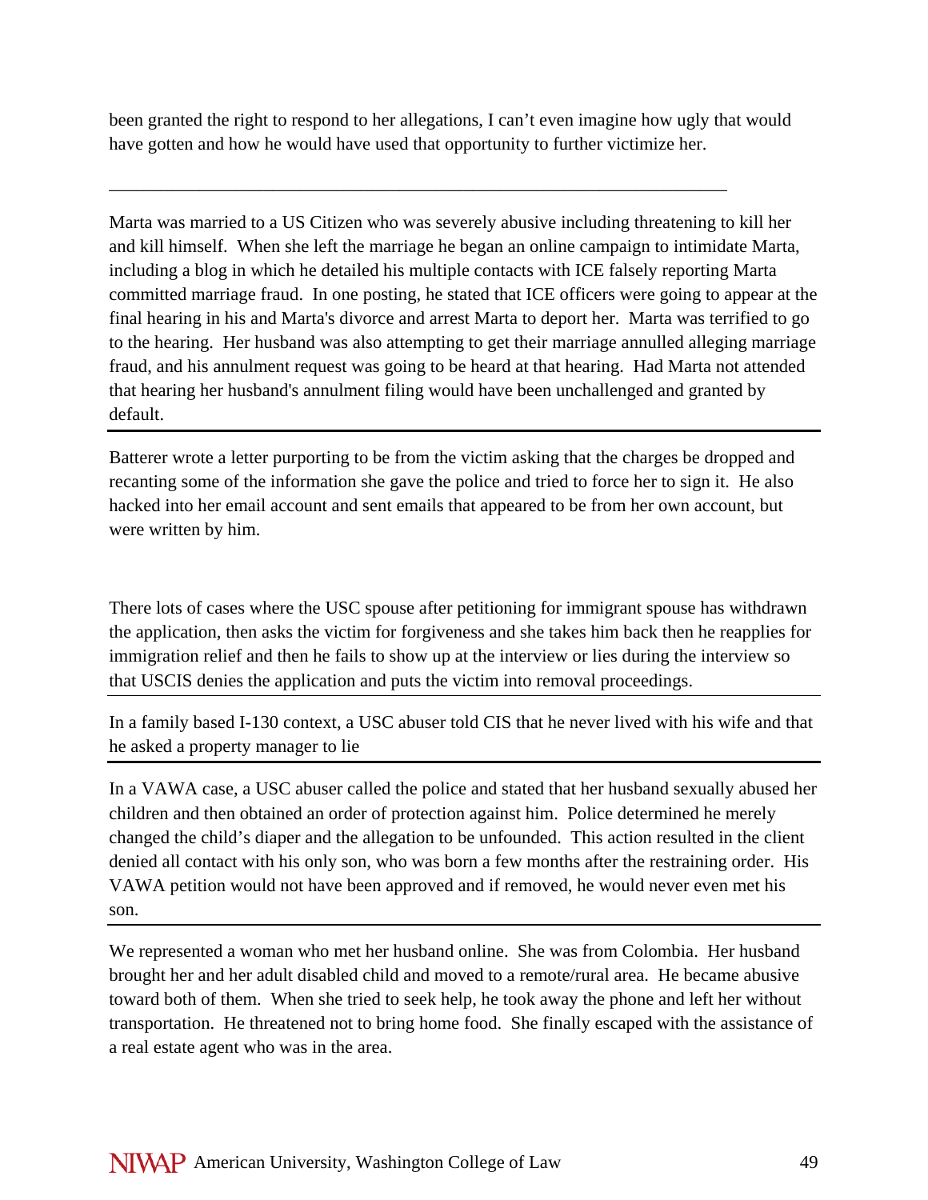been granted the right to respond to her allegations, I can't even imagine how ugly that would have gotten and how he would have used that opportunity to further victimize her.

---

Marta was married to a US Citizen who was severely abusive including threatening to kill her and kill himself. When she left the marriage he began an online campaign to intimidate Marta, including a blog in which he detailed his multiple contacts with ICE falsely reporting Marta committed marriage fraud. In one posting, he stated that ICE officers were going to appear at the final hearing in his and Marta's divorce and arrest Marta to deport her. Marta was terrified to go to the hearing. Her husband was also attempting to get their marriage annulled alleging marriage fraud, and his annulment request was going to be heard at that hearing. Had Marta not attended that hearing her husband's annulment filing would have been unchallenged and granted by default.

---

Batterer wrote a letter purporting to be from the victim asking that the charges be dropped and recanting some of the information she gave the police and tried to force her to sign it. He also hacked into her email account and sent emails that appeared to be from her own account, but were written by him.

There lots of cases where the USC spouse after petitioning for immigrant spouse has withdrawn the application, then asks the victim for forgiveness and she takes him back then he reapplies for immigration relief and then he fails to show up at the interview or lies during the interview so that USCIS denies the application and puts the victim into removal proceedings.

---

In a family based I-130 context, a USC abuser told CIS that he never lived with his wife and that he asked a property manager to lie

---

In a VAWA case, a USC abuser called the police and stated that her husband sexually abused her children and then obtained an order of protection against him. Police determined he merely changed the child's diaper and the allegation to be unfounded. This action resulted in the client denied all contact with his only son, who was born a few months after the restraining order. His VAWA petition would not have been approved and if removed, he would never even met his son.

---

We represented a woman who met her husband online. She was from Colombia. Her husband brought her and her adult disabled child and moved to a remote/rural area. He became abusive toward both of them. When she tried to seek help, he took away the phone and left her without transportation. He threatened not to bring home food. She finally escaped with the assistance of a real estate agent who was in the area.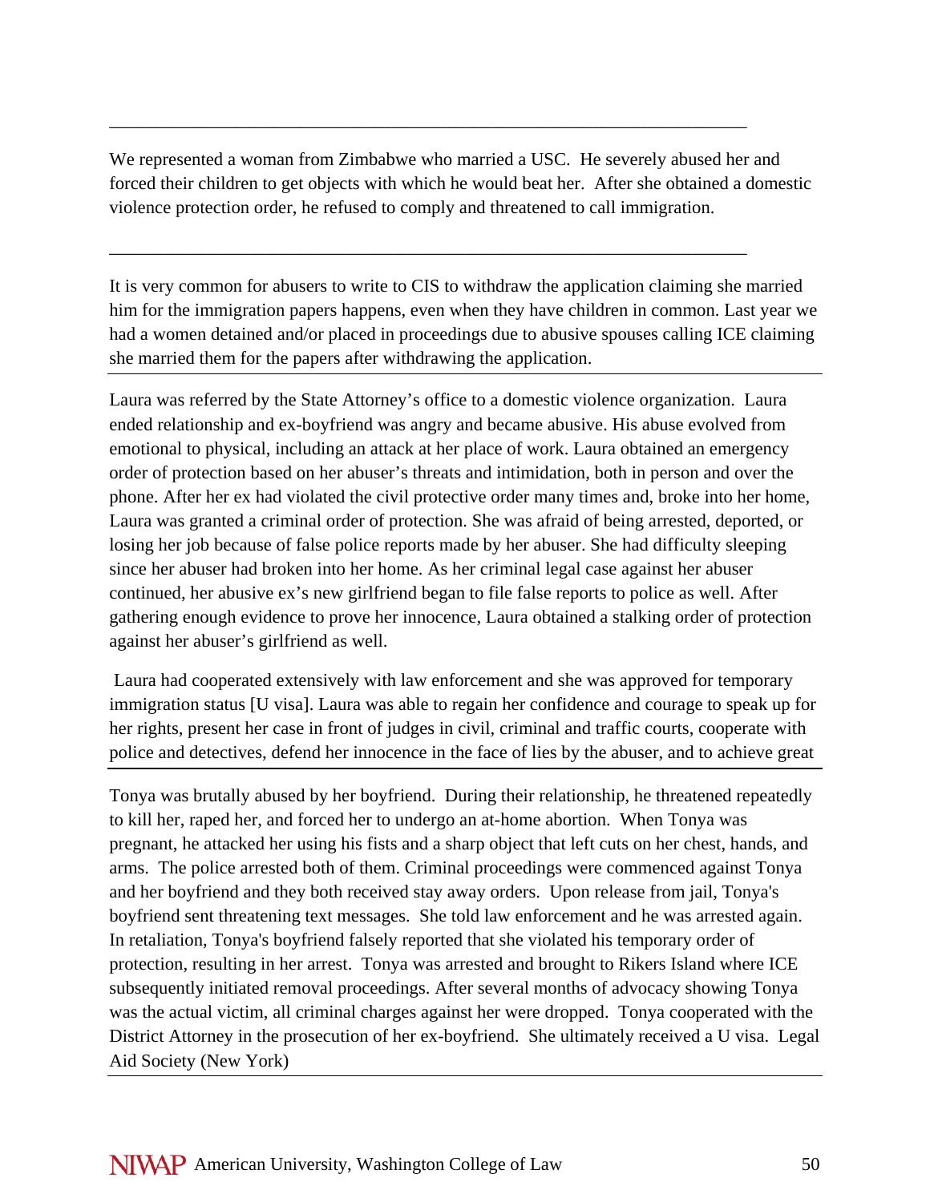---

We represented a woman from Zimbabwe who married a USC. He severely abused her and forced their children to get objects with which he would beat her. After she obtained a domestic violence protection order, he refused to comply and threatened to call immigration.

---

It is very common for abusers to write to CIS to withdraw the application claiming she married him for the immigration papers happens, even when they have children in common. Last year we had a women detained and/or placed in proceedings due to abusive spouses calling ICE claiming she married them for the papers after withdrawing the application.

---

Laura was referred by the State Attorney's office to a domestic violence organization. Laura ended relationship and ex-boyfriend was angry and became abusive. His abuse evolved from emotional to physical, including an attack at her place of work. Laura obtained an emergency order of protection based on her abuser's threats and intimidation, both in person and over the phone. After her ex had violated the civil protective order many times and, broke into her home, Laura was granted a criminal order of protection. She was afraid of being arrested, deported, or losing her job because of false police reports made by her abuser. She had difficulty sleeping since her abuser had broken into her home. As her criminal legal case against her abuser continued, her abusive ex's new girlfriend began to file false reports to police as well. After gathering enough evidence to prove her innocence, Laura obtained a stalking order of protection against her abuser's girlfriend as well.

Laura had cooperated extensively with law enforcement and she was approved for temporary immigration status [U visa]. Laura was able to regain her confidence and courage to speak up for her rights, present her case in front of judges in civil, criminal and traffic courts, cooperate with police and detectives, defend her innocence in the face of lies by the abuser, and to achieve great

---

Tonya was brutally abused by her boyfriend. During their relationship, he threatened repeatedly to kill her, raped her, and forced her to undergo an at-home abortion. When Tonya was pregnant, he attacked her using his fists and a sharp object that left cuts on her chest, hands, and arms. The police arrested both of them. Criminal proceedings were commenced against Tonya and her boyfriend and they both received stay away orders. Upon release from jail, Tonya's boyfriend sent threatening text messages. She told law enforcement and he was arrested again. In retaliation, Tonya's boyfriend falsely reported that she violated his temporary order of protection, resulting in her arrest. Tonya was arrested and brought to Rikers Island where ICE subsequently initiated removal proceedings. After several months of advocacy showing Tonya was the actual victim, all criminal charges against her were dropped. Tonya cooperated with the District Attorney in the prosecution of her ex-boyfriend. She ultimately received a U visa. Legal Aid Society (New York)

---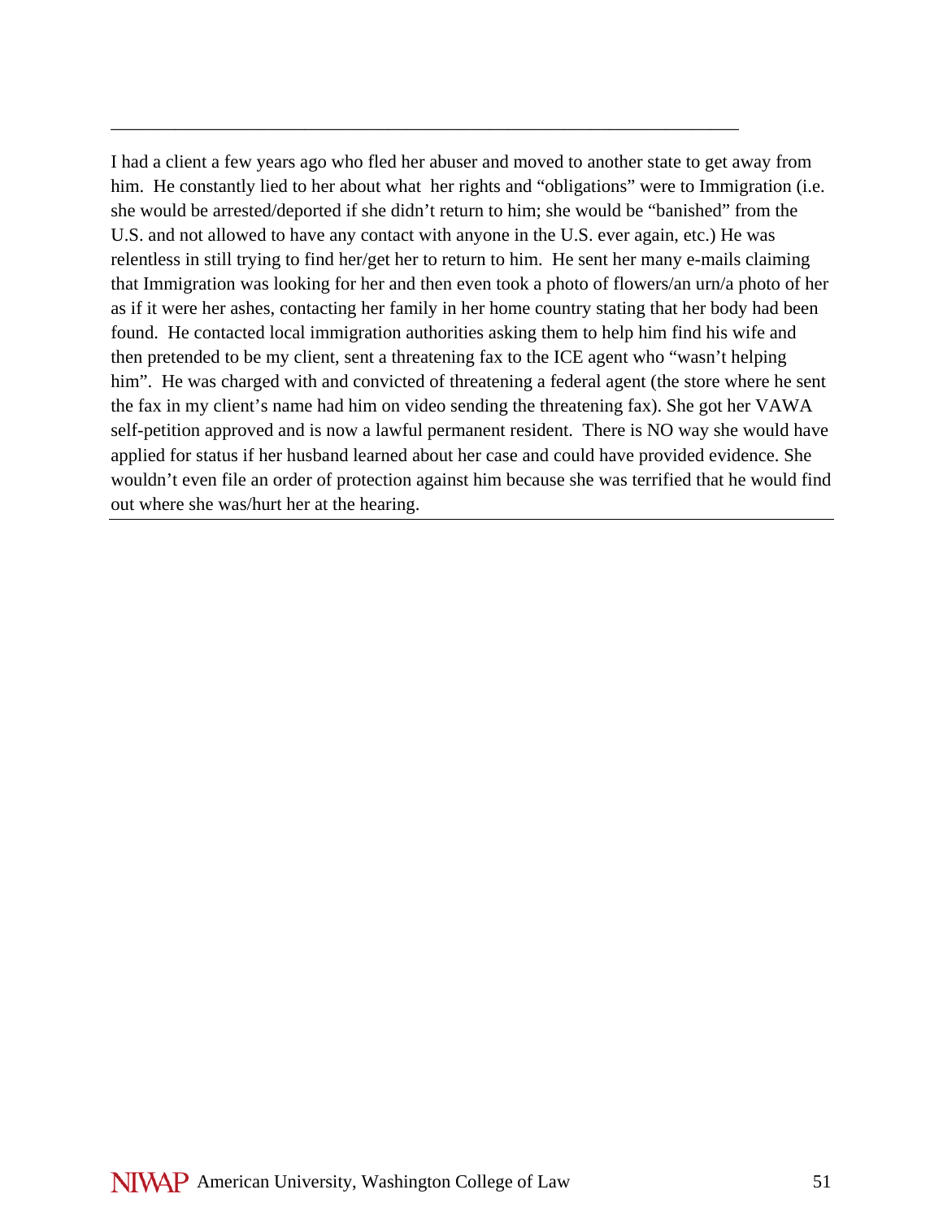---

I had a client a few years ago who fled her abuser and moved to another state to get away from him. He constantly lied to her about what her rights and "obligations" were to Immigration (i.e. she would be arrested/deported if she didn't return to him; she would be "banished" from the U.S. and not allowed to have any contact with anyone in the U.S. ever again, etc.) He was relentless in still trying to find her/get her to return to him. He sent her many e-mails claiming that Immigration was looking for her and then even took a photo of flowers/an urn/a photo of her as if it were her ashes, contacting her family in her home country stating that her body had been found. He contacted local immigration authorities asking them to help him find his wife and then pretended to be my client, sent a threatening fax to the ICE agent who "wasn't helping him". He was charged with and convicted of threatening a federal agent (the store where he sent the fax in my client's name had him on video sending the threatening fax). She got her VAWA self-petition approved and is now a lawful permanent resident. There is NO way she would have applied for status if her husband learned about her case and could have provided evidence. She wouldn't even file an order of protection against him because she was terrified that he would find out where she was/hurt her at the hearing.

---